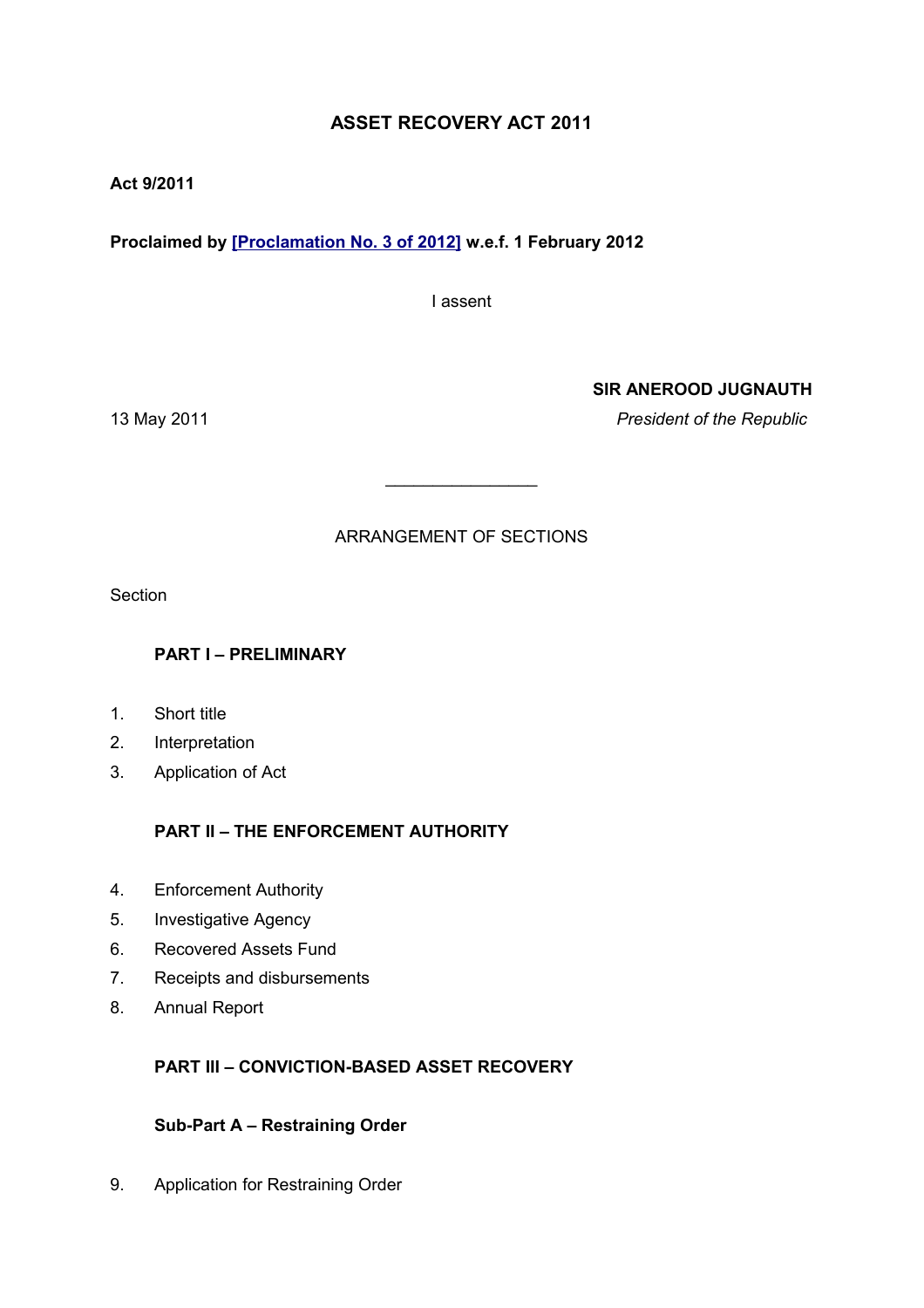# ASSET RECOVERY ACT 2011

**Act 9/2011**

**Proclaimed by [Proclamation No. 3 of 2012] w.e.f. 1 February 2012**

I assent

**SIR ANEROOD JUGNAUTH**

13 May 2011 *President of the Republic*

---

ARRANGEMENT OF SECTIONS

Section

**PART I – PRELIMINARY**

1. Short title
2. Interpretation
3. Application of Act

**PART II – THE ENFORCEMENT AUTHORITY**

4. Enforcement Authority
5. Investigative Agency
6. Recovered Assets Fund
7. Receipts and disbursements
8. Annual Report

**PART III – CONVICTION-BASED ASSET RECOVERY**

**Sub-Part A – Restraining Order**

9. Application for Restraining Order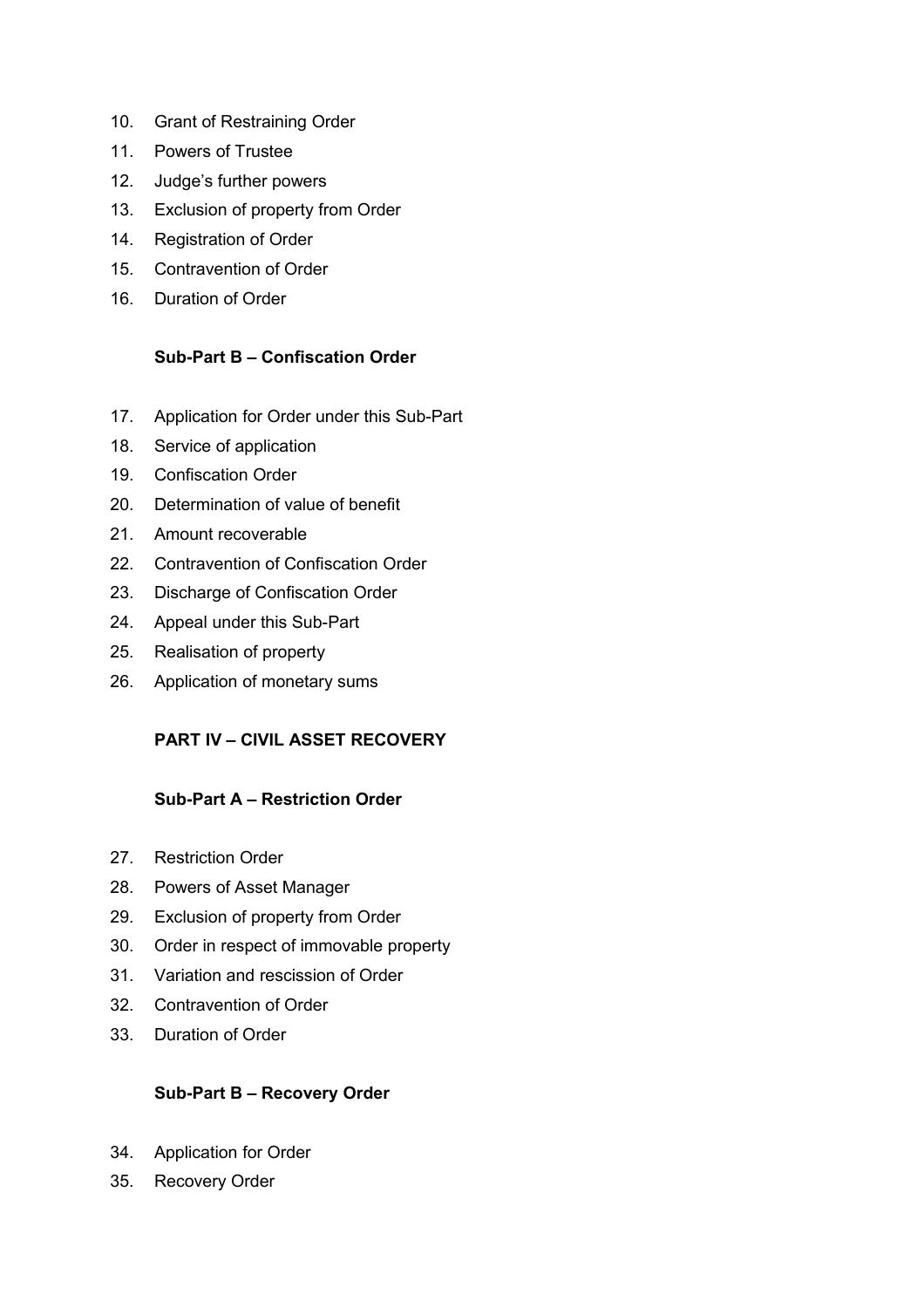10. Grant of Restraining Order
11. Powers of Trustee
12. Judge's further powers
13. Exclusion of property from Order
14. Registration of Order
15. Contravention of Order
16. Duration of Order

**Sub-Part B – Confiscation Order**

17. Application for Order under this Sub-Part
18. Service of application
19. Confiscation Order
20. Determination of value of benefit
21. Amount recoverable
22. Contravention of Confiscation Order
23. Discharge of Confiscation Order
24. Appeal under this Sub-Part
25. Realisation of property
26. Application of monetary sums

**PART IV – CIVIL ASSET RECOVERY**

**Sub-Part A – Restriction Order**

27. Restriction Order
28. Powers of Asset Manager
29. Exclusion of property from Order
30. Order in respect of immovable property
31. Variation and rescission of Order
32. Contravention of Order
33. Duration of Order

**Sub-Part B – Recovery Order**

34. Application for Order
35. Recovery Order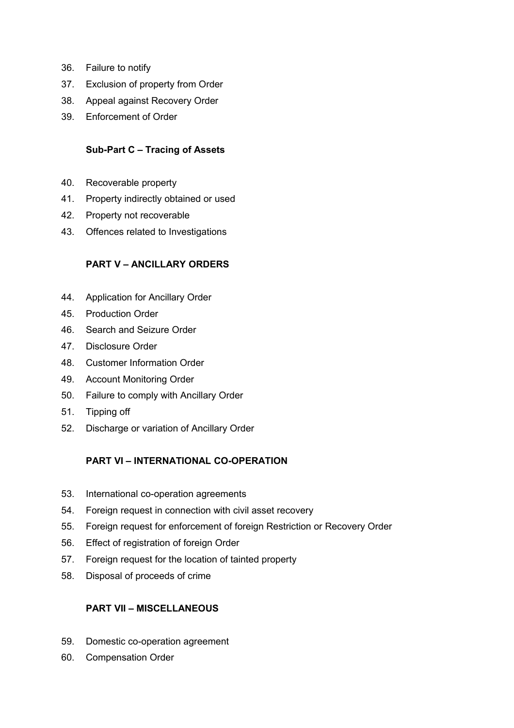36. Failure to notify
37. Exclusion of property from Order
38. Appeal against Recovery Order
39. Enforcement of Order

**Sub-Part C – Tracing of Assets**

40. Recoverable property
41. Property indirectly obtained or used
42. Property not recoverable
43. Offences related to Investigations

**PART V – ANCILLARY ORDERS**

44. Application for Ancillary Order
45. Production Order
46. Search and Seizure Order
47. Disclosure Order
48. Customer Information Order
49. Account Monitoring Order
50. Failure to comply with Ancillary Order
51. Tipping off
52. Discharge or variation of Ancillary Order

**PART VI – INTERNATIONAL CO-OPERATION**

53. International co-operation agreements
54. Foreign request in connection with civil asset recovery
55. Foreign request for enforcement of foreign Restriction or Recovery Order
56. Effect of registration of foreign Order
57. Foreign request for the location of tainted property
58. Disposal of proceeds of crime

**PART VII – MISCELLANEOUS**

59. Domestic co-operation agreement
60. Compensation Order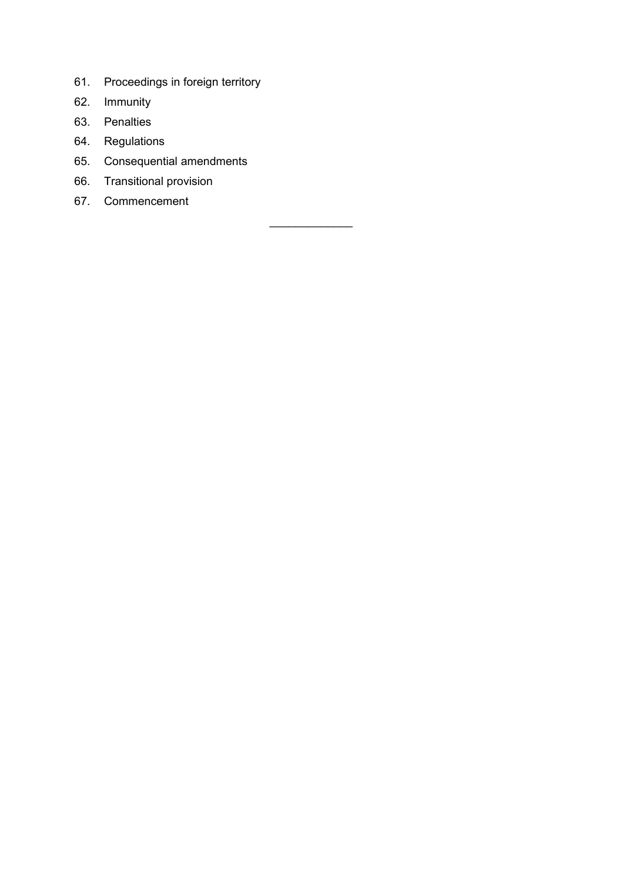61. Proceedings in foreign territory
62. Immunity
63. Penalties
64. Regulations
65. Consequential amendments
66. Transitional provision
67. Commencement

\_\_\_\_\_\_\_\_\_\_\_\_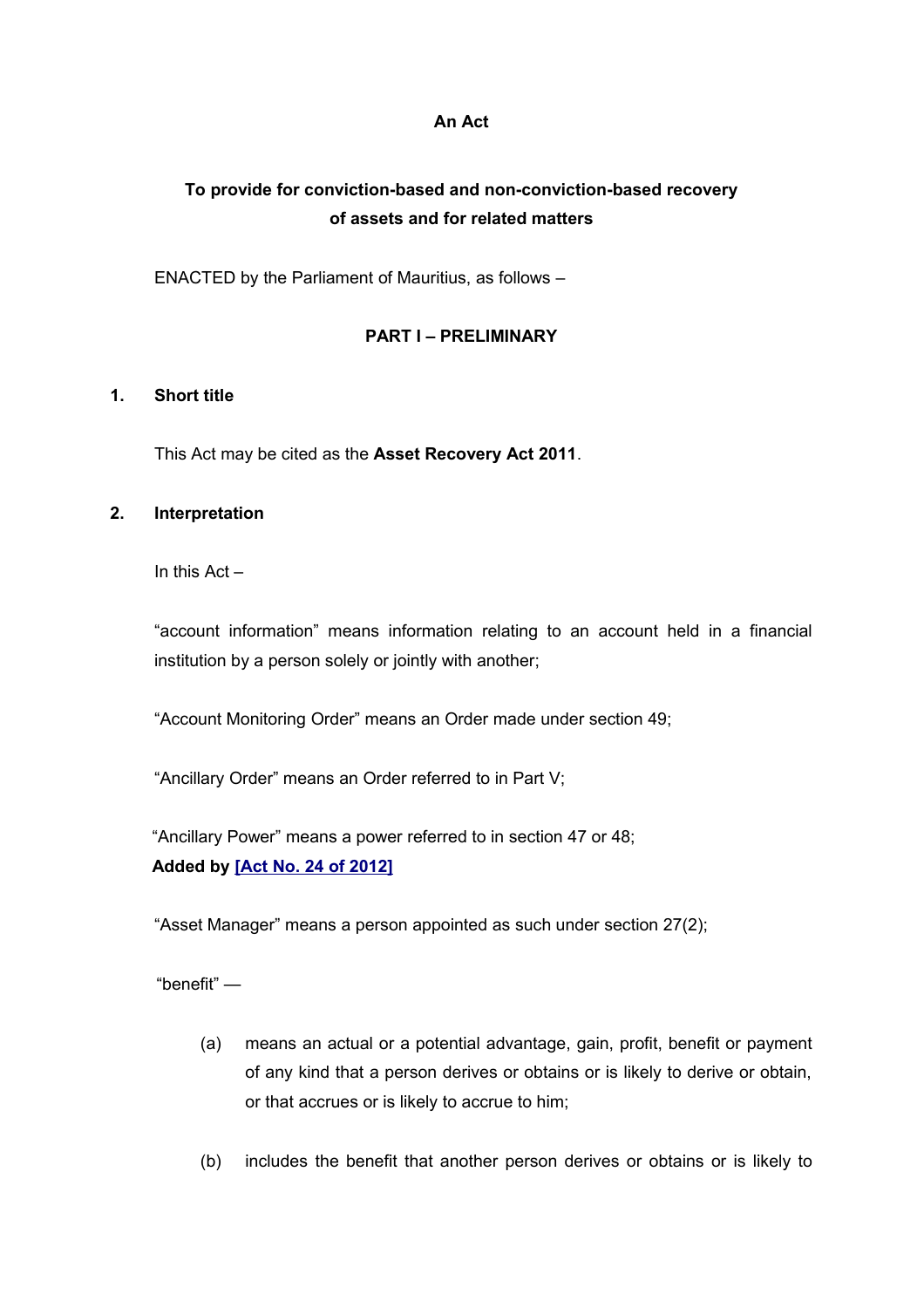**An Act**

**To provide for conviction-based and non-conviction-based recovery of assets and for related matters**

ENACTED by the Parliament of Mauritius, as follows –

## PART I – PRELIMINARY

### 1. Short title

This Act may be cited as the **Asset Recovery Act 2011**.

### 2. Interpretation

In this Act –

"account information" means information relating to an account held in a financial institution by a person solely or jointly with another;

"Account Monitoring Order" means an Order made under section 49;

"Ancillary Order" means an Order referred to in Part V;

"Ancillary Power" means a power referred to in section 47 or 48;
**Added by [Act No. 24 of 2012]**

"Asset Manager" means a person appointed as such under section 27(2);

"benefit" —

(a) means an actual or a potential advantage, gain, profit, benefit or payment of any kind that a person derives or obtains or is likely to derive or obtain, or that accrues or is likely to accrue to him;

(b) includes the benefit that another person derives or obtains or is likely to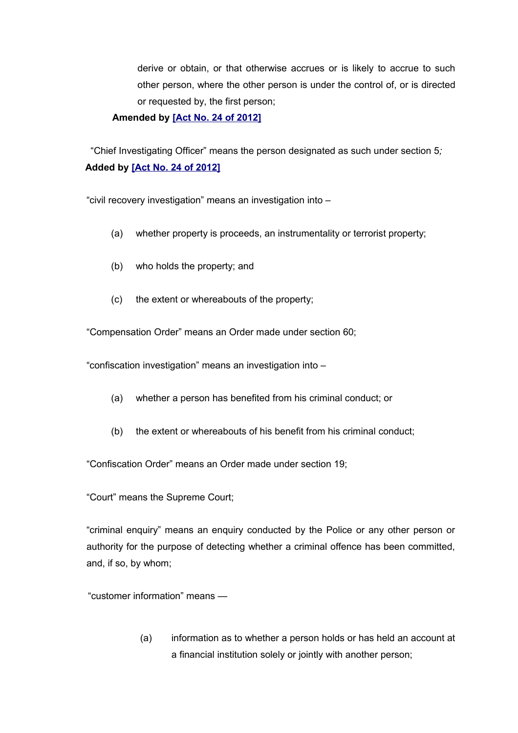derive or obtain, or that otherwise accrues or is likely to accrue to such other person, where the other person is under the control of, or is directed or requested by, the first person;

**Amended by [Act No. 24 of 2012]**

"Chief Investigating Officer" means the person designated as such under section 5*;*

**Added by [Act No. 24 of 2012]**

"civil recovery investigation" means an investigation into –

(a) whether property is proceeds, an instrumentality or terrorist property;

(b) who holds the property; and

(c) the extent or whereabouts of the property;

"Compensation Order" means an Order made under section 60;

"confiscation investigation" means an investigation into –

(a) whether a person has benefited from his criminal conduct; or

(b) the extent or whereabouts of his benefit from his criminal conduct;

"Confiscation Order" means an Order made under section 19;

"Court" means the Supreme Court;

"criminal enquiry" means an enquiry conducted by the Police or any other person or authority for the purpose of detecting whether a criminal offence has been committed, and, if so, by whom;

"customer information" means —

(a) information as to whether a person holds or has held an account at a financial institution solely or jointly with another person;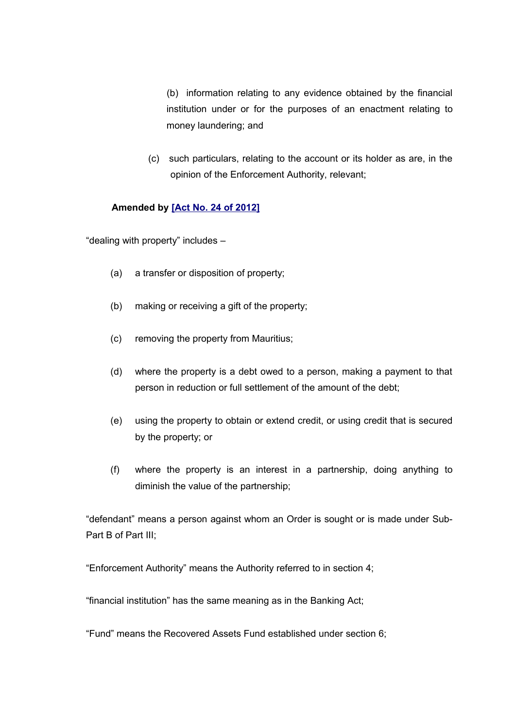(b) information relating to any evidence obtained by the financial institution under or for the purposes of an enactment relating to money laundering; and

(c) such particulars, relating to the account or its holder as are, in the opinion of the Enforcement Authority, relevant;

**Amended by [Act No. 24 of 2012]**

"dealing with property" includes –

(a) a transfer or disposition of property;

(b) making or receiving a gift of the property;

(c) removing the property from Mauritius;

(d) where the property is a debt owed to a person, making a payment to that person in reduction or full settlement of the amount of the debt;

(e) using the property to obtain or extend credit, or using credit that is secured by the property; or

(f) where the property is an interest in a partnership, doing anything to diminish the value of the partnership;

"defendant" means a person against whom an Order is sought or is made under Sub-Part B of Part III;

"Enforcement Authority" means the Authority referred to in section 4;

"financial institution" has the same meaning as in the Banking Act;

"Fund" means the Recovered Assets Fund established under section 6;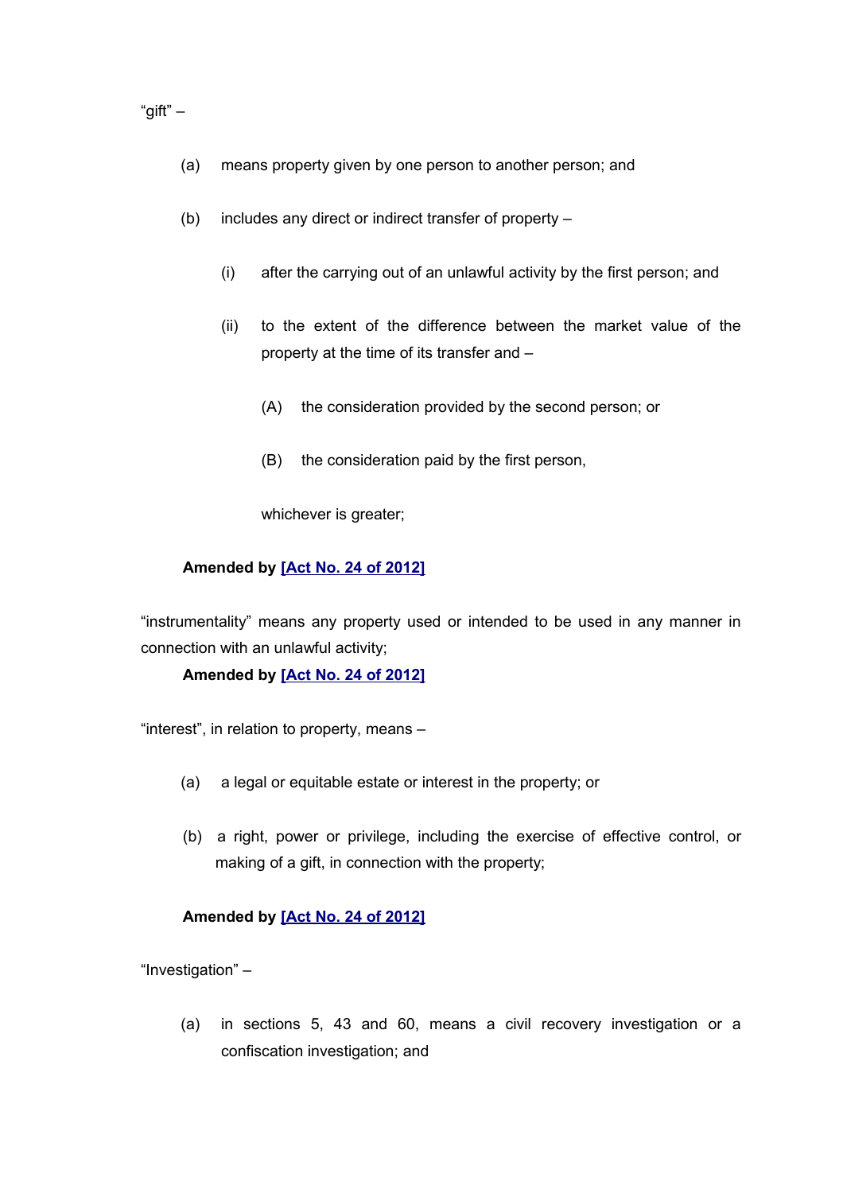"gift" –

(a) means property given by one person to another person; and

(b) includes any direct or indirect transfer of property –

(i) after the carrying out of an unlawful activity by the first person; and

(ii) to the extent of the difference between the market value of the property at the time of its transfer and –

(A) the consideration provided by the second person; or

(B) the consideration paid by the first person,

whichever is greater;

**Amended by [Act No. 24 of 2012]**

"instrumentality" means any property used or intended to be used in any manner in connection with an unlawful activity;

**Amended by [Act No. 24 of 2012]**

"interest", in relation to property, means –

(a) a legal or equitable estate or interest in the property; or

(b) a right, power or privilege, including the exercise of effective control, or making of a gift, in connection with the property;

**Amended by [Act No. 24 of 2012]**

"Investigation" –

(a) in sections 5, 43 and 60, means a civil recovery investigation or a confiscation investigation; and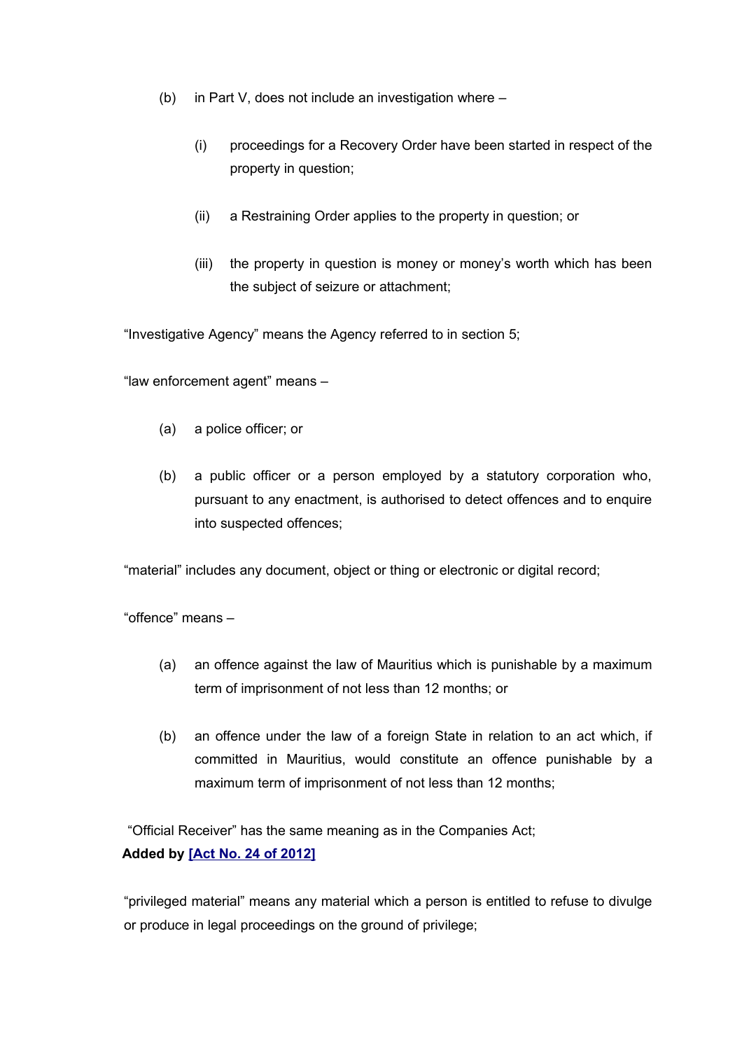(b) in Part V, does not include an investigation where –

  (i) proceedings for a Recovery Order have been started in respect of the property in question;

  (ii) a Restraining Order applies to the property in question; or

  (iii) the property in question is money or money's worth which has been the subject of seizure or attachment;

"Investigative Agency" means the Agency referred to in section 5;

"law enforcement agent" means –

(a) a police officer; or

(b) a public officer or a person employed by a statutory corporation who, pursuant to any enactment, is authorised to detect offences and to enquire into suspected offences;

"material" includes any document, object or thing or electronic or digital record;

"offence" means –

(a) an offence against the law of Mauritius which is punishable by a maximum term of imprisonment of not less than 12 months; or

(b) an offence under the law of a foreign State in relation to an act which, if committed in Mauritius, would constitute an offence punishable by a maximum term of imprisonment of not less than 12 months;

"Official Receiver" has the same meaning as in the Companies Act;
**Added by [Act No. 24 of 2012]**

"privileged material" means any material which a person is entitled to refuse to divulge or produce in legal proceedings on the ground of privilege;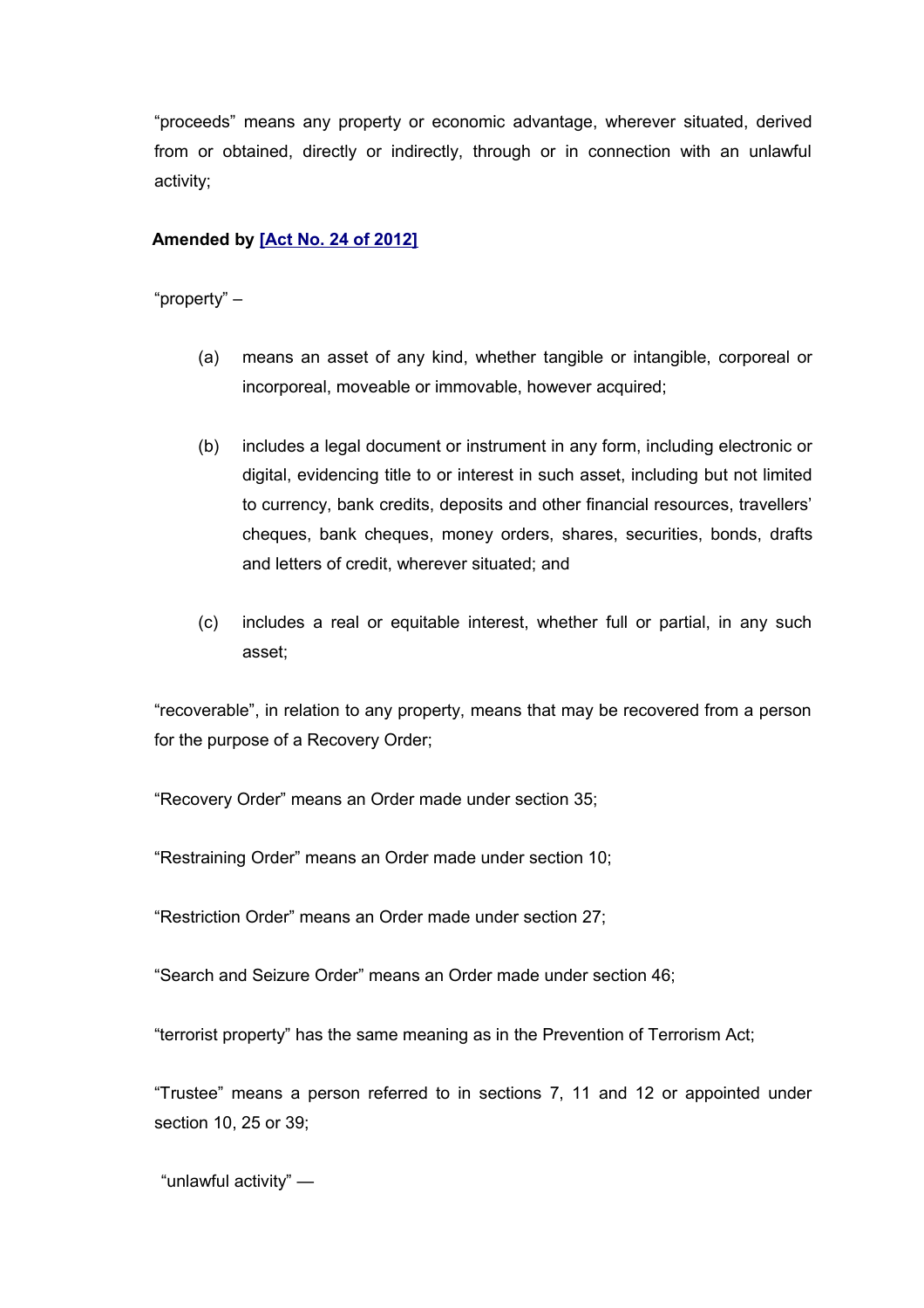"proceeds" means any property or economic advantage, wherever situated, derived from or obtained, directly or indirectly, through or in connection with an unlawful activity;

**Amended by [Act No. 24 of 2012]**

"property" –

(a) means an asset of any kind, whether tangible or intangible, corporeal or incorporeal, moveable or immovable, however acquired;

(b) includes a legal document or instrument in any form, including electronic or digital, evidencing title to or interest in such asset, including but not limited to currency, bank credits, deposits and other financial resources, travellers' cheques, bank cheques, money orders, shares, securities, bonds, drafts and letters of credit, wherever situated; and

(c) includes a real or equitable interest, whether full or partial, in any such asset;

"recoverable", in relation to any property, means that may be recovered from a person for the purpose of a Recovery Order;

"Recovery Order" means an Order made under section 35;

"Restraining Order" means an Order made under section 10;

"Restriction Order" means an Order made under section 27;

"Search and Seizure Order" means an Order made under section 46;

"terrorist property" has the same meaning as in the Prevention of Terrorism Act;

"Trustee" means a person referred to in sections 7, 11 and 12 or appointed under section 10, 25 or 39;

"unlawful activity" —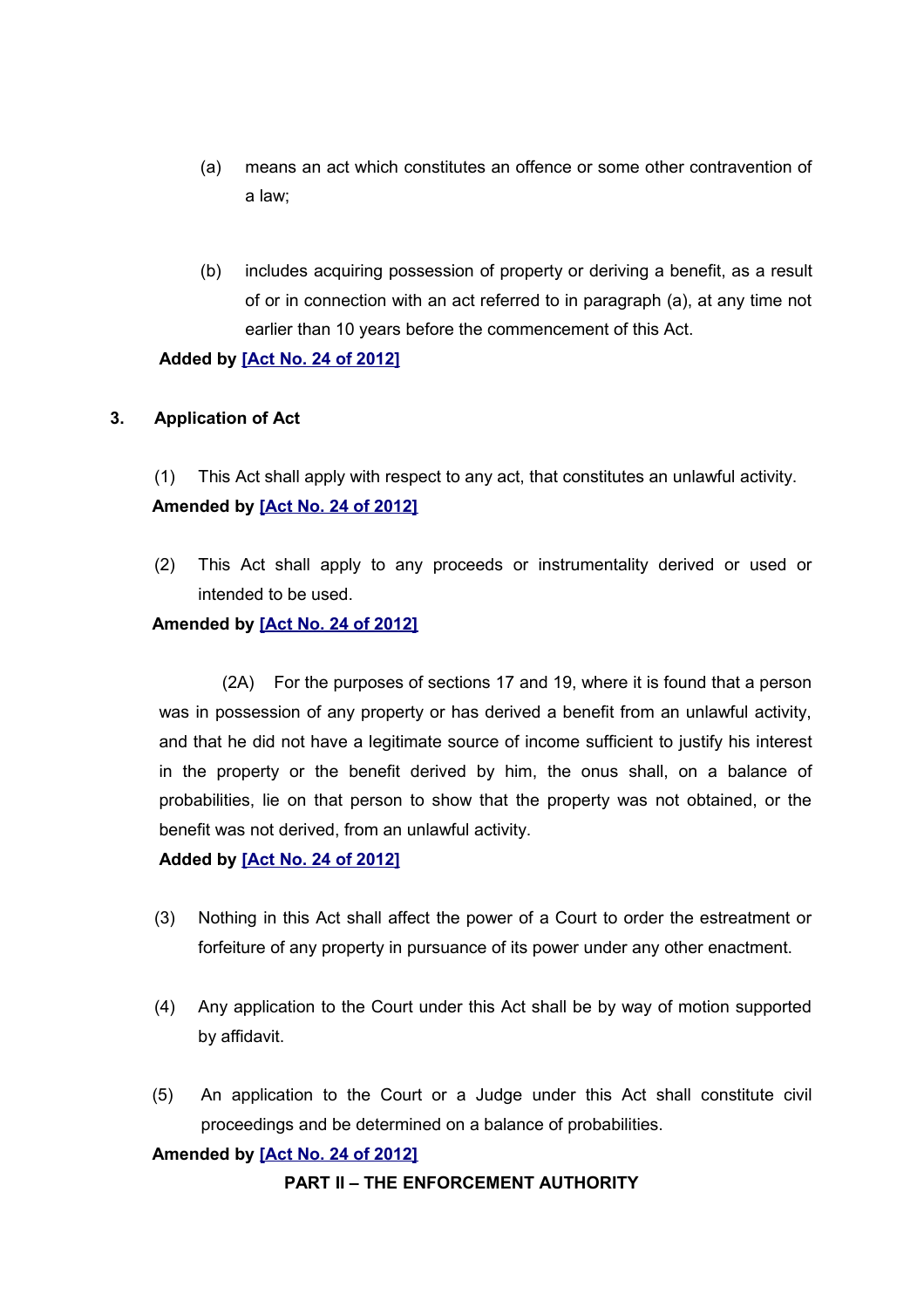(a) means an act which constitutes an offence or some other contravention of a law;

(b) includes acquiring possession of property or deriving a benefit, as a result of or in connection with an act referred to in paragraph (a), at any time not earlier than 10 years before the commencement of this Act.

**Added by [Act No. 24 of 2012]**

## 3. Application of Act

(1) This Act shall apply with respect to any act, that constitutes an unlawful activity.

**Amended by [Act No. 24 of 2012]**

(2) This Act shall apply to any proceeds or instrumentality derived or used or intended to be used.

**Amended by [Act No. 24 of 2012]**

(2A) For the purposes of sections 17 and 19, where it is found that a person was in possession of any property or has derived a benefit from an unlawful activity, and that he did not have a legitimate source of income sufficient to justify his interest in the property or the benefit derived by him, the onus shall, on a balance of probabilities, lie on that person to show that the property was not obtained, or the benefit was not derived, from an unlawful activity.

**Added by [Act No. 24 of 2012]**

(3) Nothing in this Act shall affect the power of a Court to order the estreatment or forfeiture of any property in pursuance of its power under any other enactment.

(4) Any application to the Court under this Act shall be by way of motion supported by affidavit.

(5) An application to the Court or a Judge under this Act shall constitute civil proceedings and be determined on a balance of probabilities.

**Amended by [Act No. 24 of 2012]**

## PART II – THE ENFORCEMENT AUTHORITY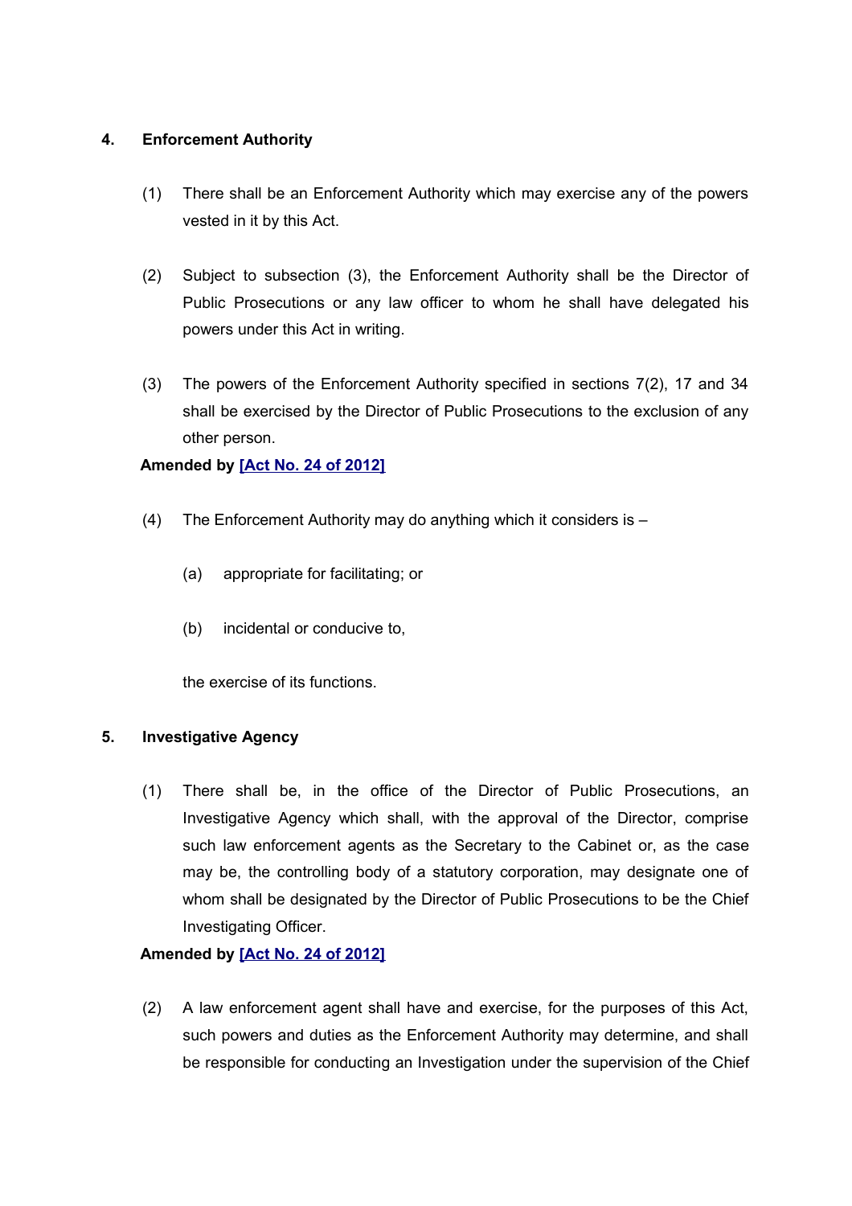## 4. Enforcement Authority

(1) There shall be an Enforcement Authority which may exercise any of the powers vested in it by this Act.

(2) Subject to subsection (3), the Enforcement Authority shall be the Director of Public Prosecutions or any law officer to whom he shall have delegated his powers under this Act in writing.

(3) The powers of the Enforcement Authority specified in sections 7(2), 17 and 34 shall be exercised by the Director of Public Prosecutions to the exclusion of any other person.

**Amended by [Act No. 24 of 2012]**

(4) The Enforcement Authority may do anything which it considers is –

(a) appropriate for facilitating; or

(b) incidental or conducive to,

the exercise of its functions.

## 5. Investigative Agency

(1) There shall be, in the office of the Director of Public Prosecutions, an Investigative Agency which shall, with the approval of the Director, comprise such law enforcement agents as the Secretary to the Cabinet or, as the case may be, the controlling body of a statutory corporation, may designate one of whom shall be designated by the Director of Public Prosecutions to be the Chief Investigating Officer.

**Amended by [Act No. 24 of 2012]**

(2) A law enforcement agent shall have and exercise, for the purposes of this Act, such powers and duties as the Enforcement Authority may determine, and shall be responsible for conducting an Investigation under the supervision of the Chief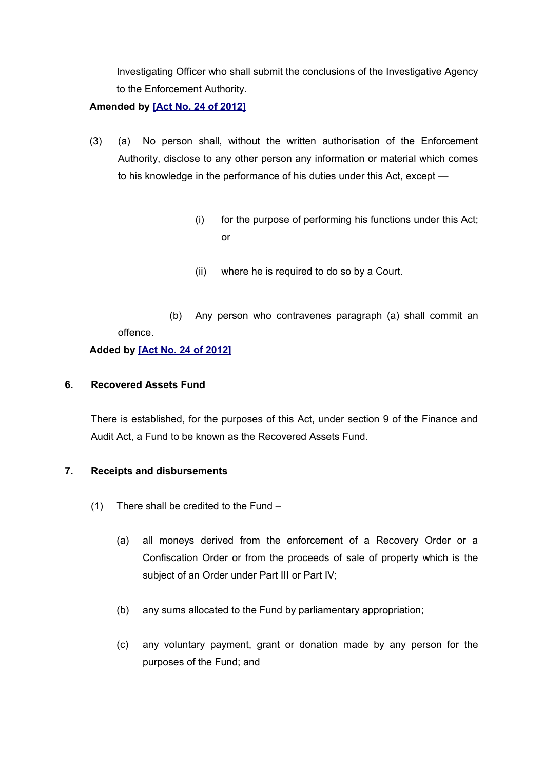Investigating Officer who shall submit the conclusions of the Investigative Agency to the Enforcement Authority.

**Amended by [Act No. 24 of 2012]**

(3) (a) No person shall, without the written authorisation of the Enforcement Authority, disclose to any other person any information or material which comes to his knowledge in the performance of his duties under this Act, except —

(i) for the purpose of performing his functions under this Act; or

(ii) where he is required to do so by a Court.

(b) Any person who contravenes paragraph (a) shall commit an offence.

**Added by [Act No. 24 of 2012]**

### 6. Recovered Assets Fund

There is established, for the purposes of this Act, under section 9 of the Finance and Audit Act, a Fund to be known as the Recovered Assets Fund.

### 7. Receipts and disbursements

(1) There shall be credited to the Fund –

(a) all moneys derived from the enforcement of a Recovery Order or a Confiscation Order or from the proceeds of sale of property which is the subject of an Order under Part III or Part IV;

(b) any sums allocated to the Fund by parliamentary appropriation;

(c) any voluntary payment, grant or donation made by any person for the purposes of the Fund; and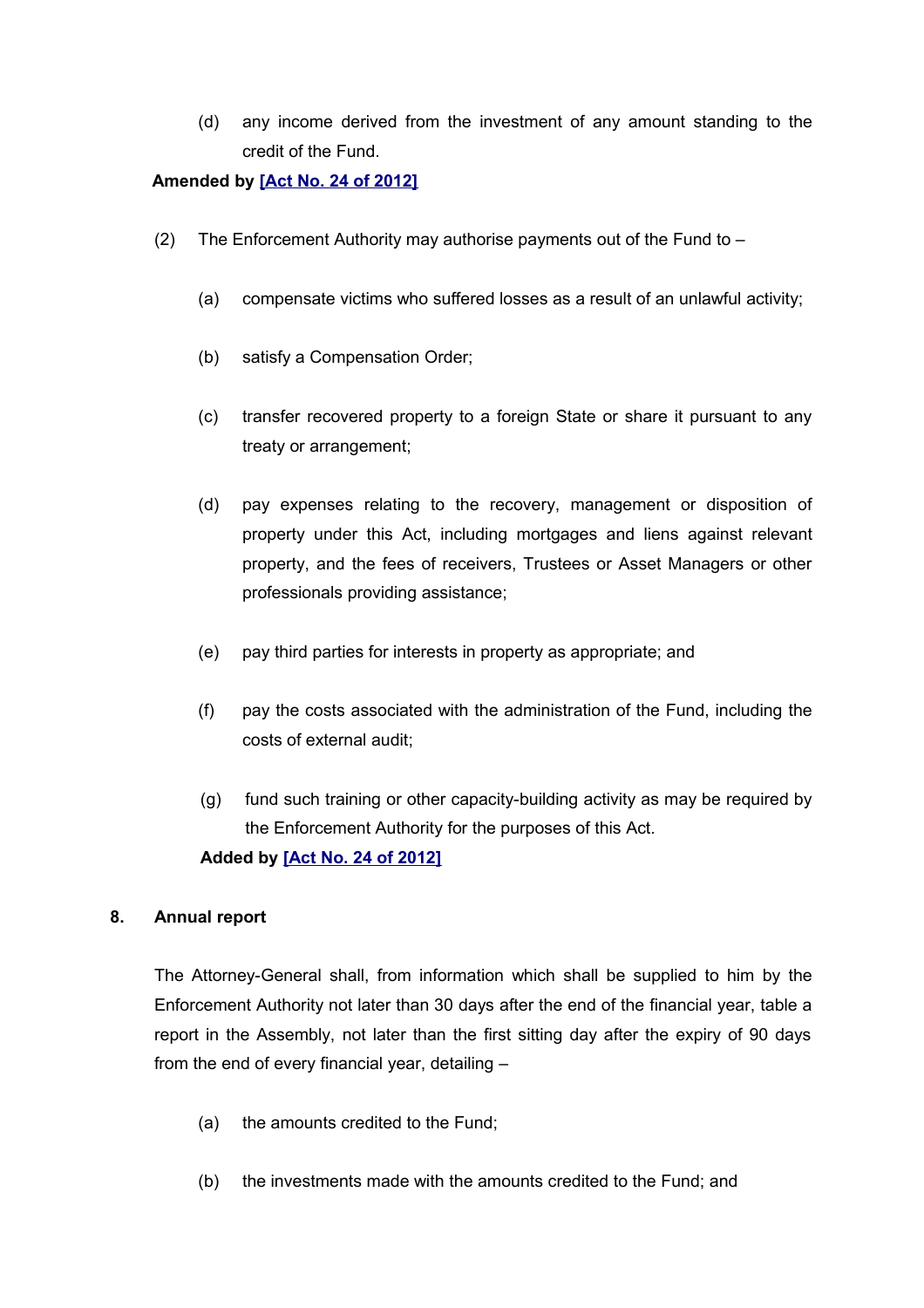(d) any income derived from the investment of any amount standing to the credit of the Fund.

**Amended by [Act No. 24 of 2012]**

(2) The Enforcement Authority may authorise payments out of the Fund to –

(a) compensate victims who suffered losses as a result of an unlawful activity;

(b) satisfy a Compensation Order;

(c) transfer recovered property to a foreign State or share it pursuant to any treaty or arrangement;

(d) pay expenses relating to the recovery, management or disposition of property under this Act, including mortgages and liens against relevant property, and the fees of receivers, Trustees or Asset Managers or other professionals providing assistance;

(e) pay third parties for interests in property as appropriate; and

(f) pay the costs associated with the administration of the Fund, including the costs of external audit;

(g) fund such training or other capacity-building activity as may be required by the Enforcement Authority for the purposes of this Act.

**Added by [Act No. 24 of 2012]**

### 8. Annual report

The Attorney-General shall, from information which shall be supplied to him by the Enforcement Authority not later than 30 days after the end of the financial year, table a report in the Assembly, not later than the first sitting day after the expiry of 90 days from the end of every financial year, detailing –

(a) the amounts credited to the Fund;

(b) the investments made with the amounts credited to the Fund; and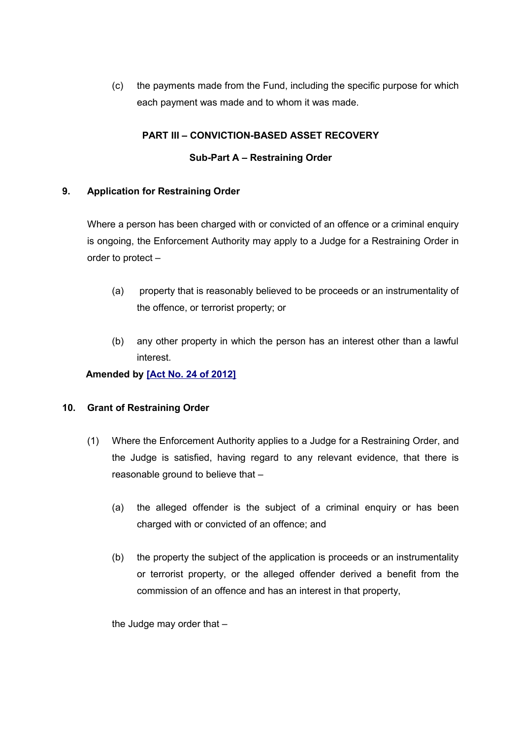(c) the payments made from the Fund, including the specific purpose for which each payment was made and to whom it was made.

## PART III – CONVICTION-BASED ASSET RECOVERY

### Sub-Part A – Restraining Order

**9. Application for Restraining Order**

Where a person has been charged with or convicted of an offence or a criminal enquiry is ongoing, the Enforcement Authority may apply to a Judge for a Restraining Order in order to protect –

(a) property that is reasonably believed to be proceeds or an instrumentality of the offence, or terrorist property; or

(b) any other property in which the person has an interest other than a lawful interest.

**Amended by [Act No. 24 of 2012]**

**10. Grant of Restraining Order**

(1) Where the Enforcement Authority applies to a Judge for a Restraining Order, and the Judge is satisfied, having regard to any relevant evidence, that there is reasonable ground to believe that –

(a) the alleged offender is the subject of a criminal enquiry or has been charged with or convicted of an offence; and

(b) the property the subject of the application is proceeds or an instrumentality or terrorist property, or the alleged offender derived a benefit from the commission of an offence and has an interest in that property,

the Judge may order that –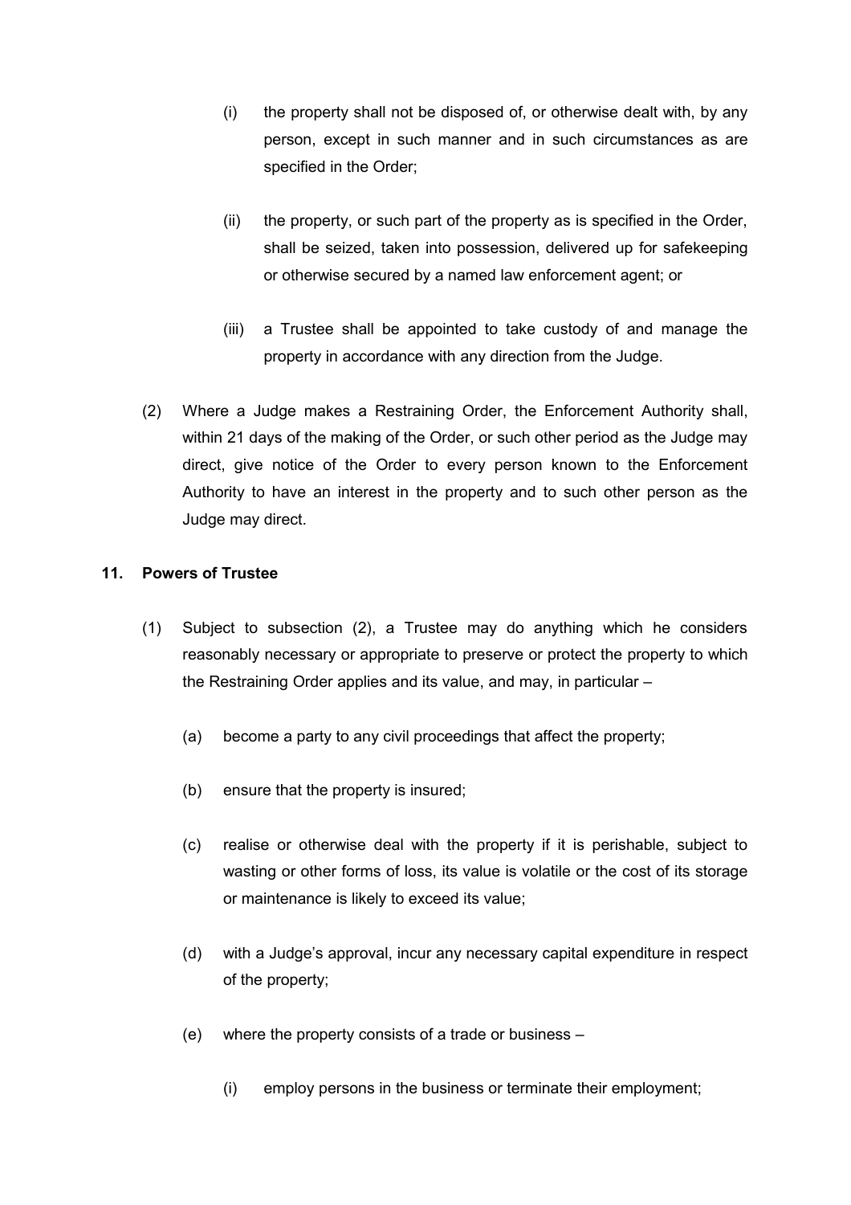(i) the property shall not be disposed of, or otherwise dealt with, by any person, except in such manner and in such circumstances as are specified in the Order;

(ii) the property, or such part of the property as is specified in the Order, shall be seized, taken into possession, delivered up for safekeeping or otherwise secured by a named law enforcement agent; or

(iii) a Trustee shall be appointed to take custody of and manage the property in accordance with any direction from the Judge.

(2) Where a Judge makes a Restraining Order, the Enforcement Authority shall, within 21 days of the making of the Order, or such other period as the Judge may direct, give notice of the Order to every person known to the Enforcement Authority to have an interest in the property and to such other person as the Judge may direct.

**11. Powers of Trustee**

(1) Subject to subsection (2), a Trustee may do anything which he considers reasonably necessary or appropriate to preserve or protect the property to which the Restraining Order applies and its value, and may, in particular –

(a) become a party to any civil proceedings that affect the property;

(b) ensure that the property is insured;

(c) realise or otherwise deal with the property if it is perishable, subject to wasting or other forms of loss, its value is volatile or the cost of its storage or maintenance is likely to exceed its value;

(d) with a Judge's approval, incur any necessary capital expenditure in respect of the property;

(e) where the property consists of a trade or business –

(i) employ persons in the business or terminate their employment;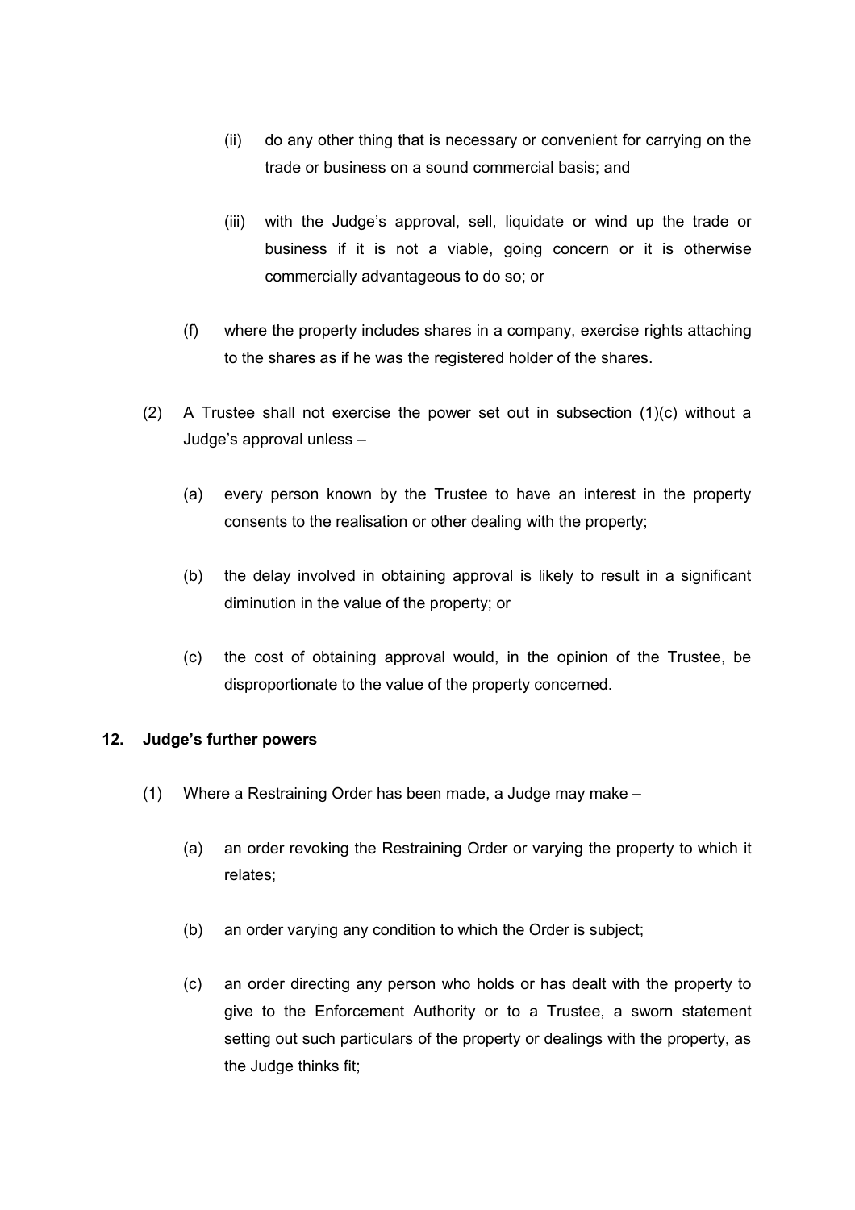(ii) do any other thing that is necessary or convenient for carrying on the trade or business on a sound commercial basis; and

(iii) with the Judge's approval, sell, liquidate or wind up the trade or business if it is not a viable, going concern or it is otherwise commercially advantageous to do so; or

(f) where the property includes shares in a company, exercise rights attaching to the shares as if he was the registered holder of the shares.

(2) A Trustee shall not exercise the power set out in subsection (1)(c) without a Judge's approval unless –

(a) every person known by the Trustee to have an interest in the property consents to the realisation or other dealing with the property;

(b) the delay involved in obtaining approval is likely to result in a significant diminution in the value of the property; or

(c) the cost of obtaining approval would, in the opinion of the Trustee, be disproportionate to the value of the property concerned.

**12. Judge's further powers**

(1) Where a Restraining Order has been made, a Judge may make –

(a) an order revoking the Restraining Order or varying the property to which it relates;

(b) an order varying any condition to which the Order is subject;

(c) an order directing any person who holds or has dealt with the property to give to the Enforcement Authority or to a Trustee, a sworn statement setting out such particulars of the property or dealings with the property, as the Judge thinks fit;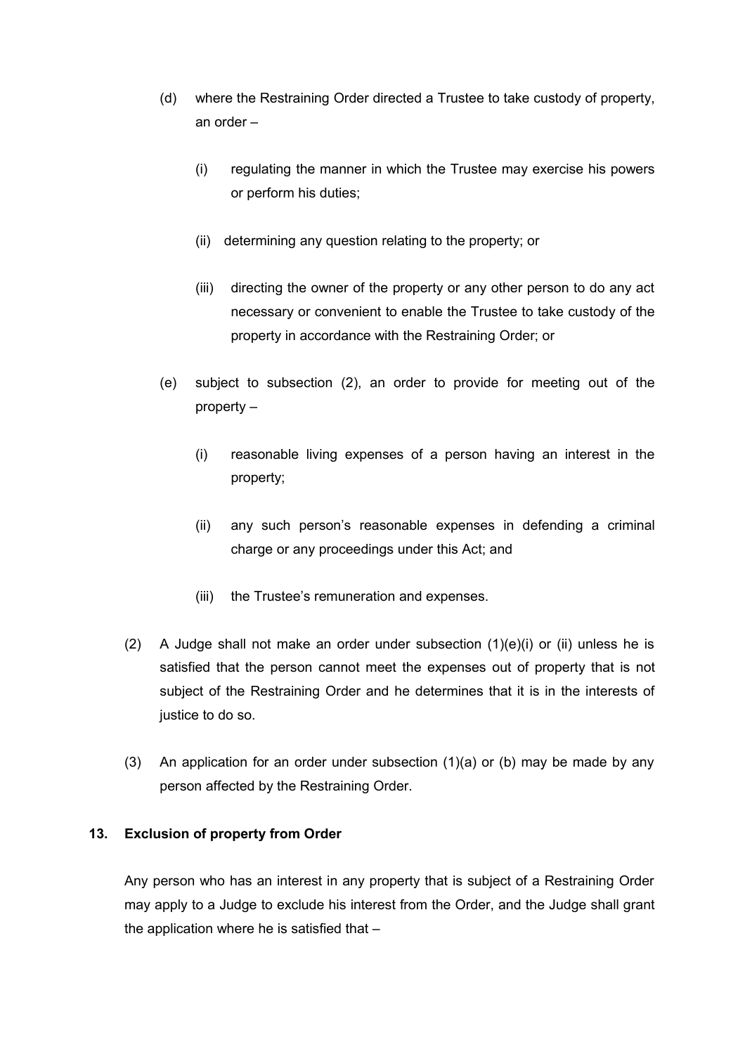(d) where the Restraining Order directed a Trustee to take custody of property, an order –

  (i) regulating the manner in which the Trustee may exercise his powers or perform his duties;

  (ii) determining any question relating to the property; or

  (iii) directing the owner of the property or any other person to do any act necessary or convenient to enable the Trustee to take custody of the property in accordance with the Restraining Order; or

(e) subject to subsection (2), an order to provide for meeting out of the property –

  (i) reasonable living expenses of a person having an interest in the property;

  (ii) any such person's reasonable expenses in defending a criminal charge or any proceedings under this Act; and

  (iii) the Trustee's remuneration and expenses.

(2) A Judge shall not make an order under subsection (1)(e)(i) or (ii) unless he is satisfied that the person cannot meet the expenses out of property that is not subject of the Restraining Order and he determines that it is in the interests of justice to do so.

(3) An application for an order under subsection (1)(a) or (b) may be made by any person affected by the Restraining Order.

### 13. Exclusion of property from Order

Any person who has an interest in any property that is subject of a Restraining Order may apply to a Judge to exclude his interest from the Order, and the Judge shall grant the application where he is satisfied that –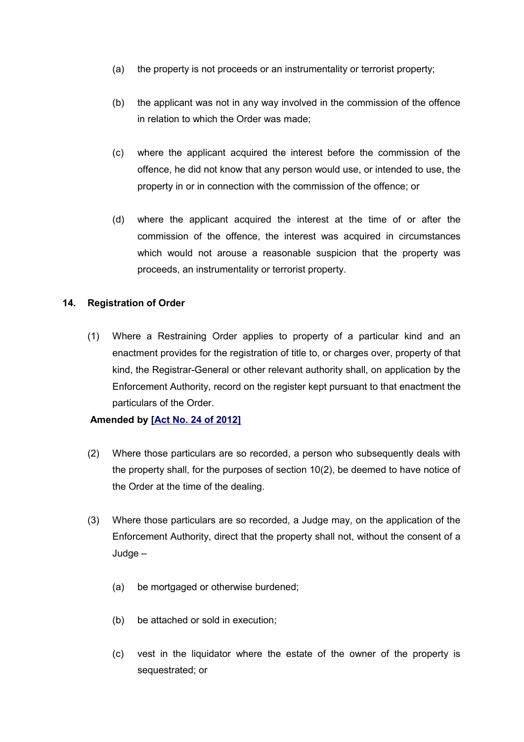(a) the property is not proceeds or an instrumentality or terrorist property;

(b) the applicant was not in any way involved in the commission of the offence in relation to which the Order was made;

(c) where the applicant acquired the interest before the commission of the offence, he did not know that any person would use, or intended to use, the property in or in connection with the commission of the offence; or

(d) where the applicant acquired the interest at the time of or after the commission of the offence, the interest was acquired in circumstances which would not arouse a reasonable suspicion that the property was proceeds, an instrumentality or terrorist property.

### 14. Registration of Order

(1) Where a Restraining Order applies to property of a particular kind and an enactment provides for the registration of title to, or charges over, property of that kind, the Registrar-General or other relevant authority shall, on application by the Enforcement Authority, record on the register kept pursuant to that enactment the particulars of the Order.

**Amended by [Act No. 24 of 2012]**

(2) Where those particulars are so recorded, a person who subsequently deals with the property shall, for the purposes of section 10(2), be deemed to have notice of the Order at the time of the dealing.

(3) Where those particulars are so recorded, a Judge may, on the application of the Enforcement Authority, direct that the property shall not, without the consent of a Judge –

(a) be mortgaged or otherwise burdened;

(b) be attached or sold in execution;

(c) vest in the liquidator where the estate of the owner of the property is sequestrated; or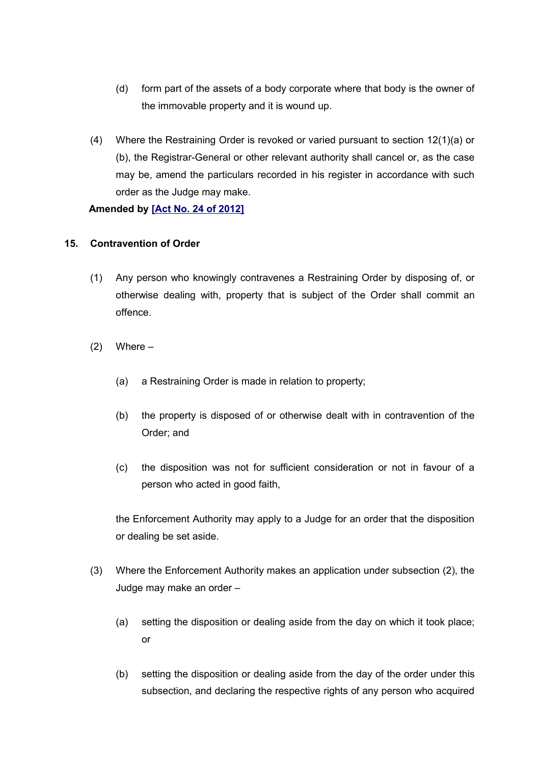(d) form part of the assets of a body corporate where that body is the owner of the immovable property and it is wound up.

(4) Where the Restraining Order is revoked or varied pursuant to section 12(1)(a) or (b), the Registrar-General or other relevant authority shall cancel or, as the case may be, amend the particulars recorded in his register in accordance with such order as the Judge may make.

**Amended by [Act No. 24 of 2012]**

### 15. Contravention of Order

(1) Any person who knowingly contravenes a Restraining Order by disposing of, or otherwise dealing with, property that is subject of the Order shall commit an offence.

(2) Where –

(a) a Restraining Order is made in relation to property;

(b) the property is disposed of or otherwise dealt with in contravention of the Order; and

(c) the disposition was not for sufficient consideration or not in favour of a person who acted in good faith,

the Enforcement Authority may apply to a Judge for an order that the disposition or dealing be set aside.

(3) Where the Enforcement Authority makes an application under subsection (2), the Judge may make an order –

(a) setting the disposition or dealing aside from the day on which it took place; or

(b) setting the disposition or dealing aside from the day of the order under this subsection, and declaring the respective rights of any person who acquired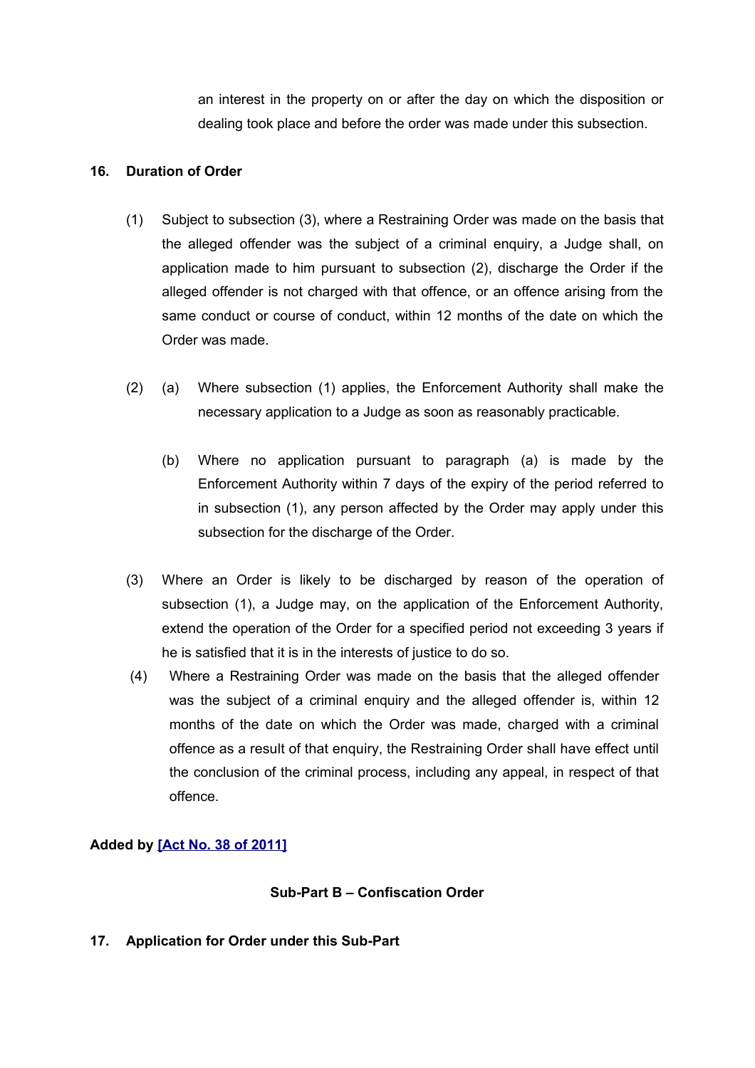an interest in the property on or after the day on which the disposition or dealing took place and before the order was made under this subsection.

### 16. Duration of Order

(1) Subject to subsection (3), where a Restraining Order was made on the basis that the alleged offender was the subject of a criminal enquiry, a Judge shall, on application made to him pursuant to subsection (2), discharge the Order if the alleged offender is not charged with that offence, or an offence arising from the same conduct or course of conduct, within 12 months of the date on which the Order was made.

(2) (a) Where subsection (1) applies, the Enforcement Authority shall make the necessary application to a Judge as soon as reasonably practicable.

(b) Where no application pursuant to paragraph (a) is made by the Enforcement Authority within 7 days of the expiry of the period referred to in subsection (1), any person affected by the Order may apply under this subsection for the discharge of the Order.

(3) Where an Order is likely to be discharged by reason of the operation of subsection (1), a Judge may, on the application of the Enforcement Authority, extend the operation of the Order for a specified period not exceeding 3 years if he is satisfied that it is in the interests of justice to do so.

(4) Where a Restraining Order was made on the basis that the alleged offender was the subject of a criminal enquiry and the alleged offender is, within 12 months of the date on which the Order was made, charged with a criminal offence as a result of that enquiry, the Restraining Order shall have effect until the conclusion of the criminal process, including any appeal, in respect of that offence.

**Added by [Act No. 38 of 2011]**

**Sub-Part B – Confiscation Order**

### 17. Application for Order under this Sub-Part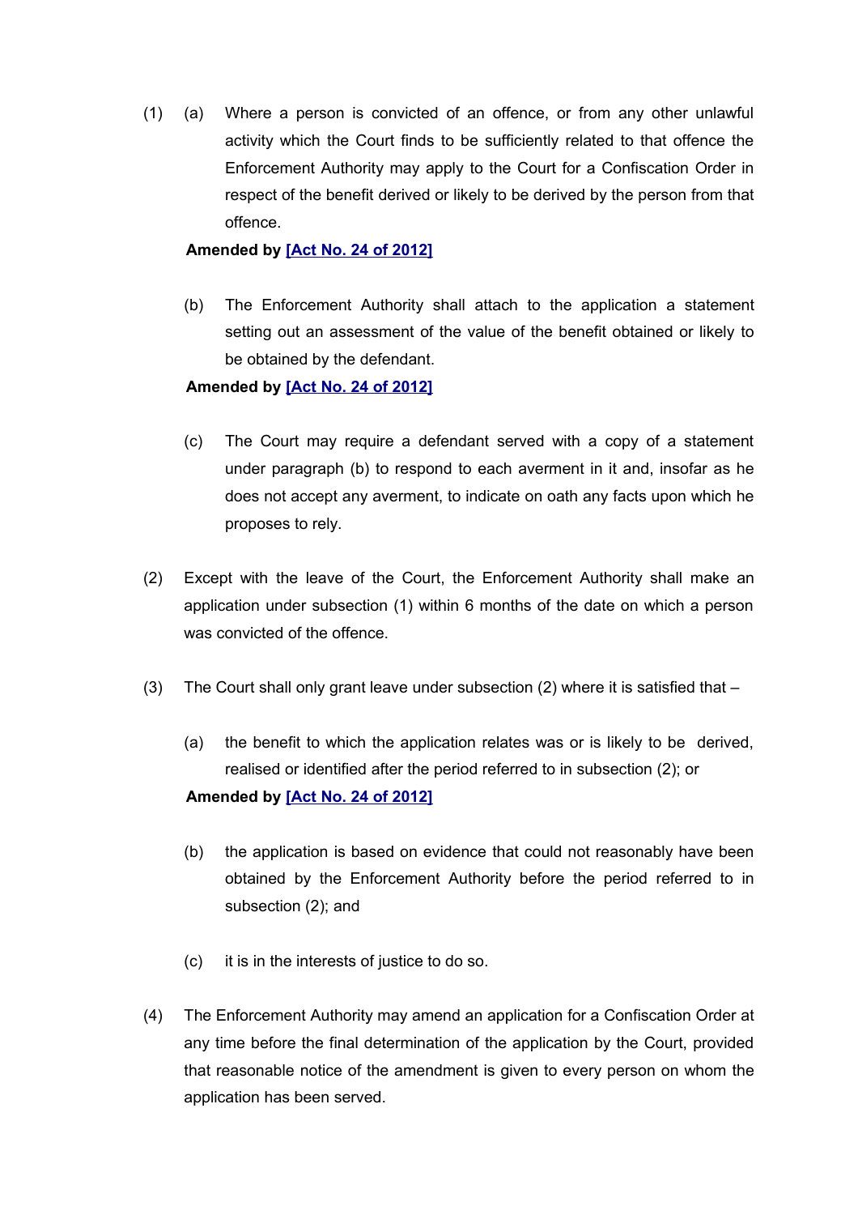(1) (a) Where a person is convicted of an offence, or from any other unlawful activity which the Court finds to be sufficiently related to that offence the Enforcement Authority may apply to the Court for a Confiscation Order in respect of the benefit derived or likely to be derived by the person from that offence.

**Amended by [Act No. 24 of 2012]**

(b) The Enforcement Authority shall attach to the application a statement setting out an assessment of the value of the benefit obtained or likely to be obtained by the defendant.

**Amended by [Act No. 24 of 2012]**

(c) The Court may require a defendant served with a copy of a statement under paragraph (b) to respond to each averment in it and, insofar as he does not accept any averment, to indicate on oath any facts upon which he proposes to rely.

(2) Except with the leave of the Court, the Enforcement Authority shall make an application under subsection (1) within 6 months of the date on which a person was convicted of the offence.

(3) The Court shall only grant leave under subsection (2) where it is satisfied that –

(a) the benefit to which the application relates was or is likely to be derived, realised or identified after the period referred to in subsection (2); or

**Amended by [Act No. 24 of 2012]**

(b) the application is based on evidence that could not reasonably have been obtained by the Enforcement Authority before the period referred to in subsection (2); and

(c) it is in the interests of justice to do so.

(4) The Enforcement Authority may amend an application for a Confiscation Order at any time before the final determination of the application by the Court, provided that reasonable notice of the amendment is given to every person on whom the application has been served.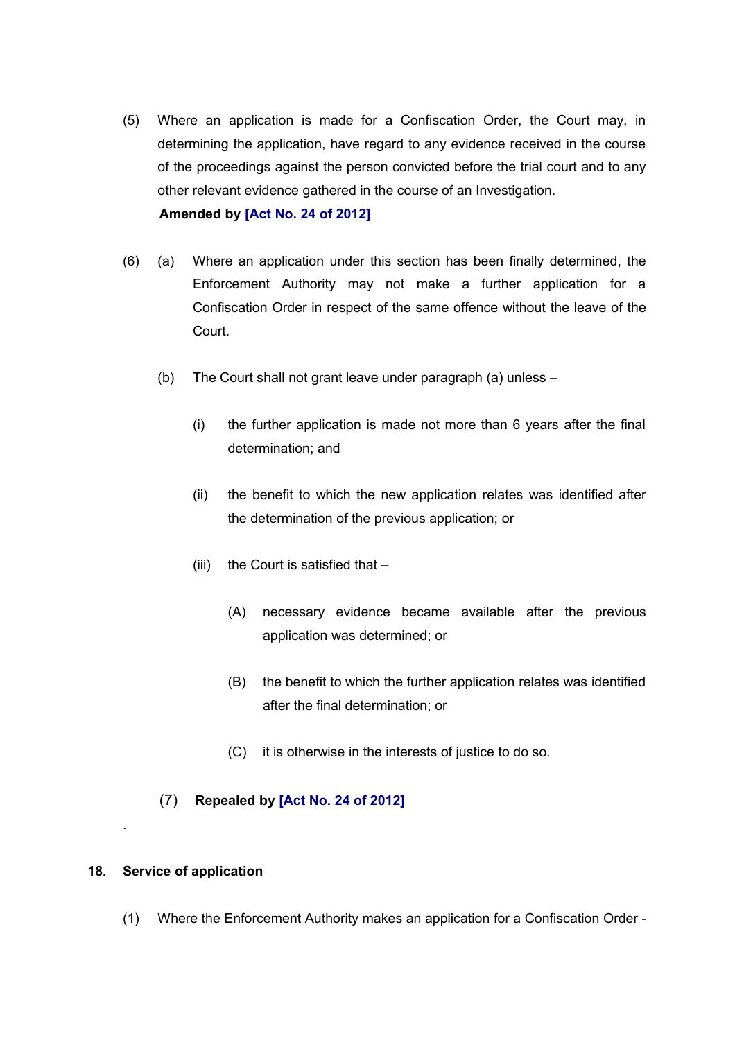(5) Where an application is made for a Confiscation Order, the Court may, in determining the application, have regard to any evidence received in the course of the proceedings against the person convicted before the trial court and to any other relevant evidence gathered in the course of an Investigation.

**Amended by [Act No. 24 of 2012]**

(6) (a) Where an application under this section has been finally determined, the Enforcement Authority may not make a further application for a Confiscation Order in respect of the same offence without the leave of the Court.

(b) The Court shall not grant leave under paragraph (a) unless –

(i) the further application is made not more than 6 years after the final determination; and

(ii) the benefit to which the new application relates was identified after the determination of the previous application; or

(iii) the Court is satisfied that –

(A) necessary evidence became available after the previous application was determined; or

(B) the benefit to which the further application relates was identified after the final determination; or

(C) it is otherwise in the interests of justice to do so.

(7) **Repealed by [Act No. 24 of 2012]**

.

**18. Service of application**

(1) Where the Enforcement Authority makes an application for a Confiscation Order -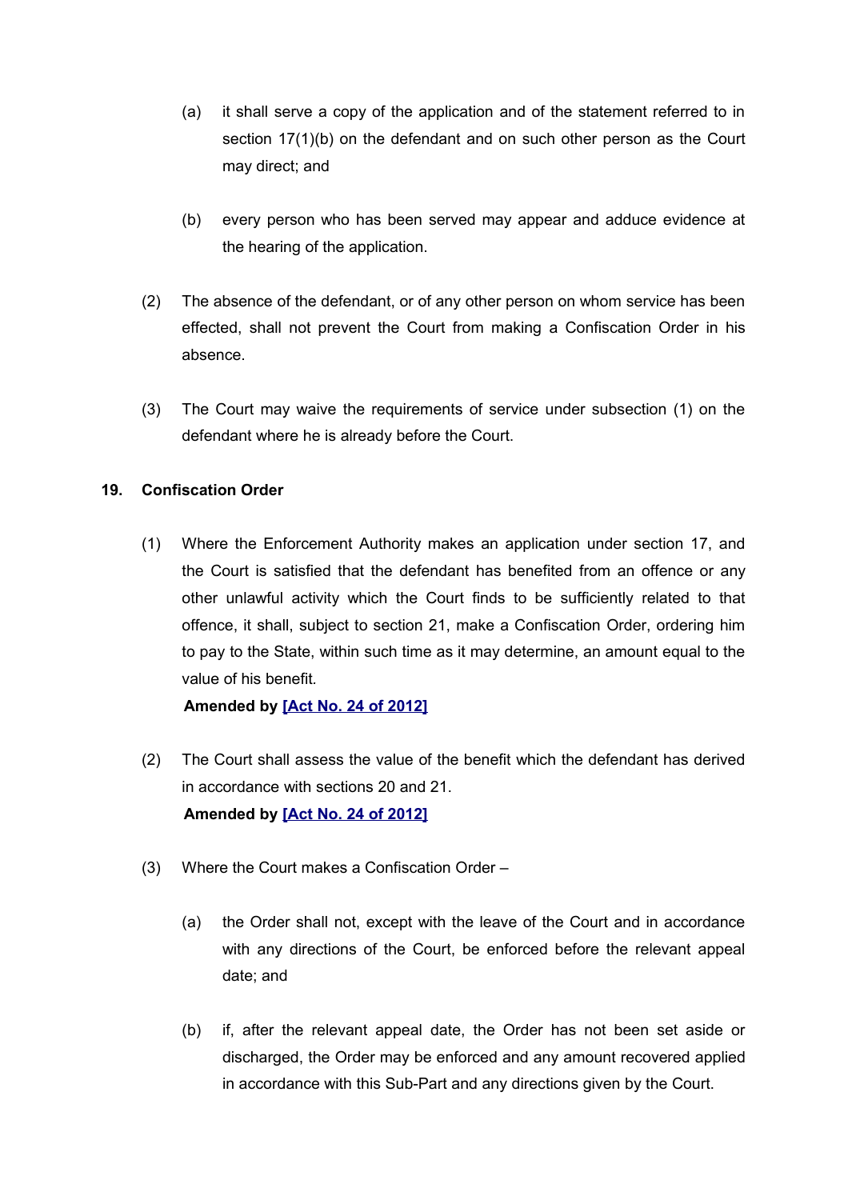(a) it shall serve a copy of the application and of the statement referred to in section 17(1)(b) on the defendant and on such other person as the Court may direct; and

(b) every person who has been served may appear and adduce evidence at the hearing of the application.

(2) The absence of the defendant, or of any other person on whom service has been effected, shall not prevent the Court from making a Confiscation Order in his absence.

(3) The Court may waive the requirements of service under subsection (1) on the defendant where he is already before the Court.

**19. Confiscation Order**

(1) Where the Enforcement Authority makes an application under section 17, and the Court is satisfied that the defendant has benefited from an offence or any other unlawful activity which the Court finds to be sufficiently related to that offence, it shall, subject to section 21, make a Confiscation Order, ordering him to pay to the State, within such time as it may determine, an amount equal to the value of his benefit.

**Amended by [Act No. 24 of 2012]**

(2) The Court shall assess the value of the benefit which the defendant has derived in accordance with sections 20 and 21.

**Amended by [Act No. 24 of 2012]**

(3) Where the Court makes a Confiscation Order –

(a) the Order shall not, except with the leave of the Court and in accordance with any directions of the Court, be enforced before the relevant appeal date; and

(b) if, after the relevant appeal date, the Order has not been set aside or discharged, the Order may be enforced and any amount recovered applied in accordance with this Sub-Part and any directions given by the Court.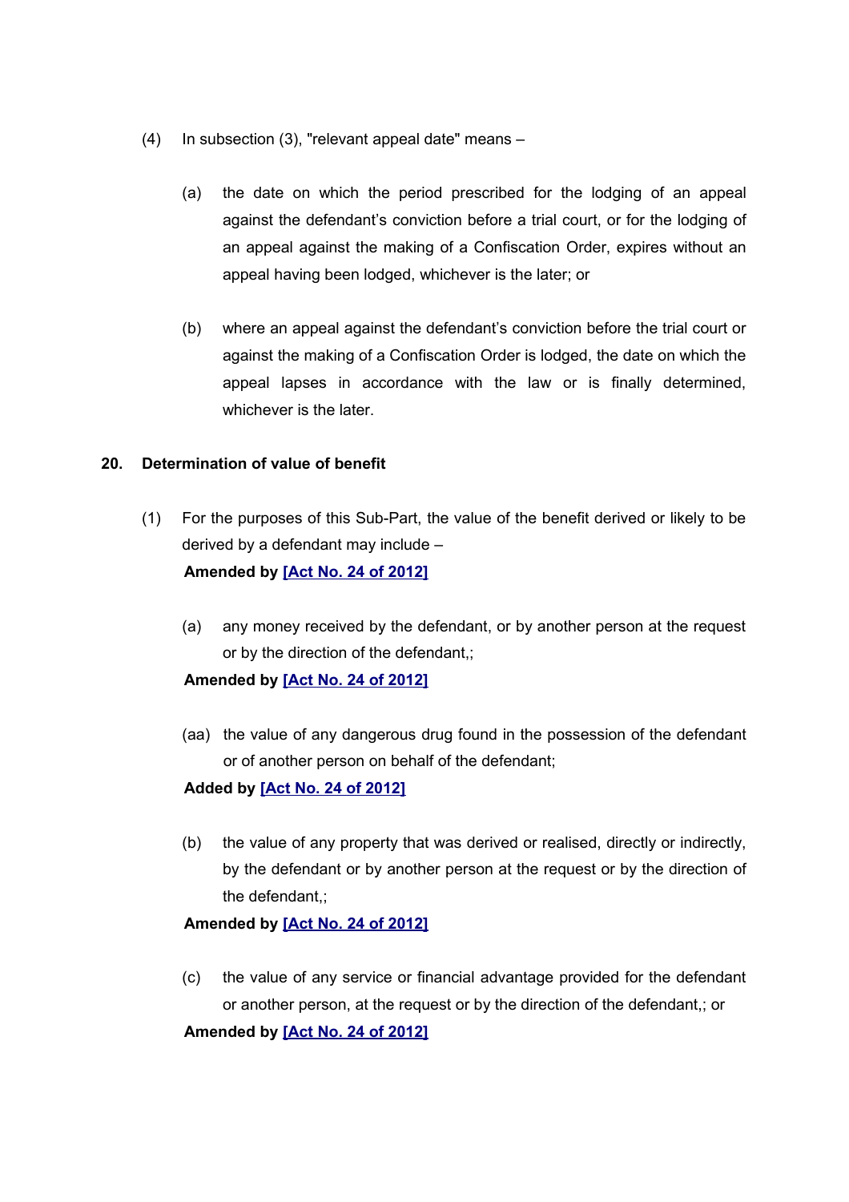(4) In subsection (3), "relevant appeal date" means –

(a) the date on which the period prescribed for the lodging of an appeal against the defendant's conviction before a trial court, or for the lodging of an appeal against the making of a Confiscation Order, expires without an appeal having been lodged, whichever is the later; or

(b) where an appeal against the defendant's conviction before the trial court or against the making of a Confiscation Order is lodged, the date on which the appeal lapses in accordance with the law or is finally determined, whichever is the later.

**20. Determination of value of benefit**

(1) For the purposes of this Sub-Part, the value of the benefit derived or likely to be derived by a defendant may include –

**Amended by [Act No. 24 of 2012]**

(a) any money received by the defendant, or by another person at the request or by the direction of the defendant,;

**Amended by [Act No. 24 of 2012]**

(aa) the value of any dangerous drug found in the possession of the defendant or of another person on behalf of the defendant;

**Added by [Act No. 24 of 2012]**

(b) the value of any property that was derived or realised, directly or indirectly, by the defendant or by another person at the request or by the direction of the defendant,;

**Amended by [Act No. 24 of 2012]**

(c) the value of any service or financial advantage provided for the defendant or another person, at the request or by the direction of the defendant,; or

**Amended by [Act No. 24 of 2012]**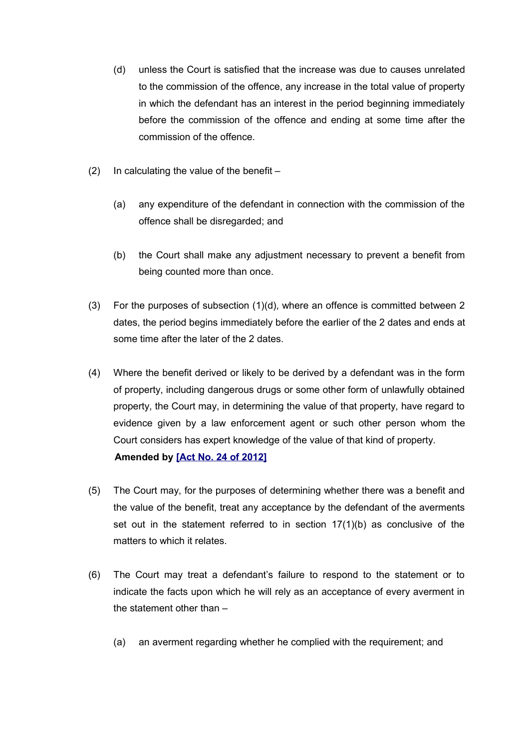(d) unless the Court is satisfied that the increase was due to causes unrelated to the commission of the offence, any increase in the total value of property in which the defendant has an interest in the period beginning immediately before the commission of the offence and ending at some time after the commission of the offence.

(2) In calculating the value of the benefit –

(a) any expenditure of the defendant in connection with the commission of the offence shall be disregarded; and

(b) the Court shall make any adjustment necessary to prevent a benefit from being counted more than once.

(3) For the purposes of subsection (1)(d), where an offence is committed between 2 dates, the period begins immediately before the earlier of the 2 dates and ends at some time after the later of the 2 dates.

(4) Where the benefit derived or likely to be derived by a defendant was in the form of property, including dangerous drugs or some other form of unlawfully obtained property, the Court may, in determining the value of that property, have regard to evidence given by a law enforcement agent or such other person whom the Court considers has expert knowledge of the value of that kind of property.
**Amended by [Act No. 24 of 2012]**

(5) The Court may, for the purposes of determining whether there was a benefit and the value of the benefit, treat any acceptance by the defendant of the averments set out in the statement referred to in section 17(1)(b) as conclusive of the matters to which it relates.

(6) The Court may treat a defendant's failure to respond to the statement or to indicate the facts upon which he will rely as an acceptance of every averment in the statement other than –

(a) an averment regarding whether he complied with the requirement; and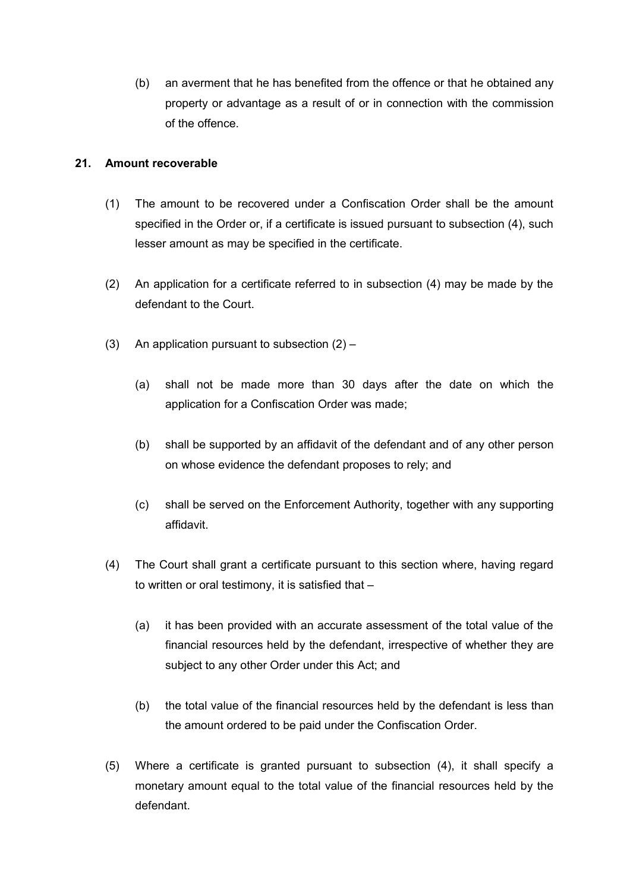(b) an averment that he has benefited from the offence or that he obtained any property or advantage as a result of or in connection with the commission of the offence.

**21. Amount recoverable**

(1) The amount to be recovered under a Confiscation Order shall be the amount specified in the Order or, if a certificate is issued pursuant to subsection (4), such lesser amount as may be specified in the certificate.

(2) An application for a certificate referred to in subsection (4) may be made by the defendant to the Court.

(3) An application pursuant to subsection (2) –

(a) shall not be made more than 30 days after the date on which the application for a Confiscation Order was made;

(b) shall be supported by an affidavit of the defendant and of any other person on whose evidence the defendant proposes to rely; and

(c) shall be served on the Enforcement Authority, together with any supporting affidavit.

(4) The Court shall grant a certificate pursuant to this section where, having regard to written or oral testimony, it is satisfied that –

(a) it has been provided with an accurate assessment of the total value of the financial resources held by the defendant, irrespective of whether they are subject to any other Order under this Act; and

(b) the total value of the financial resources held by the defendant is less than the amount ordered to be paid under the Confiscation Order.

(5) Where a certificate is granted pursuant to subsection (4), it shall specify a monetary amount equal to the total value of the financial resources held by the defendant.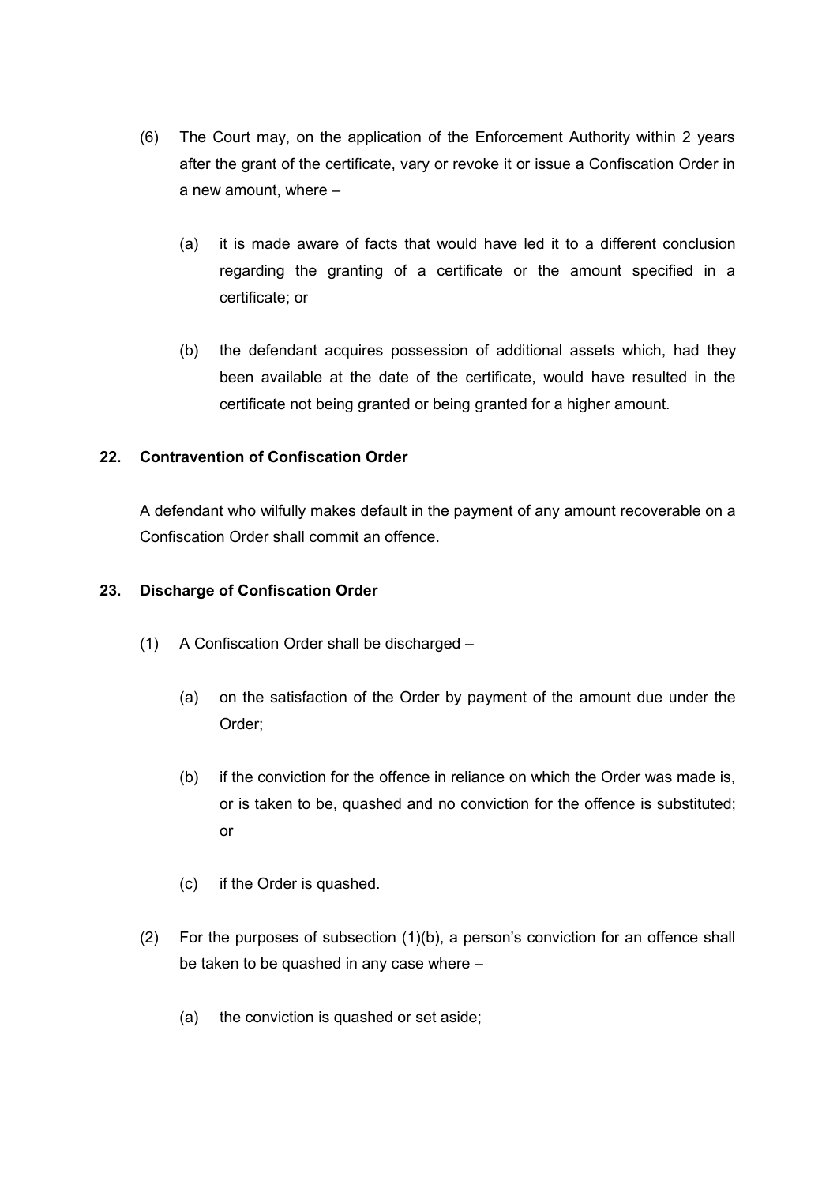(6) The Court may, on the application of the Enforcement Authority within 2 years after the grant of the certificate, vary or revoke it or issue a Confiscation Order in a new amount, where –

   (a) it is made aware of facts that would have led it to a different conclusion regarding the granting of a certificate or the amount specified in a certificate; or

   (b) the defendant acquires possession of additional assets which, had they been available at the date of the certificate, would have resulted in the certificate not being granted or being granted for a higher amount.

**22. Contravention of Confiscation Order**

A defendant who wilfully makes default in the payment of any amount recoverable on a Confiscation Order shall commit an offence.

**23. Discharge of Confiscation Order**

(1) A Confiscation Order shall be discharged –

   (a) on the satisfaction of the Order by payment of the amount due under the Order;

   (b) if the conviction for the offence in reliance on which the Order was made is, or is taken to be, quashed and no conviction for the offence is substituted; or

   (c) if the Order is quashed.

(2) For the purposes of subsection (1)(b), a person's conviction for an offence shall be taken to be quashed in any case where –

   (a) the conviction is quashed or set aside;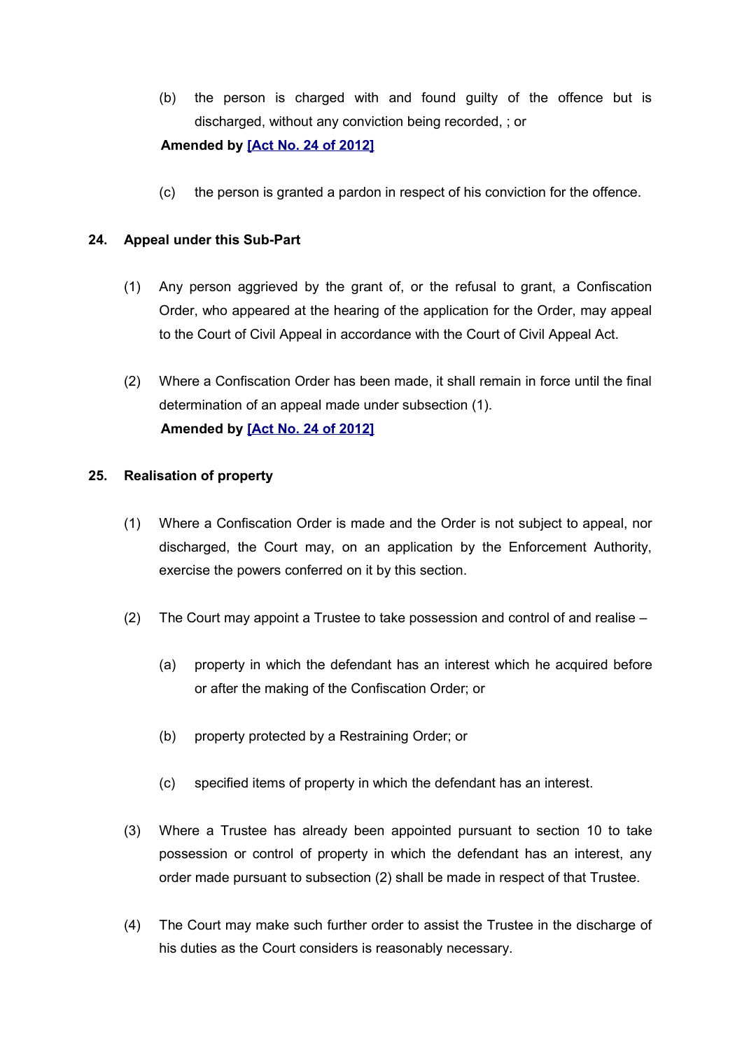(b) the person is charged with and found guilty of the offence but is discharged, without any conviction being recorded, ; or

**Amended by [Act No. 24 of 2012]**

(c) the person is granted a pardon in respect of his conviction for the offence.

**24. Appeal under this Sub-Part**

(1) Any person aggrieved by the grant of, or the refusal to grant, a Confiscation Order, who appeared at the hearing of the application for the Order, may appeal to the Court of Civil Appeal in accordance with the Court of Civil Appeal Act.

(2) Where a Confiscation Order has been made, it shall remain in force until the final determination of an appeal made under subsection (1).

**Amended by [Act No. 24 of 2012]**

**25. Realisation of property**

(1) Where a Confiscation Order is made and the Order is not subject to appeal, nor discharged, the Court may, on an application by the Enforcement Authority, exercise the powers conferred on it by this section.

(2) The Court may appoint a Trustee to take possession and control of and realise –

(a) property in which the defendant has an interest which he acquired before or after the making of the Confiscation Order; or

(b) property protected by a Restraining Order; or

(c) specified items of property in which the defendant has an interest.

(3) Where a Trustee has already been appointed pursuant to section 10 to take possession or control of property in which the defendant has an interest, any order made pursuant to subsection (2) shall be made in respect of that Trustee.

(4) The Court may make such further order to assist the Trustee in the discharge of his duties as the Court considers is reasonably necessary.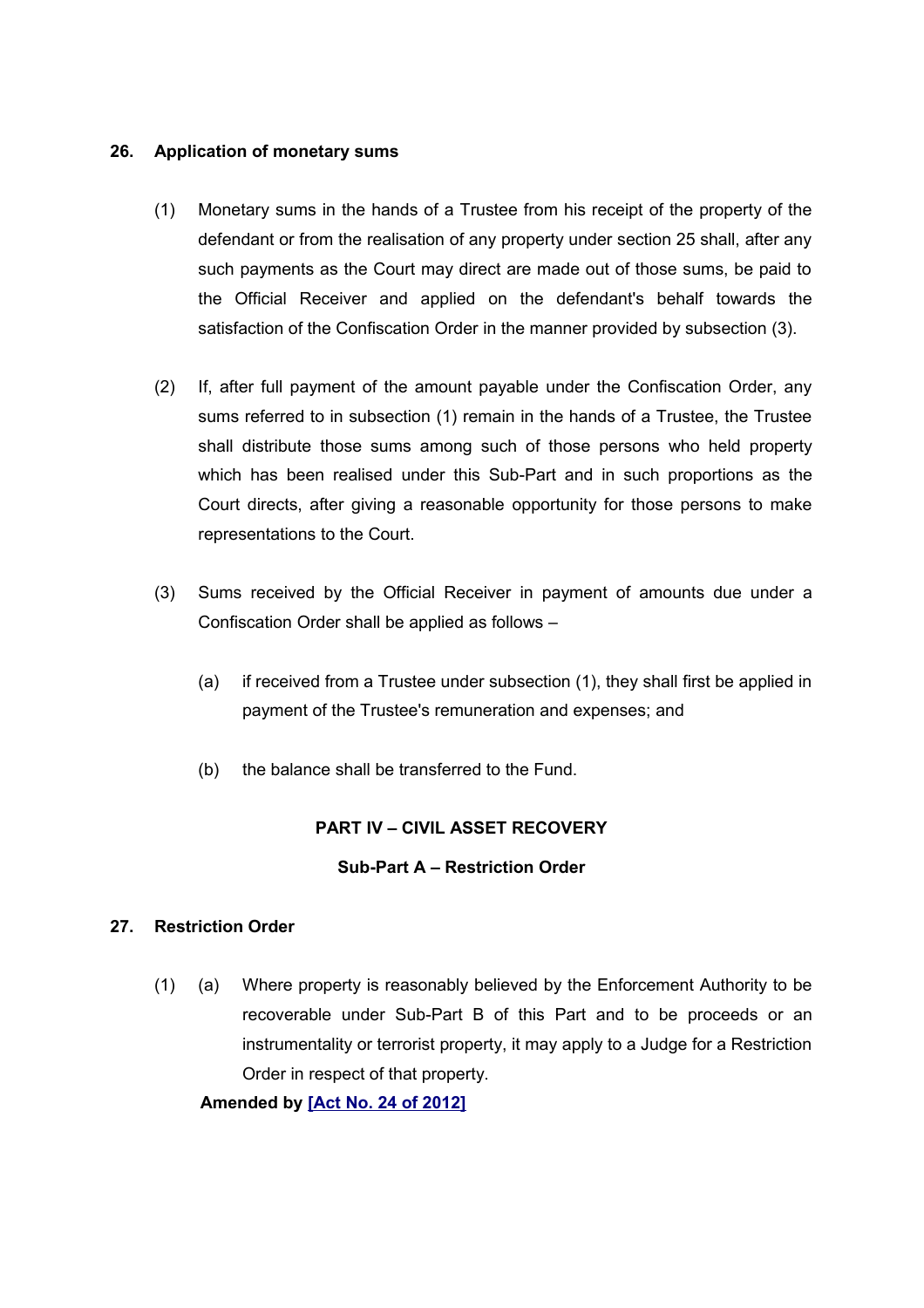**26. Application of monetary sums**

(1) Monetary sums in the hands of a Trustee from his receipt of the property of the defendant or from the realisation of any property under section 25 shall, after any such payments as the Court may direct are made out of those sums, be paid to the Official Receiver and applied on the defendant's behalf towards the satisfaction of the Confiscation Order in the manner provided by subsection (3).

(2) If, after full payment of the amount payable under the Confiscation Order, any sums referred to in subsection (1) remain in the hands of a Trustee, the Trustee shall distribute those sums among such of those persons who held property which has been realised under this Sub-Part and in such proportions as the Court directs, after giving a reasonable opportunity for those persons to make representations to the Court.

(3) Sums received by the Official Receiver in payment of amounts due under a Confiscation Order shall be applied as follows –

(a) if received from a Trustee under subsection (1), they shall first be applied in payment of the Trustee's remuneration and expenses; and

(b) the balance shall be transferred to the Fund.

## PART IV – CIVIL ASSET RECOVERY

### Sub-Part A – Restriction Order

**27. Restriction Order**

(1) (a) Where property is reasonably believed by the Enforcement Authority to be recoverable under Sub-Part B of this Part and to be proceeds or an instrumentality or terrorist property, it may apply to a Judge for a Restriction Order in respect of that property.

**Amended by [Act No. 24 of 2012]**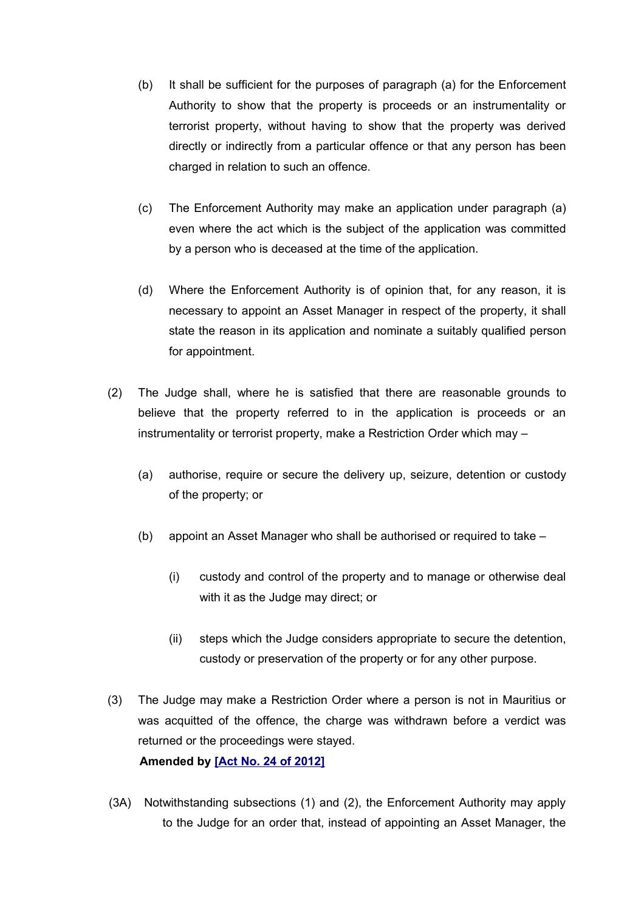(b) It shall be sufficient for the purposes of paragraph (a) for the Enforcement Authority to show that the property is proceeds or an instrumentality or terrorist property, without having to show that the property was derived directly or indirectly from a particular offence or that any person has been charged in relation to such an offence.

(c) The Enforcement Authority may make an application under paragraph (a) even where the act which is the subject of the application was committed by a person who is deceased at the time of the application.

(d) Where the Enforcement Authority is of opinion that, for any reason, it is necessary to appoint an Asset Manager in respect of the property, it shall state the reason in its application and nominate a suitably qualified person for appointment.

(2) The Judge shall, where he is satisfied that there are reasonable grounds to believe that the property referred to in the application is proceeds or an instrumentality or terrorist property, make a Restriction Order which may –

(a) authorise, require or secure the delivery up, seizure, detention or custody of the property; or

(b) appoint an Asset Manager who shall be authorised or required to take –

(i) custody and control of the property and to manage or otherwise deal with it as the Judge may direct; or

(ii) steps which the Judge considers appropriate to secure the detention, custody or preservation of the property or for any other purpose.

(3) The Judge may make a Restriction Order where a person is not in Mauritius or was acquitted of the offence, the charge was withdrawn before a verdict was returned or the proceedings were stayed.

**Amended by [Act No. 24 of 2012]**

(3A) Notwithstanding subsections (1) and (2), the Enforcement Authority may apply to the Judge for an order that, instead of appointing an Asset Manager, the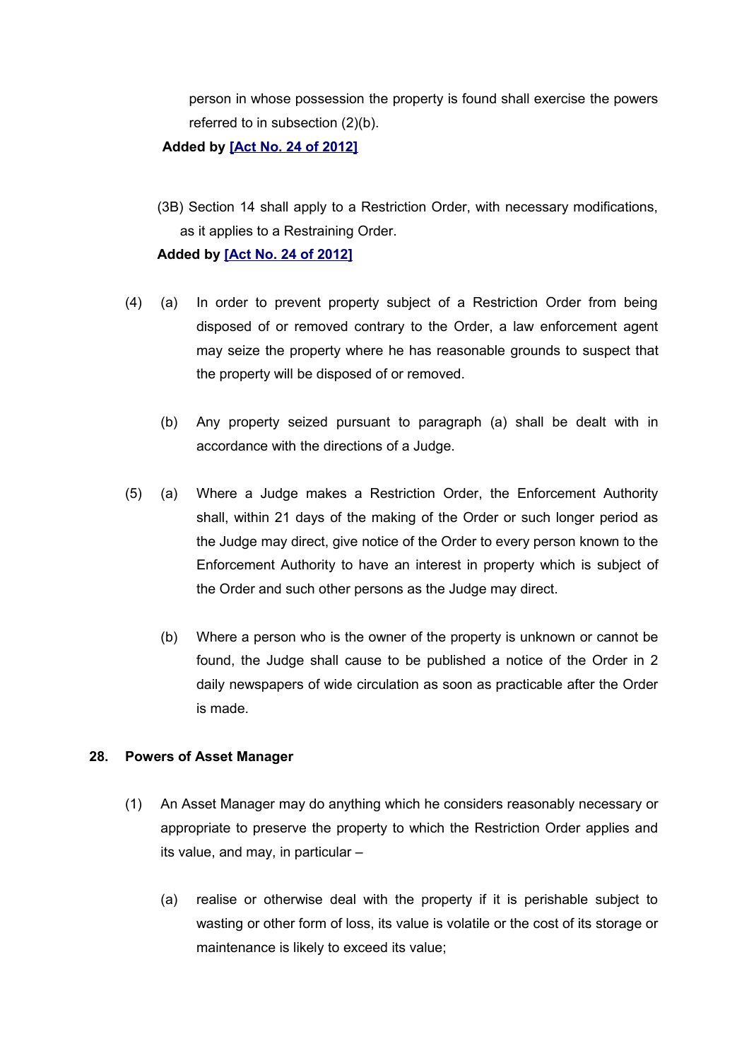person in whose possession the property is found shall exercise the powers referred to in subsection (2)(b).

**Added by [Act No. 24 of 2012]**

(3B) Section 14 shall apply to a Restriction Order, with necessary modifications, as it applies to a Restraining Order.

**Added by [Act No. 24 of 2012]**

(4) (a) In order to prevent property subject of a Restriction Order from being disposed of or removed contrary to the Order, a law enforcement agent may seize the property where he has reasonable grounds to suspect that the property will be disposed of or removed.

(b) Any property seized pursuant to paragraph (a) shall be dealt with in accordance with the directions of a Judge.

(5) (a) Where a Judge makes a Restriction Order, the Enforcement Authority shall, within 21 days of the making of the Order or such longer period as the Judge may direct, give notice of the Order to every person known to the Enforcement Authority to have an interest in property which is subject of the Order and such other persons as the Judge may direct.

(b) Where a person who is the owner of the property is unknown or cannot be found, the Judge shall cause to be published a notice of the Order in 2 daily newspapers of wide circulation as soon as practicable after the Order is made.

**28. Powers of Asset Manager**

(1) An Asset Manager may do anything which he considers reasonably necessary or appropriate to preserve the property to which the Restriction Order applies and its value, and may, in particular –

(a) realise or otherwise deal with the property if it is perishable subject to wasting or other form of loss, its value is volatile or the cost of its storage or maintenance is likely to exceed its value;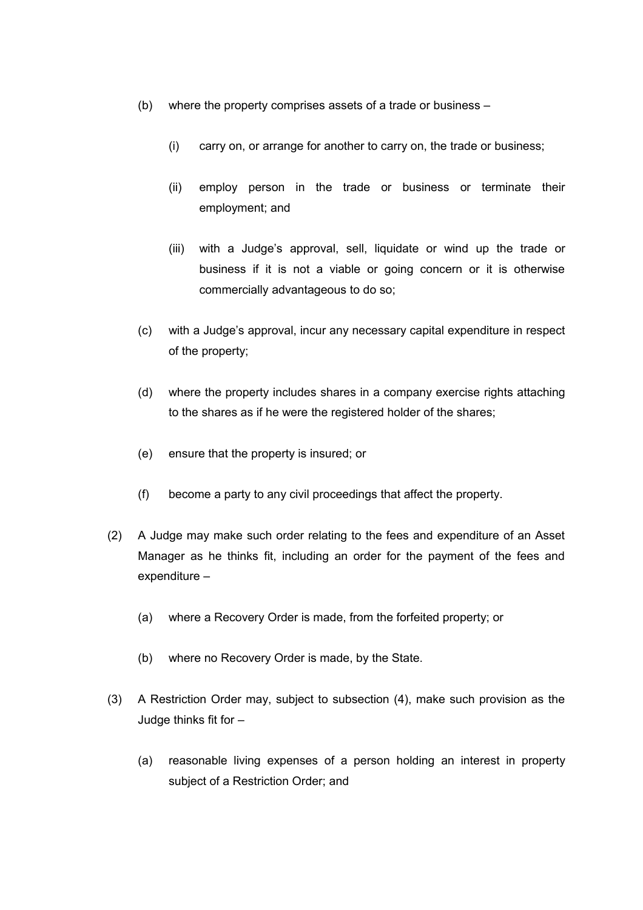(b) where the property comprises assets of a trade or business –

  (i) carry on, or arrange for another to carry on, the trade or business;

  (ii) employ person in the trade or business or terminate their employment; and

  (iii) with a Judge's approval, sell, liquidate or wind up the trade or business if it is not a viable or going concern or it is otherwise commercially advantageous to do so;

(c) with a Judge's approval, incur any necessary capital expenditure in respect of the property;

(d) where the property includes shares in a company exercise rights attaching to the shares as if he were the registered holder of the shares;

(e) ensure that the property is insured; or

(f) become a party to any civil proceedings that affect the property.

(2) A Judge may make such order relating to the fees and expenditure of an Asset Manager as he thinks fit, including an order for the payment of the fees and expenditure –

  (a) where a Recovery Order is made, from the forfeited property; or

  (b) where no Recovery Order is made, by the State.

(3) A Restriction Order may, subject to subsection (4), make such provision as the Judge thinks fit for –

  (a) reasonable living expenses of a person holding an interest in property subject of a Restriction Order; and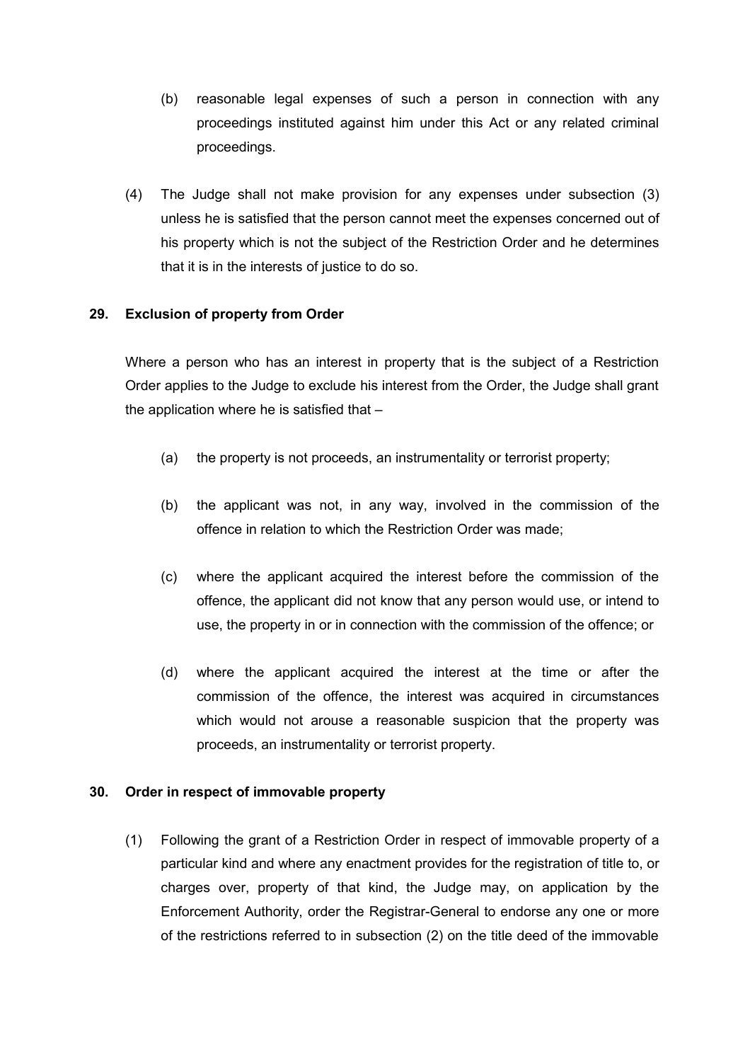(b) reasonable legal expenses of such a person in connection with any proceedings instituted against him under this Act or any related criminal proceedings.

(4) The Judge shall not make provision for any expenses under subsection (3) unless he is satisfied that the person cannot meet the expenses concerned out of his property which is not the subject of the Restriction Order and he determines that it is in the interests of justice to do so.

## 29. Exclusion of property from Order

Where a person who has an interest in property that is the subject of a Restriction Order applies to the Judge to exclude his interest from the Order, the Judge shall grant the application where he is satisfied that –

(a) the property is not proceeds, an instrumentality or terrorist property;

(b) the applicant was not, in any way, involved in the commission of the offence in relation to which the Restriction Order was made;

(c) where the applicant acquired the interest before the commission of the offence, the applicant did not know that any person would use, or intend to use, the property in or in connection with the commission of the offence; or

(d) where the applicant acquired the interest at the time or after the commission of the offence, the interest was acquired in circumstances which would not arouse a reasonable suspicion that the property was proceeds, an instrumentality or terrorist property.

## 30. Order in respect of immovable property

(1) Following the grant of a Restriction Order in respect of immovable property of a particular kind and where any enactment provides for the registration of title to, or charges over, property of that kind, the Judge may, on application by the Enforcement Authority, order the Registrar-General to endorse any one or more of the restrictions referred to in subsection (2) on the title deed of the immovable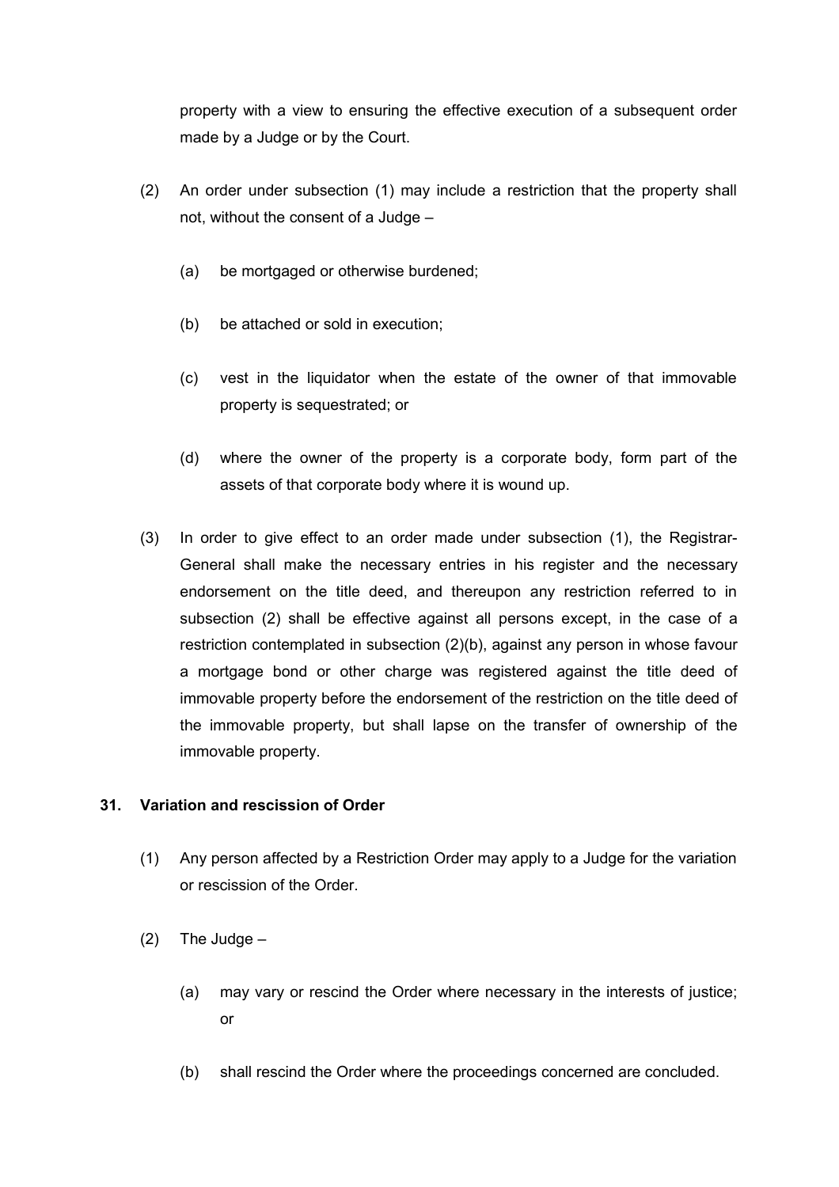property with a view to ensuring the effective execution of a subsequent order made by a Judge or by the Court.

(2) An order under subsection (1) may include a restriction that the property shall not, without the consent of a Judge –

(a) be mortgaged or otherwise burdened;

(b) be attached or sold in execution;

(c) vest in the liquidator when the estate of the owner of that immovable property is sequestrated; or

(d) where the owner of the property is a corporate body, form part of the assets of that corporate body where it is wound up.

(3) In order to give effect to an order made under subsection (1), the Registrar-General shall make the necessary entries in his register and the necessary endorsement on the title deed, and thereupon any restriction referred to in subsection (2) shall be effective against all persons except, in the case of a restriction contemplated in subsection (2)(b), against any person in whose favour a mortgage bond or other charge was registered against the title deed of immovable property before the endorsement of the restriction on the title deed of the immovable property, but shall lapse on the transfer of ownership of the immovable property.

**31. Variation and rescission of Order**

(1) Any person affected by a Restriction Order may apply to a Judge for the variation or rescission of the Order.

(2) The Judge –

(a) may vary or rescind the Order where necessary in the interests of justice; or

(b) shall rescind the Order where the proceedings concerned are concluded.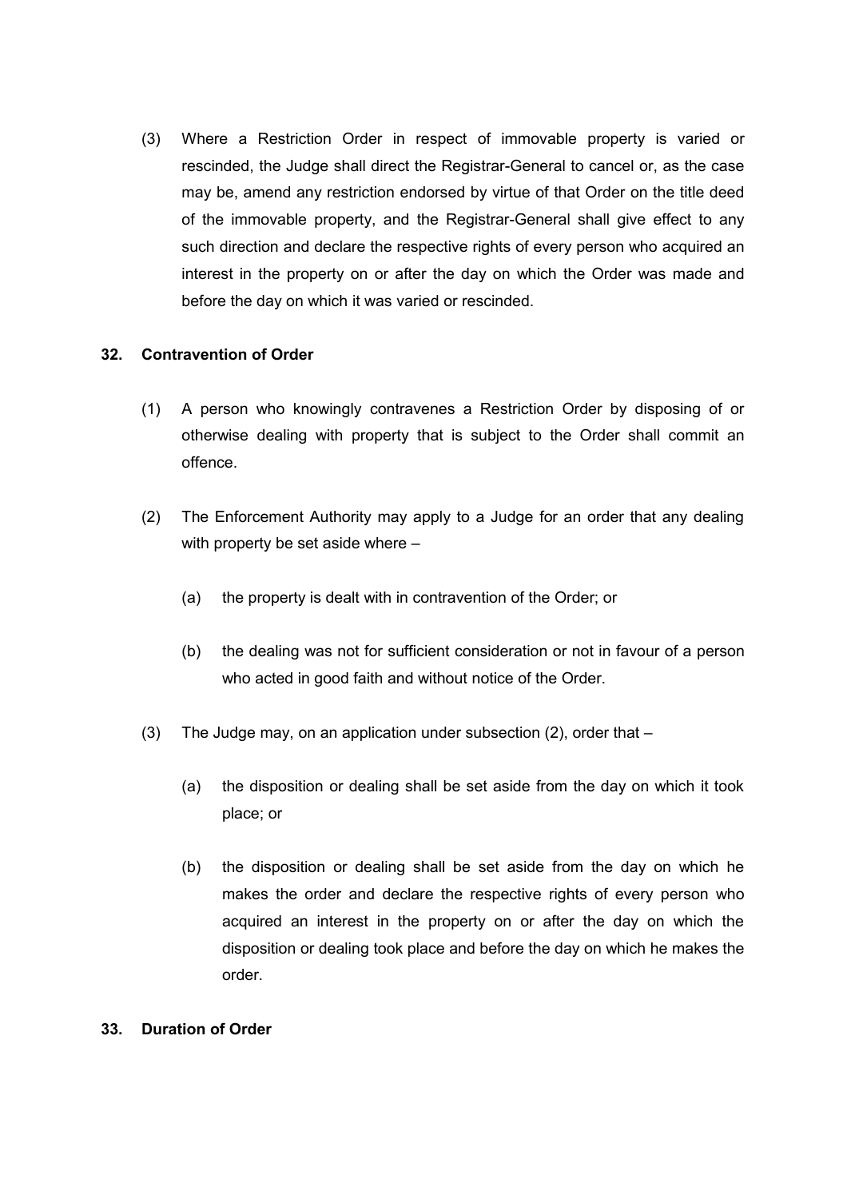(3) Where a Restriction Order in respect of immovable property is varied or rescinded, the Judge shall direct the Registrar-General to cancel or, as the case may be, amend any restriction endorsed by virtue of that Order on the title deed of the immovable property, and the Registrar-General shall give effect to any such direction and declare the respective rights of every person who acquired an interest in the property on or after the day on which the Order was made and before the day on which it was varied or rescinded.

### 32. Contravention of Order

(1) A person who knowingly contravenes a Restriction Order by disposing of or otherwise dealing with property that is subject to the Order shall commit an offence.

(2) The Enforcement Authority may apply to a Judge for an order that any dealing with property be set aside where –

(a) the property is dealt with in contravention of the Order; or

(b) the dealing was not for sufficient consideration or not in favour of a person who acted in good faith and without notice of the Order.

(3) The Judge may, on an application under subsection (2), order that –

(a) the disposition or dealing shall be set aside from the day on which it took place; or

(b) the disposition or dealing shall be set aside from the day on which he makes the order and declare the respective rights of every person who acquired an interest in the property on or after the day on which the disposition or dealing took place and before the day on which he makes the order.

### 33. Duration of Order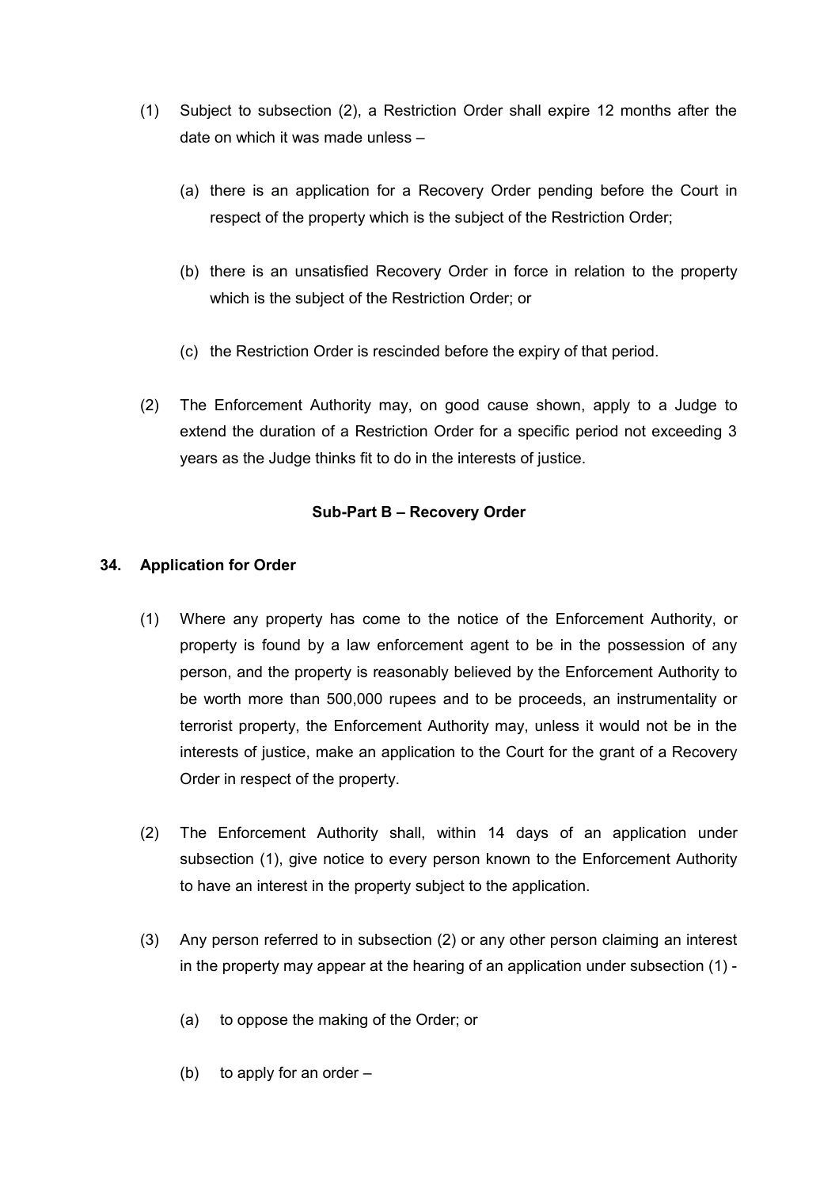(1) Subject to subsection (2), a Restriction Order shall expire 12 months after the date on which it was made unless –

   (a) there is an application for a Recovery Order pending before the Court in respect of the property which is the subject of the Restriction Order;

   (b) there is an unsatisfied Recovery Order in force in relation to the property which is the subject of the Restriction Order; or

   (c) the Restriction Order is rescinded before the expiry of that period.

(2) The Enforcement Authority may, on good cause shown, apply to a Judge to extend the duration of a Restriction Order for a specific period not exceeding 3 years as the Judge thinks fit to do in the interests of justice.

**Sub-Part B – Recovery Order**

**34. Application for Order**

(1) Where any property has come to the notice of the Enforcement Authority, or property is found by a law enforcement agent to be in the possession of any person, and the property is reasonably believed by the Enforcement Authority to be worth more than 500,000 rupees and to be proceeds, an instrumentality or terrorist property, the Enforcement Authority may, unless it would not be in the interests of justice, make an application to the Court for the grant of a Recovery Order in respect of the property.

(2) The Enforcement Authority shall, within 14 days of an application under subsection (1), give notice to every person known to the Enforcement Authority to have an interest in the property subject to the application.

(3) Any person referred to in subsection (2) or any other person claiming an interest in the property may appear at the hearing of an application under subsection (1) -

   (a) to oppose the making of the Order; or

   (b) to apply for an order –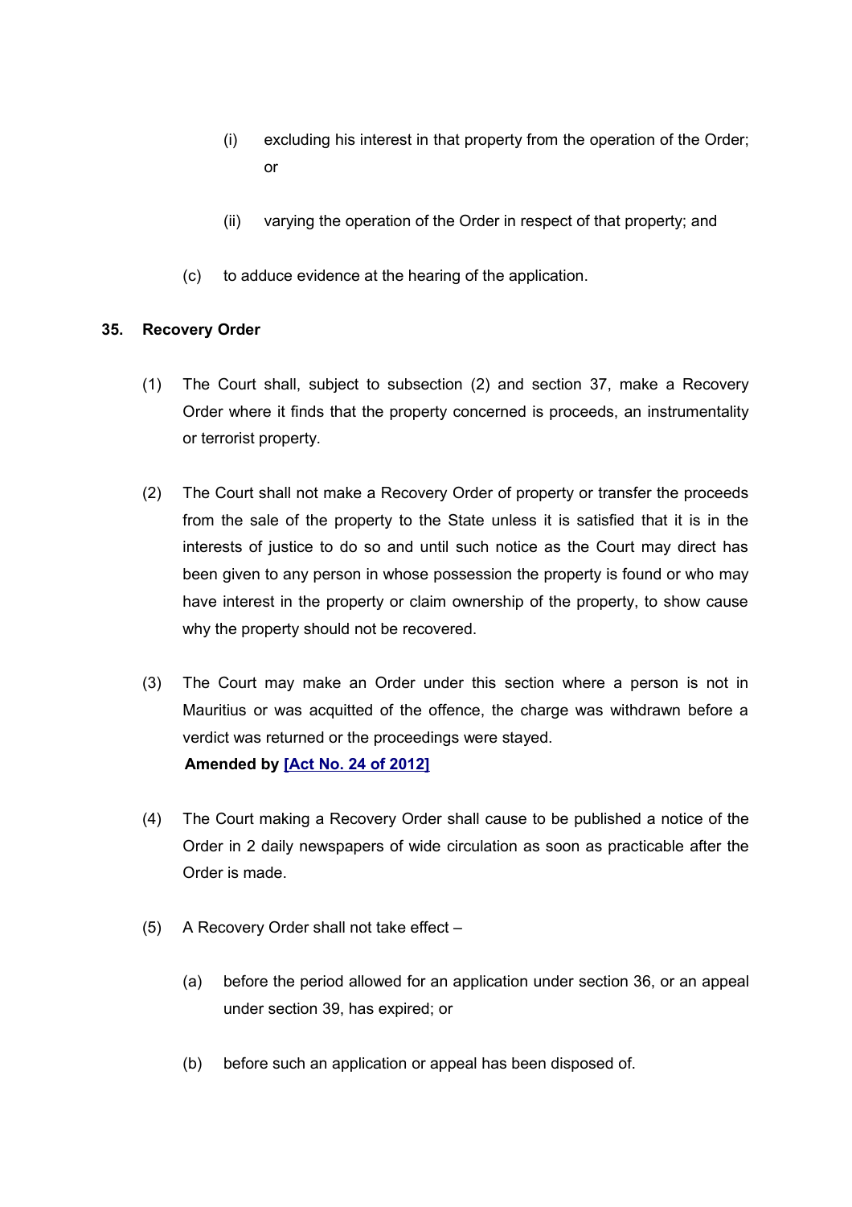(i) excluding his interest in that property from the operation of the Order; or

(ii) varying the operation of the Order in respect of that property; and

(c) to adduce evidence at the hearing of the application.

### 35. Recovery Order

(1) The Court shall, subject to subsection (2) and section 37, make a Recovery Order where it finds that the property concerned is proceeds, an instrumentality or terrorist property.

(2) The Court shall not make a Recovery Order of property or transfer the proceeds from the sale of the property to the State unless it is satisfied that it is in the interests of justice to do so and until such notice as the Court may direct has been given to any person in whose possession the property is found or who may have interest in the property or claim ownership of the property, to show cause why the property should not be recovered.

(3) The Court may make an Order under this section where a person is not in Mauritius or was acquitted of the offence, the charge was withdrawn before a verdict was returned or the proceedings were stayed.
**Amended by [Act No. 24 of 2012]**

(4) The Court making a Recovery Order shall cause to be published a notice of the Order in 2 daily newspapers of wide circulation as soon as practicable after the Order is made.

(5) A Recovery Order shall not take effect –

(a) before the period allowed for an application under section 36, or an appeal under section 39, has expired; or

(b) before such an application or appeal has been disposed of.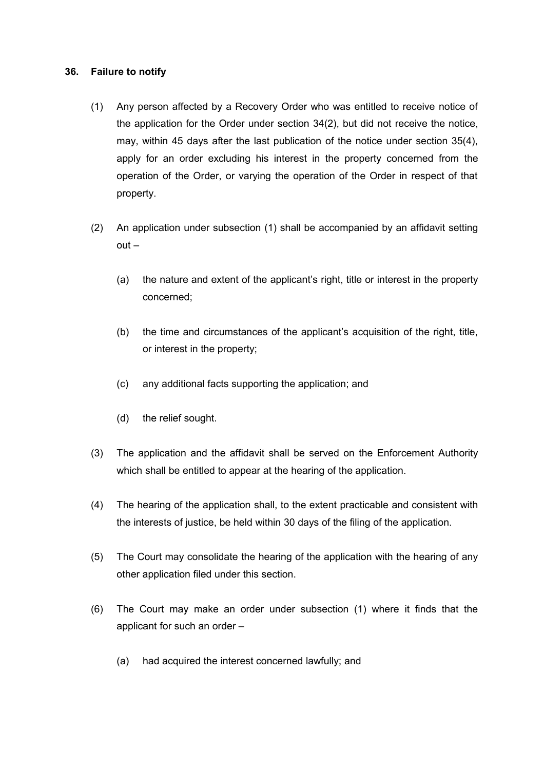### 36. Failure to notify

(1) Any person affected by a Recovery Order who was entitled to receive notice of the application for the Order under section 34(2), but did not receive the notice, may, within 45 days after the last publication of the notice under section 35(4), apply for an order excluding his interest in the property concerned from the operation of the Order, or varying the operation of the Order in respect of that property.

(2) An application under subsection (1) shall be accompanied by an affidavit setting out –

(a) the nature and extent of the applicant's right, title or interest in the property concerned;

(b) the time and circumstances of the applicant's acquisition of the right, title, or interest in the property;

(c) any additional facts supporting the application; and

(d) the relief sought.

(3) The application and the affidavit shall be served on the Enforcement Authority which shall be entitled to appear at the hearing of the application.

(4) The hearing of the application shall, to the extent practicable and consistent with the interests of justice, be held within 30 days of the filing of the application.

(5) The Court may consolidate the hearing of the application with the hearing of any other application filed under this section.

(6) The Court may make an order under subsection (1) where it finds that the applicant for such an order –

(a) had acquired the interest concerned lawfully; and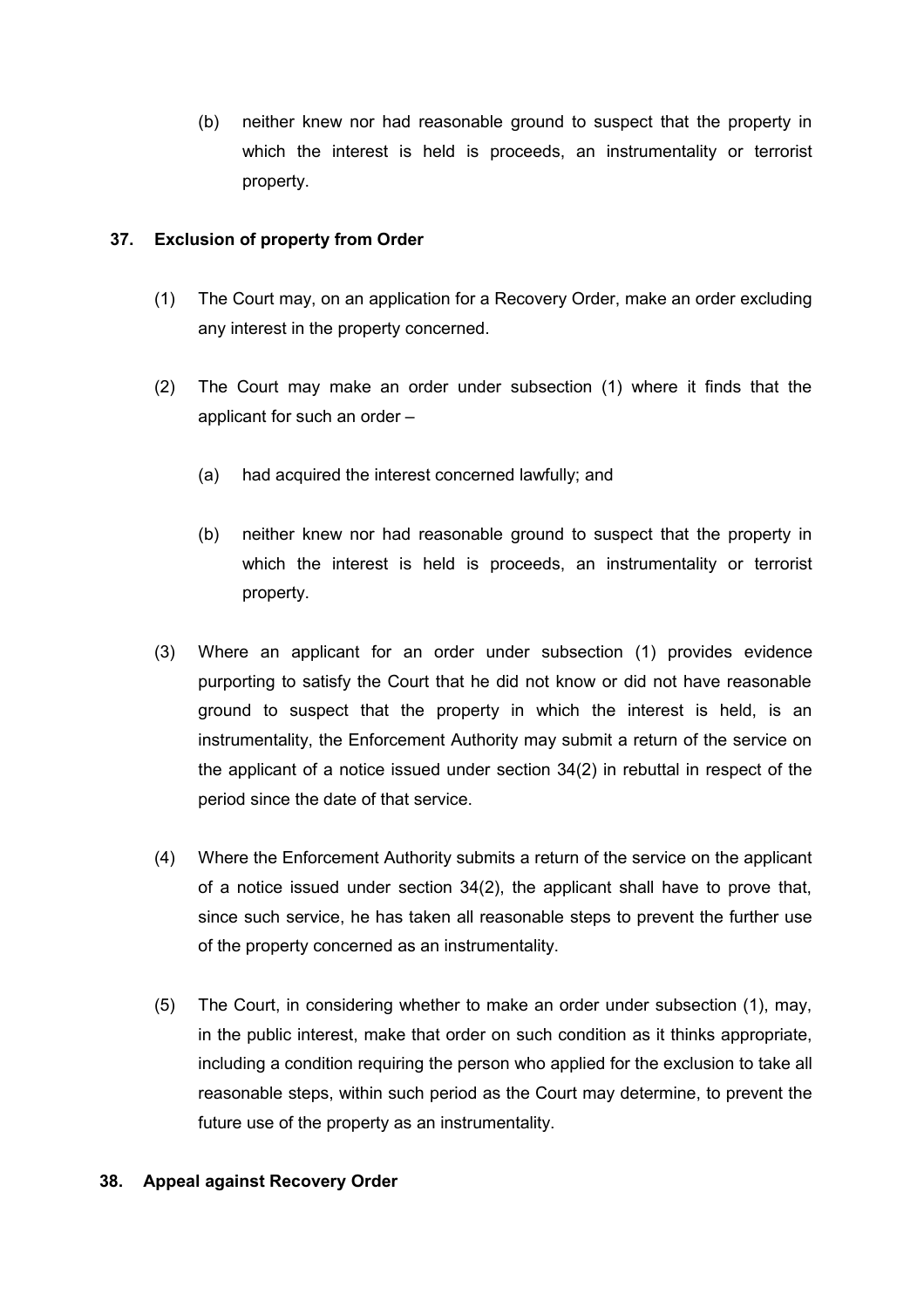(b) neither knew nor had reasonable ground to suspect that the property in which the interest is held is proceeds, an instrumentality or terrorist property.

**37. Exclusion of property from Order**

(1) The Court may, on an application for a Recovery Order, make an order excluding any interest in the property concerned.

(2) The Court may make an order under subsection (1) where it finds that the applicant for such an order –

(a) had acquired the interest concerned lawfully; and

(b) neither knew nor had reasonable ground to suspect that the property in which the interest is held is proceeds, an instrumentality or terrorist property.

(3) Where an applicant for an order under subsection (1) provides evidence purporting to satisfy the Court that he did not know or did not have reasonable ground to suspect that the property in which the interest is held, is an instrumentality, the Enforcement Authority may submit a return of the service on the applicant of a notice issued under section 34(2) in rebuttal in respect of the period since the date of that service.

(4) Where the Enforcement Authority submits a return of the service on the applicant of a notice issued under section 34(2), the applicant shall have to prove that, since such service, he has taken all reasonable steps to prevent the further use of the property concerned as an instrumentality.

(5) The Court, in considering whether to make an order under subsection (1), may, in the public interest, make that order on such condition as it thinks appropriate, including a condition requiring the person who applied for the exclusion to take all reasonable steps, within such period as the Court may determine, to prevent the future use of the property as an instrumentality.

**38. Appeal against Recovery Order**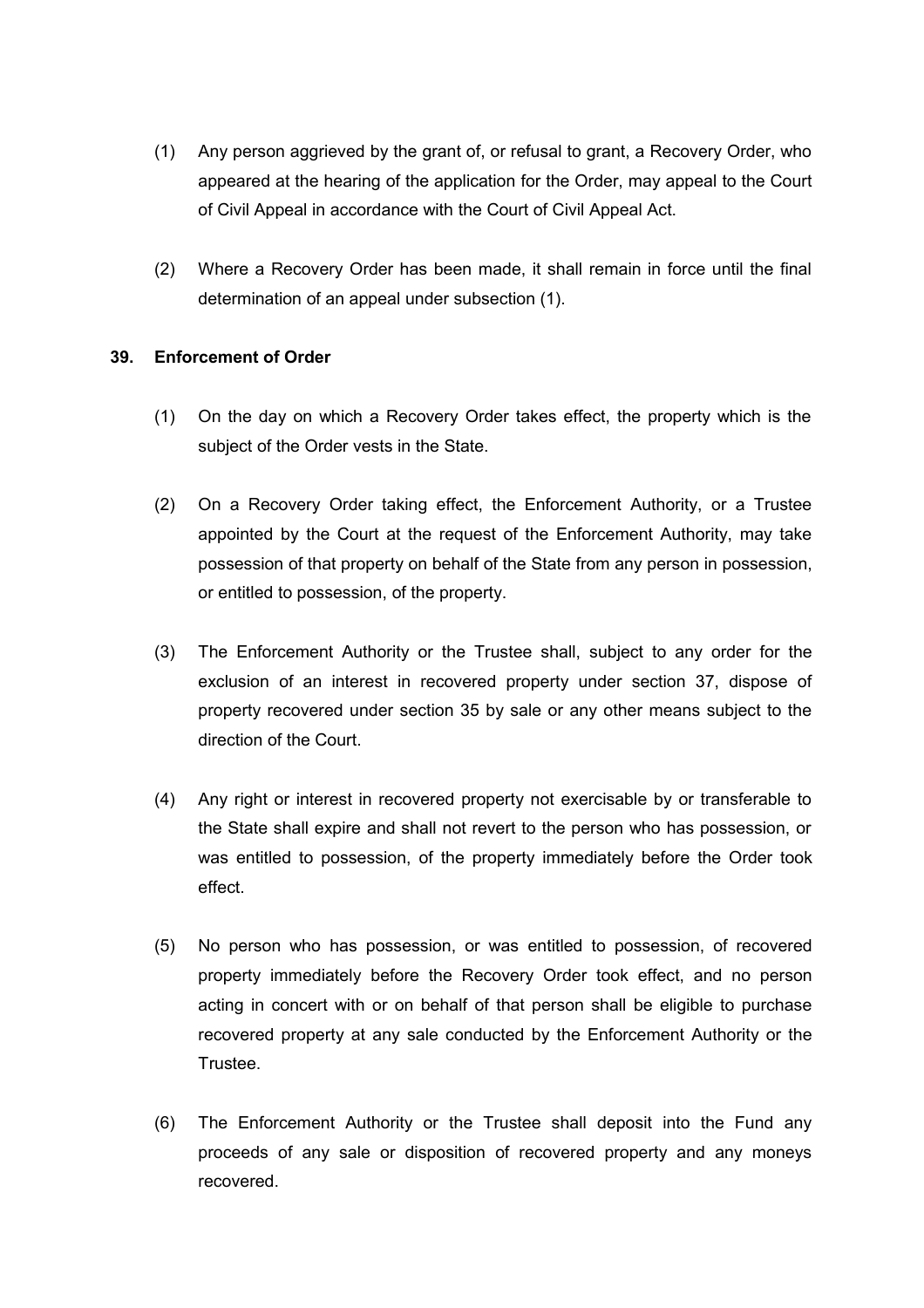(1) Any person aggrieved by the grant of, or refusal to grant, a Recovery Order, who appeared at the hearing of the application for the Order, may appeal to the Court of Civil Appeal in accordance with the Court of Civil Appeal Act.

(2) Where a Recovery Order has been made, it shall remain in force until the final determination of an appeal under subsection (1).

### 39. Enforcement of Order

(1) On the day on which a Recovery Order takes effect, the property which is the subject of the Order vests in the State.

(2) On a Recovery Order taking effect, the Enforcement Authority, or a Trustee appointed by the Court at the request of the Enforcement Authority, may take possession of that property on behalf of the State from any person in possession, or entitled to possession, of the property.

(3) The Enforcement Authority or the Trustee shall, subject to any order for the exclusion of an interest in recovered property under section 37, dispose of property recovered under section 35 by sale or any other means subject to the direction of the Court.

(4) Any right or interest in recovered property not exercisable by or transferable to the State shall expire and shall not revert to the person who has possession, or was entitled to possession, of the property immediately before the Order took effect.

(5) No person who has possession, or was entitled to possession, of recovered property immediately before the Recovery Order took effect, and no person acting in concert with or on behalf of that person shall be eligible to purchase recovered property at any sale conducted by the Enforcement Authority or the Trustee.

(6) The Enforcement Authority or the Trustee shall deposit into the Fund any proceeds of any sale or disposition of recovered property and any moneys recovered.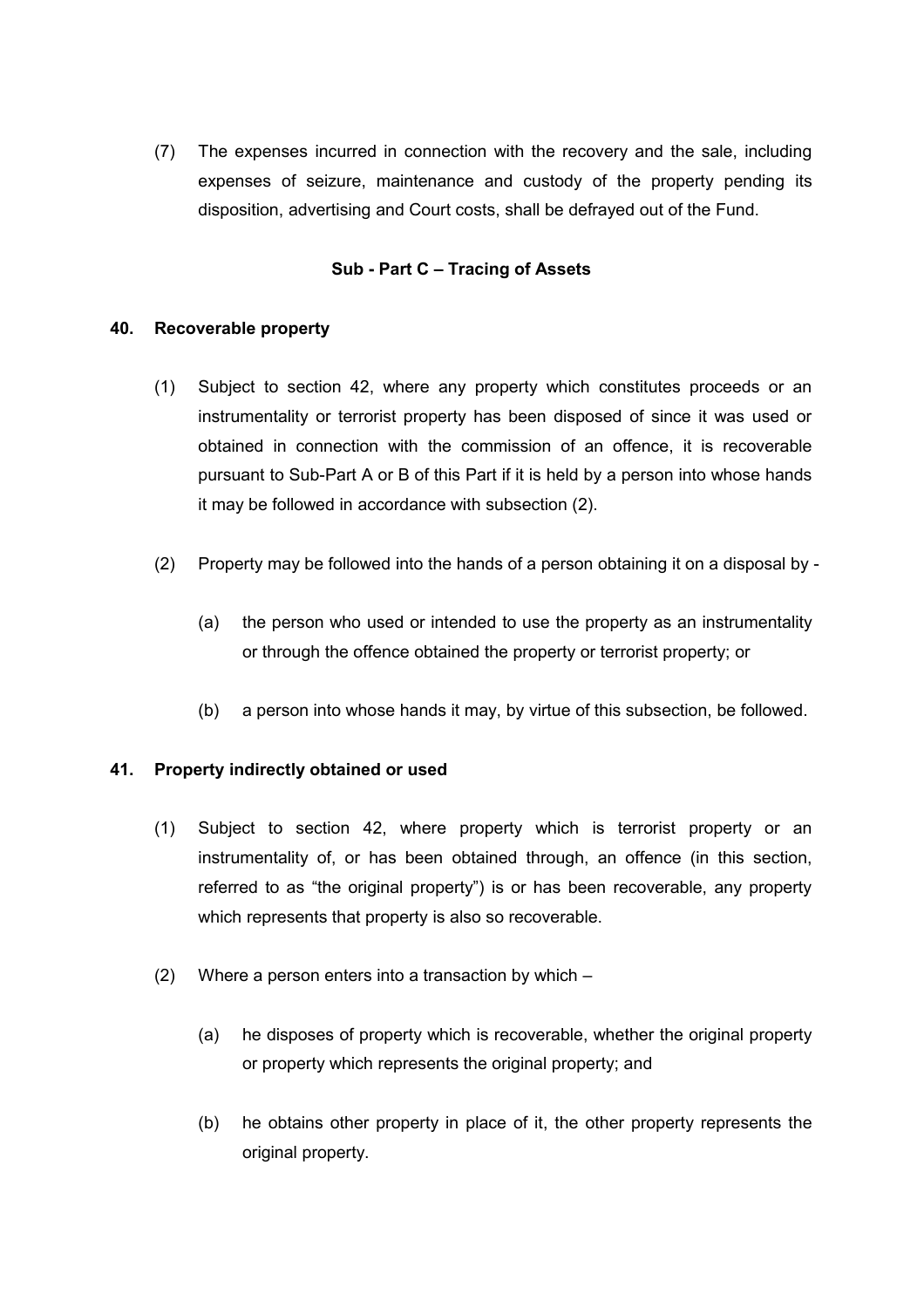(7) The expenses incurred in connection with the recovery and the sale, including expenses of seizure, maintenance and custody of the property pending its disposition, advertising and Court costs, shall be defrayed out of the Fund.

### Sub - Part C – Tracing of Assets

#### 40. Recoverable property

(1) Subject to section 42, where any property which constitutes proceeds or an instrumentality or terrorist property has been disposed of since it was used or obtained in connection with the commission of an offence, it is recoverable pursuant to Sub-Part A or B of this Part if it is held by a person into whose hands it may be followed in accordance with subsection (2).

(2) Property may be followed into the hands of a person obtaining it on a disposal by -

(a) the person who used or intended to use the property as an instrumentality or through the offence obtained the property or terrorist property; or

(b) a person into whose hands it may, by virtue of this subsection, be followed.

#### 41. Property indirectly obtained or used

(1) Subject to section 42, where property which is terrorist property or an instrumentality of, or has been obtained through, an offence (in this section, referred to as "the original property") is or has been recoverable, any property which represents that property is also so recoverable.

(2) Where a person enters into a transaction by which –

(a) he disposes of property which is recoverable, whether the original property or property which represents the original property; and

(b) he obtains other property in place of it, the other property represents the original property.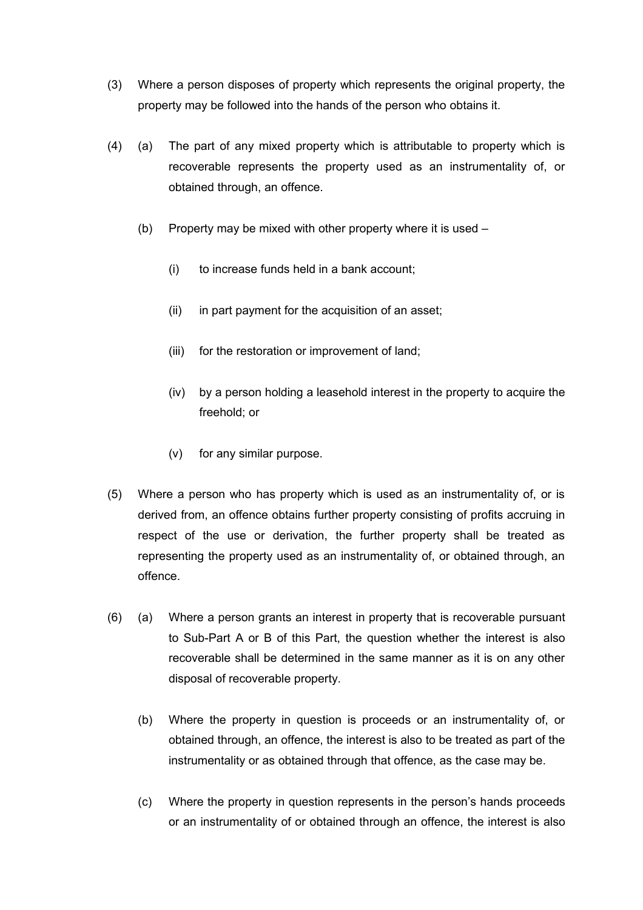(3) Where a person disposes of property which represents the original property, the property may be followed into the hands of the person who obtains it.

(4) (a) The part of any mixed property which is attributable to property which is recoverable represents the property used as an instrumentality of, or obtained through, an offence.

(b) Property may be mixed with other property where it is used –

(i) to increase funds held in a bank account;

(ii) in part payment for the acquisition of an asset;

(iii) for the restoration or improvement of land;

(iv) by a person holding a leasehold interest in the property to acquire the freehold; or

(v) for any similar purpose.

(5) Where a person who has property which is used as an instrumentality of, or is derived from, an offence obtains further property consisting of profits accruing in respect of the use or derivation, the further property shall be treated as representing the property used as an instrumentality of, or obtained through, an offence.

(6) (a) Where a person grants an interest in property that is recoverable pursuant to Sub-Part A or B of this Part, the question whether the interest is also recoverable shall be determined in the same manner as it is on any other disposal of recoverable property.

(b) Where the property in question is proceeds or an instrumentality of, or obtained through, an offence, the interest is also to be treated as part of the instrumentality or as obtained through that offence, as the case may be.

(c) Where the property in question represents in the person's hands proceeds or an instrumentality of or obtained through an offence, the interest is also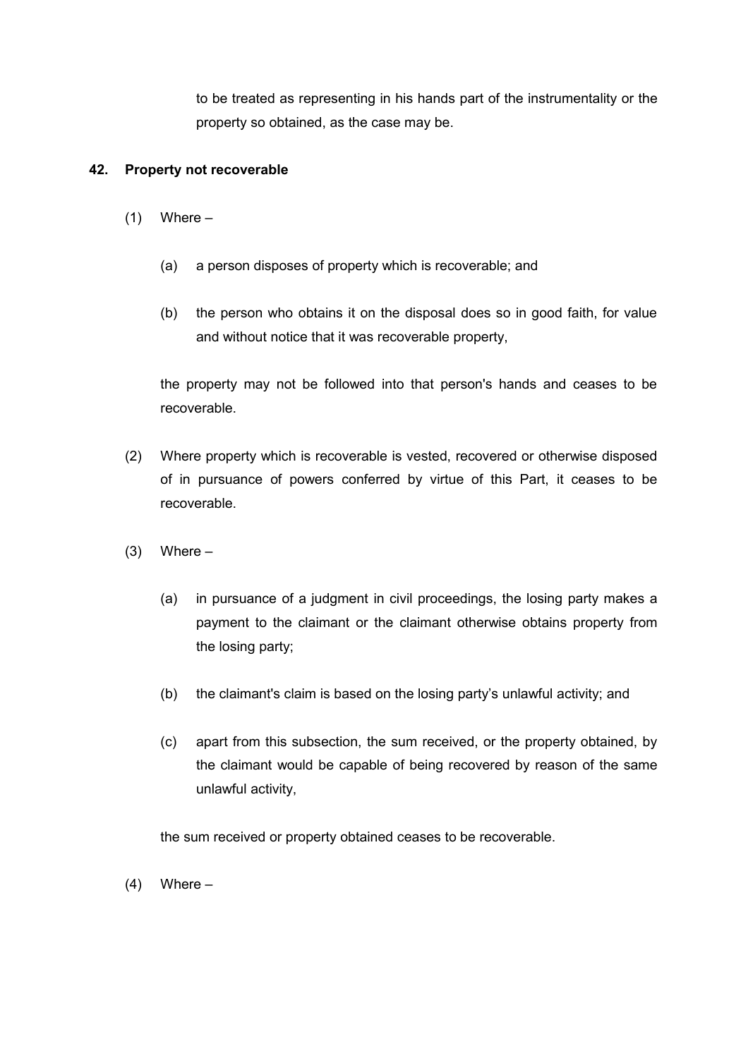to be treated as representing in his hands part of the instrumentality or the property so obtained, as the case may be.

### 42. Property not recoverable

(1) Where –

(a) a person disposes of property which is recoverable; and

(b) the person who obtains it on the disposal does so in good faith, for value and without notice that it was recoverable property,

the property may not be followed into that person's hands and ceases to be recoverable.

(2) Where property which is recoverable is vested, recovered or otherwise disposed of in pursuance of powers conferred by virtue of this Part, it ceases to be recoverable.

(3) Where –

(a) in pursuance of a judgment in civil proceedings, the losing party makes a payment to the claimant or the claimant otherwise obtains property from the losing party;

(b) the claimant's claim is based on the losing party's unlawful activity; and

(c) apart from this subsection, the sum received, or the property obtained, by the claimant would be capable of being recovered by reason of the same unlawful activity,

the sum received or property obtained ceases to be recoverable.

(4) Where –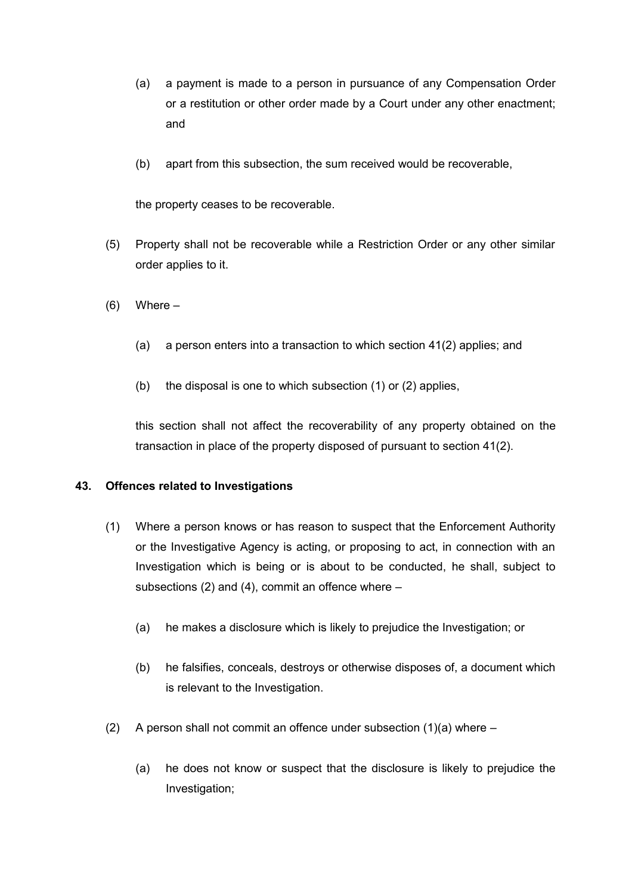(a) a payment is made to a person in pursuance of any Compensation Order or a restitution or other order made by a Court under any other enactment; and

(b) apart from this subsection, the sum received would be recoverable,

the property ceases to be recoverable.

(5) Property shall not be recoverable while a Restriction Order or any other similar order applies to it.

(6) Where –

(a) a person enters into a transaction to which section 41(2) applies; and

(b) the disposal is one to which subsection (1) or (2) applies,

this section shall not affect the recoverability of any property obtained on the transaction in place of the property disposed of pursuant to section 41(2).

**43. Offences related to Investigations**

(1) Where a person knows or has reason to suspect that the Enforcement Authority or the Investigative Agency is acting, or proposing to act, in connection with an Investigation which is being or is about to be conducted, he shall, subject to subsections (2) and (4), commit an offence where –

(a) he makes a disclosure which is likely to prejudice the Investigation; or

(b) he falsifies, conceals, destroys or otherwise disposes of, a document which is relevant to the Investigation.

(2) A person shall not commit an offence under subsection (1)(a) where –

(a) he does not know or suspect that the disclosure is likely to prejudice the Investigation;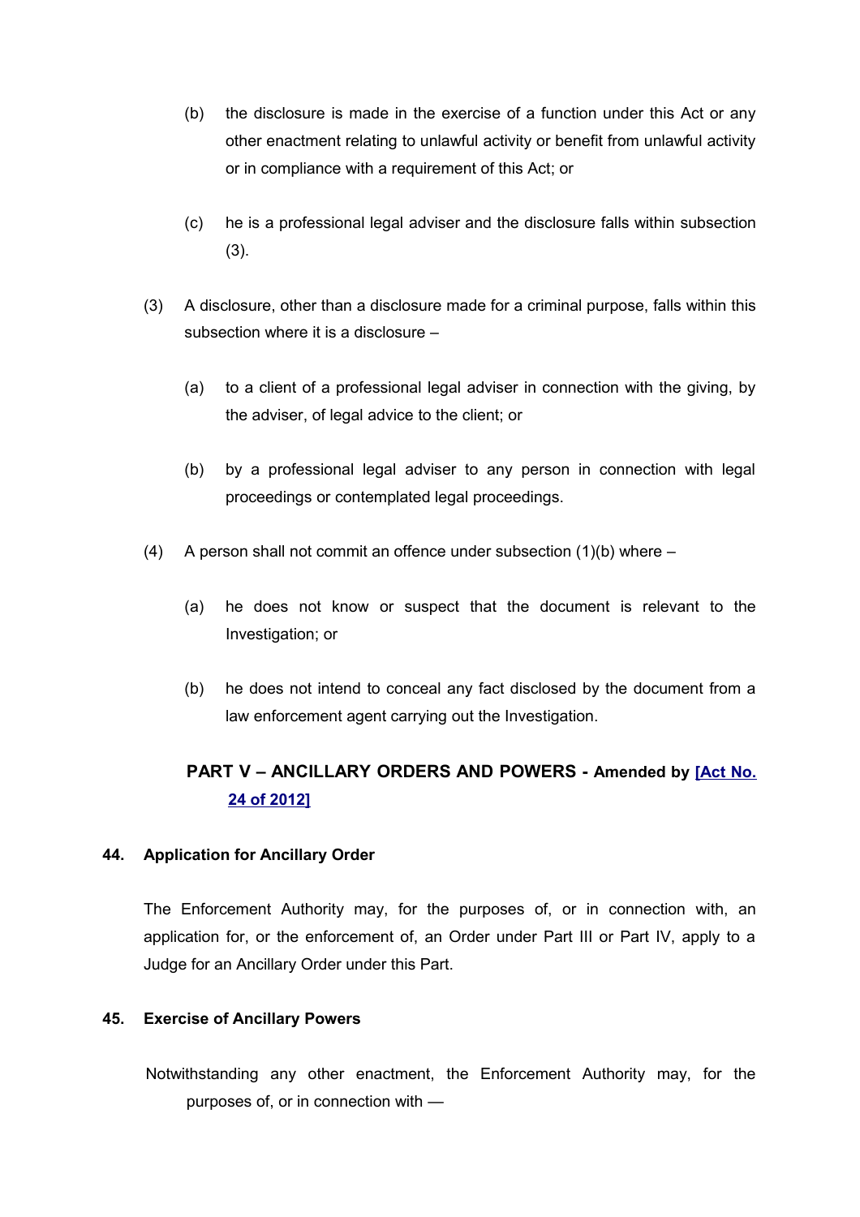(b) the disclosure is made in the exercise of a function under this Act or any other enactment relating to unlawful activity or benefit from unlawful activity or in compliance with a requirement of this Act; or

(c) he is a professional legal adviser and the disclosure falls within subsection (3).

(3) A disclosure, other than a disclosure made for a criminal purpose, falls within this subsection where it is a disclosure –

(a) to a client of a professional legal adviser in connection with the giving, by the adviser, of legal advice to the client; or

(b) by a professional legal adviser to any person in connection with legal proceedings or contemplated legal proceedings.

(4) A person shall not commit an offence under subsection (1)(b) where –

(a) he does not know or suspect that the document is relevant to the Investigation; or

(b) he does not intend to conceal any fact disclosed by the document from a law enforcement agent carrying out the Investigation.

## PART V – ANCILLARY ORDERS AND POWERS - Amended by [Act No. 24 of 2012]

### 44. Application for Ancillary Order

The Enforcement Authority may, for the purposes of, or in connection with, an application for, or the enforcement of, an Order under Part III or Part IV, apply to a Judge for an Ancillary Order under this Part.

### 45. Exercise of Ancillary Powers

Notwithstanding any other enactment, the Enforcement Authority may, for the purposes of, or in connection with —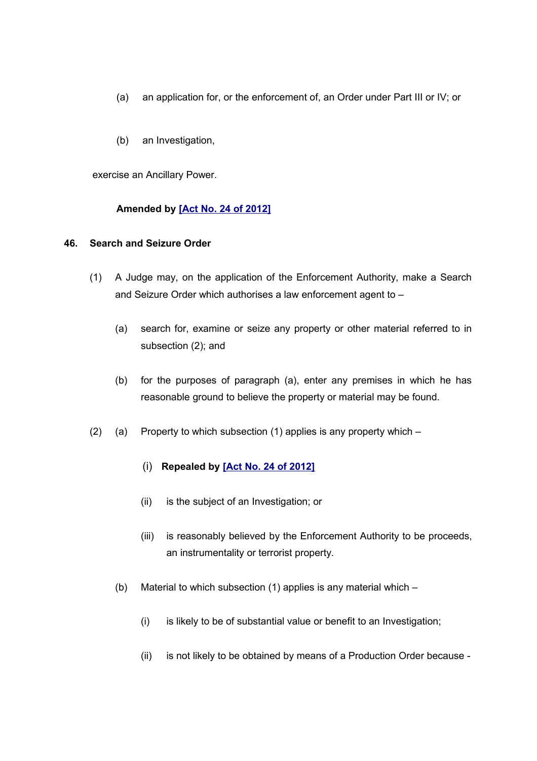(a) an application for, or the enforcement of, an Order under Part III or IV; or

(b) an Investigation,

exercise an Ancillary Power.

**Amended by [Act No. 24 of 2012]**

### 46. Search and Seizure Order

(1) A Judge may, on the application of the Enforcement Authority, make a Search and Seizure Order which authorises a law enforcement agent to –

(a) search for, examine or seize any property or other material referred to in subsection (2); and

(b) for the purposes of paragraph (a), enter any premises in which he has reasonable ground to believe the property or material may be found.

(2) (a) Property to which subsection (1) applies is any property which –

(i) **Repealed by [Act No. 24 of 2012]**

(ii) is the subject of an Investigation; or

(iii) is reasonably believed by the Enforcement Authority to be proceeds, an instrumentality or terrorist property.

(b) Material to which subsection (1) applies is any material which –

(i) is likely to be of substantial value or benefit to an Investigation;

(ii) is not likely to be obtained by means of a Production Order because -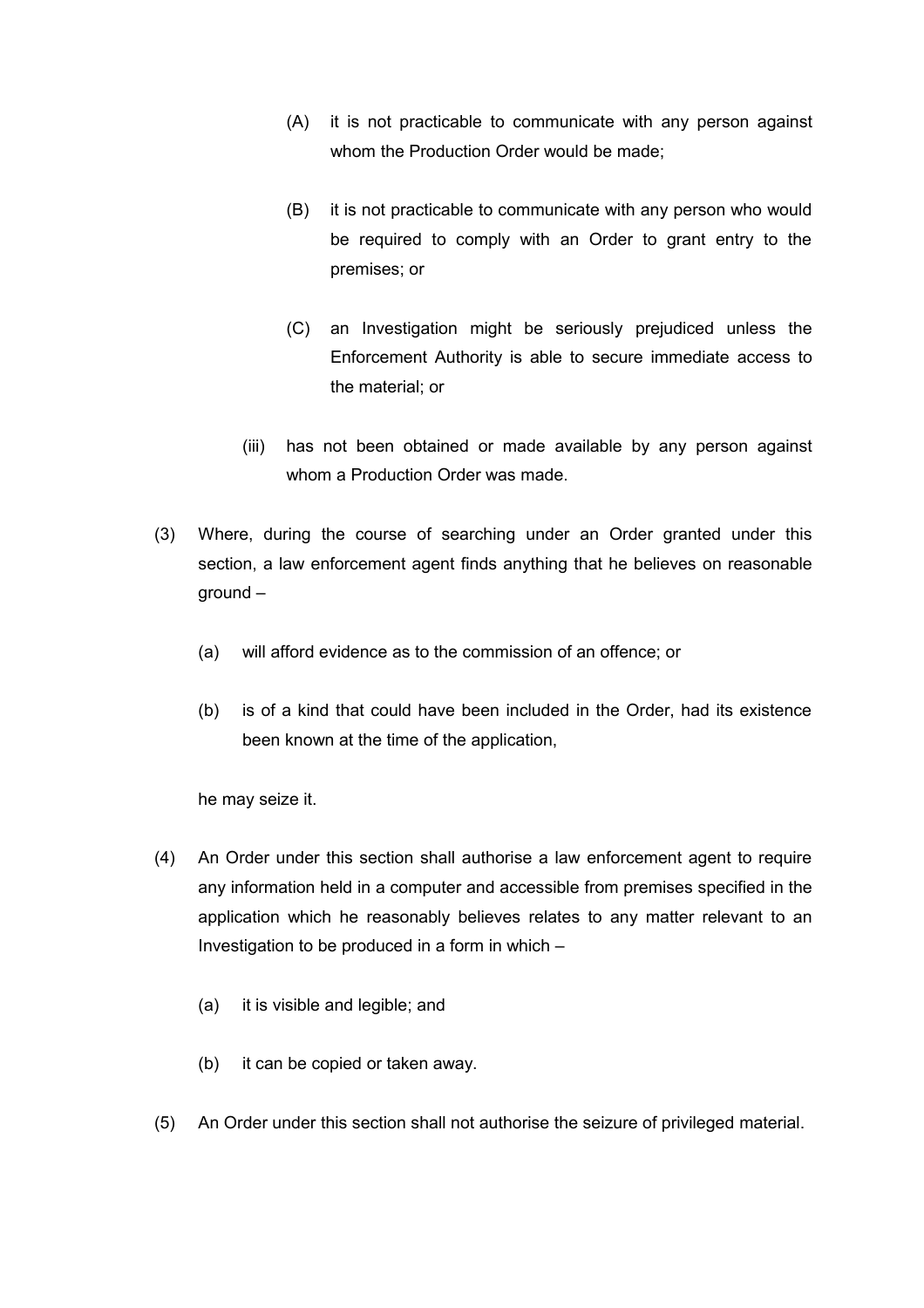(A) it is not practicable to communicate with any person against whom the Production Order would be made;

(B) it is not practicable to communicate with any person who would be required to comply with an Order to grant entry to the premises; or

(C) an Investigation might be seriously prejudiced unless the Enforcement Authority is able to secure immediate access to the material; or

(iii) has not been obtained or made available by any person against whom a Production Order was made.

(3) Where, during the course of searching under an Order granted under this section, a law enforcement agent finds anything that he believes on reasonable ground –

(a) will afford evidence as to the commission of an offence; or

(b) is of a kind that could have been included in the Order, had its existence been known at the time of the application,

he may seize it.

(4) An Order under this section shall authorise a law enforcement agent to require any information held in a computer and accessible from premises specified in the application which he reasonably believes relates to any matter relevant to an Investigation to be produced in a form in which –

(a) it is visible and legible; and

(b) it can be copied or taken away.

(5) An Order under this section shall not authorise the seizure of privileged material.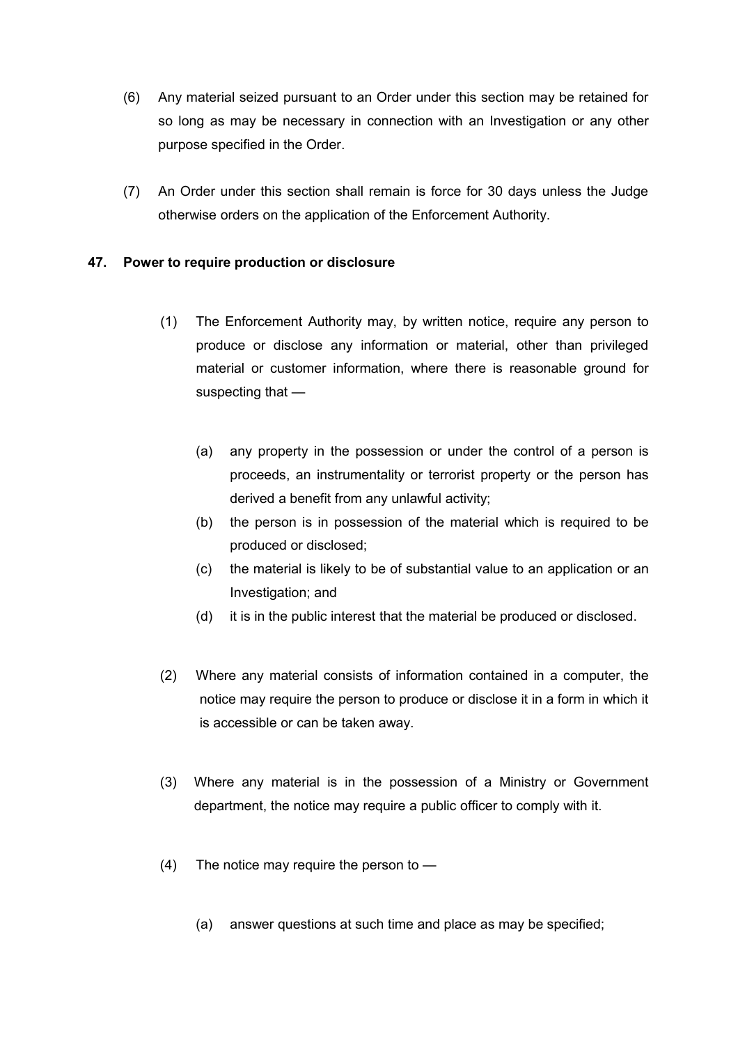(6) Any material seized pursuant to an Order under this section may be retained for so long as may be necessary in connection with an Investigation or any other purpose specified in the Order.

(7) An Order under this section shall remain is force for 30 days unless the Judge otherwise orders on the application of the Enforcement Authority.

**47. Power to require production or disclosure**

(1) The Enforcement Authority may, by written notice, require any person to produce or disclose any information or material, other than privileged material or customer information, where there is reasonable ground for suspecting that —

(a) any property in the possession or under the control of a person is proceeds, an instrumentality or terrorist property or the person has derived a benefit from any unlawful activity;

(b) the person is in possession of the material which is required to be produced or disclosed;

(c) the material is likely to be of substantial value to an application or an Investigation; and

(d) it is in the public interest that the material be produced or disclosed.

(2) Where any material consists of information contained in a computer, the notice may require the person to produce or disclose it in a form in which it is accessible or can be taken away.

(3) Where any material is in the possession of a Ministry or Government department, the notice may require a public officer to comply with it.

(4) The notice may require the person to —

(a) answer questions at such time and place as may be specified;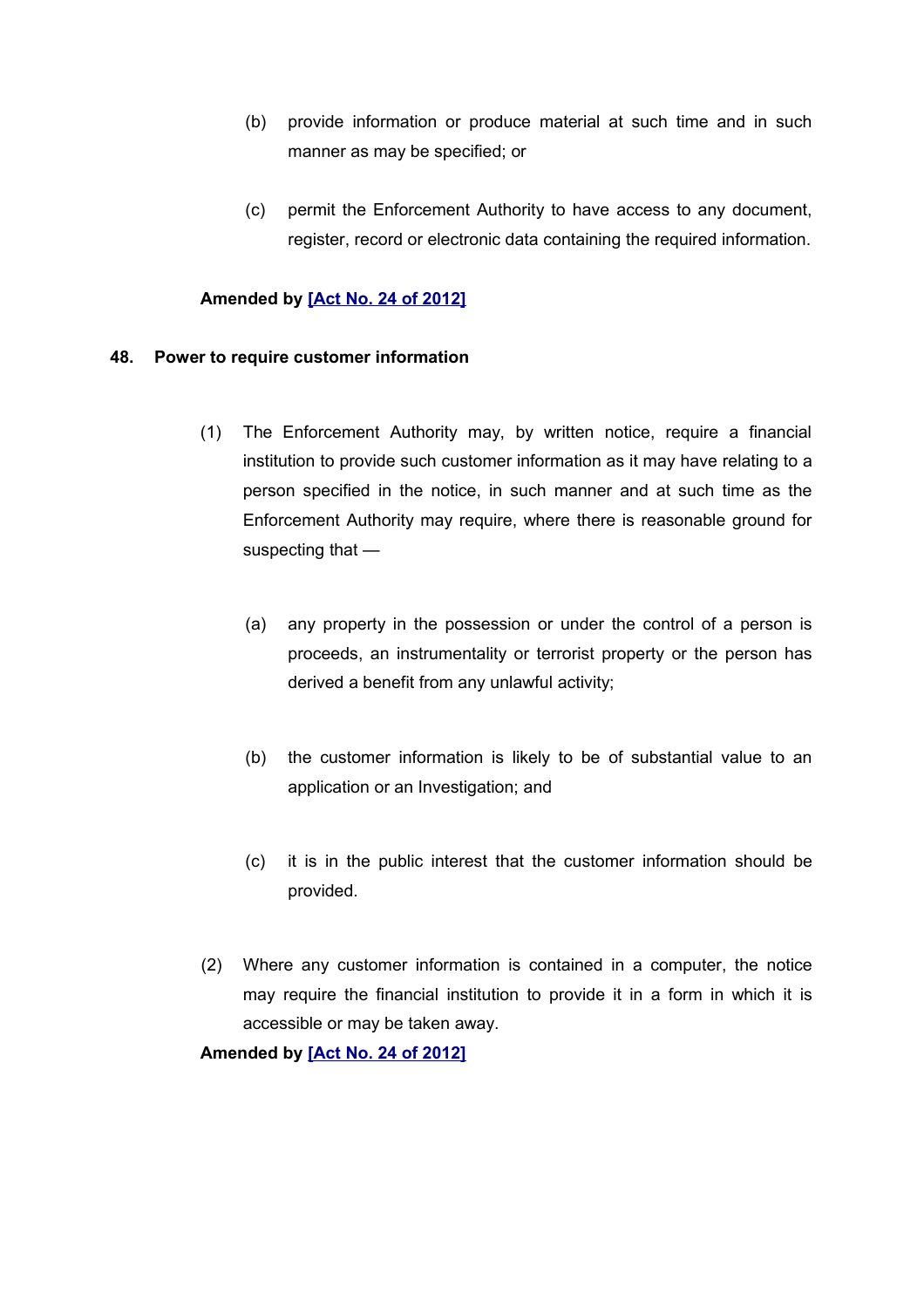(b) provide information or produce material at such time and in such manner as may be specified; or

(c) permit the Enforcement Authority to have access to any document, register, record or electronic data containing the required information.

**Amended by [Act No. 24 of 2012]**

## 48. Power to require customer information

(1) The Enforcement Authority may, by written notice, require a financial institution to provide such customer information as it may have relating to a person specified in the notice, in such manner and at such time as the Enforcement Authority may require, where there is reasonable ground for suspecting that —

(a) any property in the possession or under the control of a person is proceeds, an instrumentality or terrorist property or the person has derived a benefit from any unlawful activity;

(b) the customer information is likely to be of substantial value to an application or an Investigation; and

(c) it is in the public interest that the customer information should be provided.

(2) Where any customer information is contained in a computer, the notice may require the financial institution to provide it in a form in which it is accessible or may be taken away.

**Amended by [Act No. 24 of 2012]**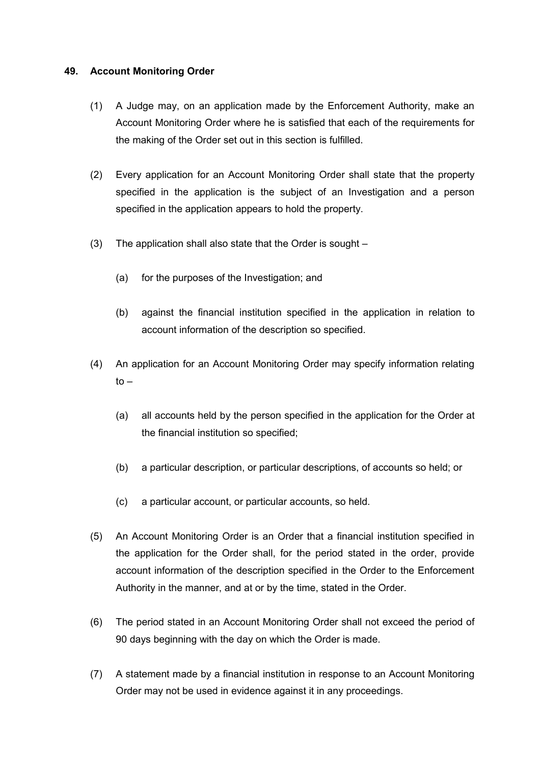## 49. Account Monitoring Order

(1) A Judge may, on an application made by the Enforcement Authority, make an Account Monitoring Order where he is satisfied that each of the requirements for the making of the Order set out in this section is fulfilled.

(2) Every application for an Account Monitoring Order shall state that the property specified in the application is the subject of an Investigation and a person specified in the application appears to hold the property.

(3) The application shall also state that the Order is sought –

(a) for the purposes of the Investigation; and

(b) against the financial institution specified in the application in relation to account information of the description so specified.

(4) An application for an Account Monitoring Order may specify information relating to –

(a) all accounts held by the person specified in the application for the Order at the financial institution so specified;

(b) a particular description, or particular descriptions, of accounts so held; or

(c) a particular account, or particular accounts, so held.

(5) An Account Monitoring Order is an Order that a financial institution specified in the application for the Order shall, for the period stated in the order, provide account information of the description specified in the Order to the Enforcement Authority in the manner, and at or by the time, stated in the Order.

(6) The period stated in an Account Monitoring Order shall not exceed the period of 90 days beginning with the day on which the Order is made.

(7) A statement made by a financial institution in response to an Account Monitoring Order may not be used in evidence against it in any proceedings.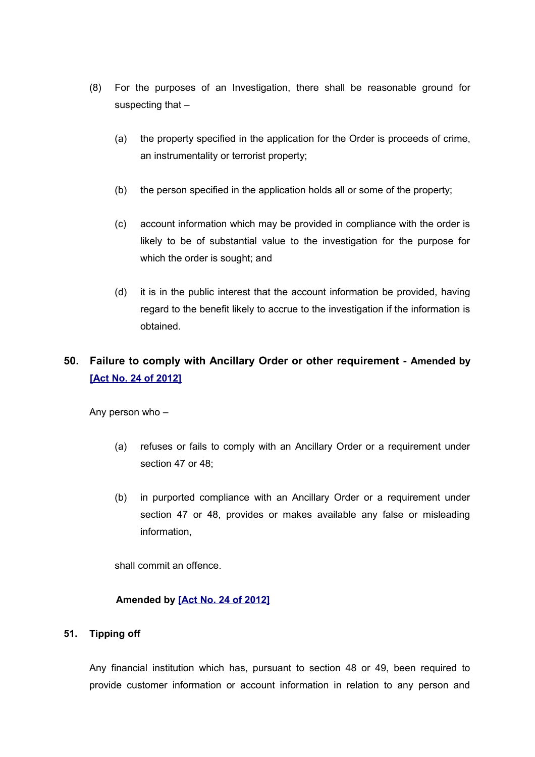(8) For the purposes of an Investigation, there shall be reasonable ground for suspecting that –

(a) the property specified in the application for the Order is proceeds of crime, an instrumentality or terrorist property;

(b) the person specified in the application holds all or some of the property;

(c) account information which may be provided in compliance with the order is likely to be of substantial value to the investigation for the purpose for which the order is sought; and

(d) it is in the public interest that the account information be provided, having regard to the benefit likely to accrue to the investigation if the information is obtained.

## 50. Failure to comply with Ancillary Order or other requirement - Amended by [Act No. 24 of 2012]

Any person who –

(a) refuses or fails to comply with an Ancillary Order or a requirement under section 47 or 48;

(b) in purported compliance with an Ancillary Order or a requirement under section 47 or 48, provides or makes available any false or misleading information,

shall commit an offence.

**Amended by [Act No. 24 of 2012]**

## 51. Tipping off

Any financial institution which has, pursuant to section 48 or 49, been required to provide customer information or account information in relation to any person and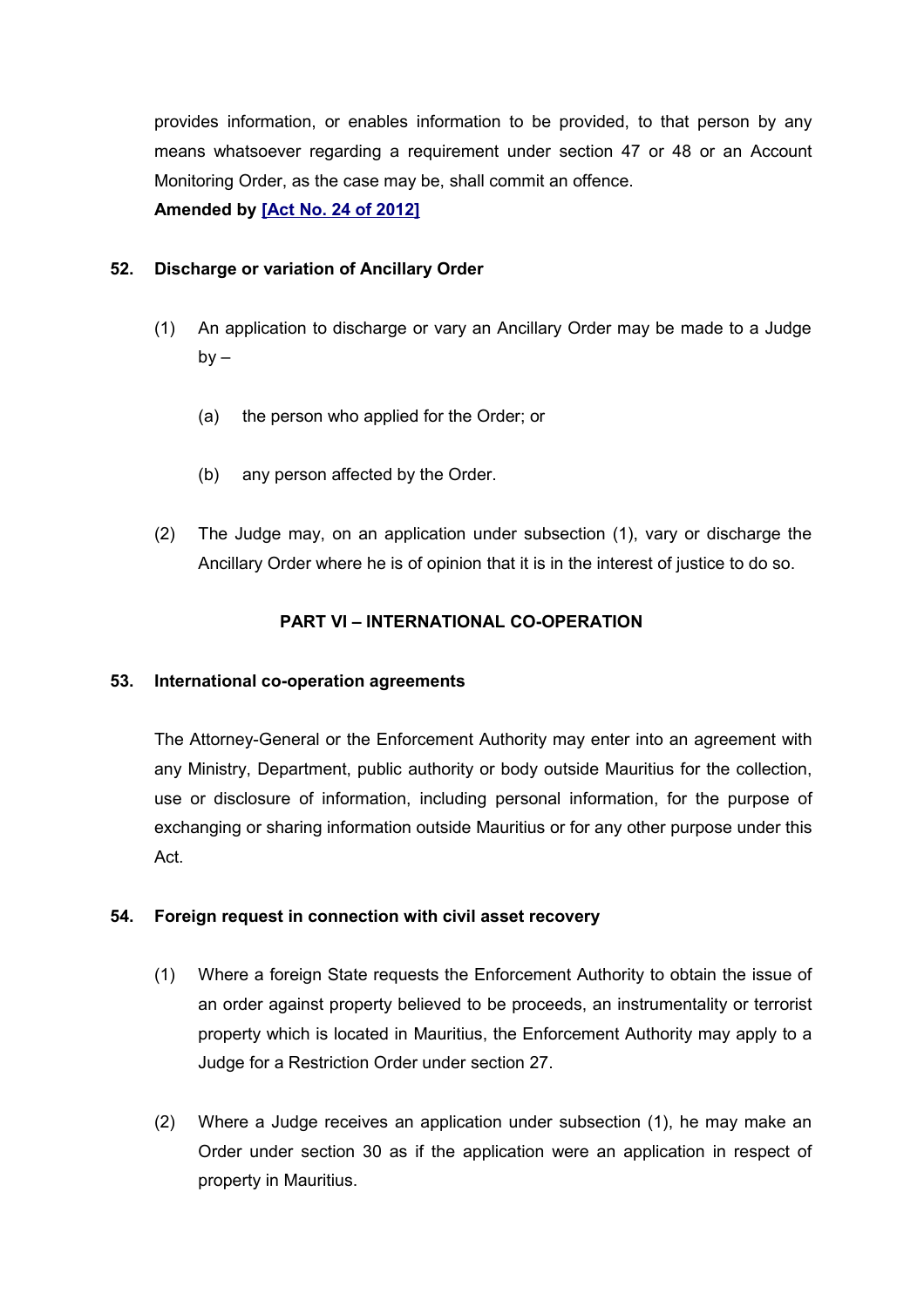provides information, or enables information to be provided, to that person by any means whatsoever regarding a requirement under section 47 or 48 or an Account Monitoring Order, as the case may be, shall commit an offence.

**Amended by [Act No. 24 of 2012]**

**52. Discharge or variation of Ancillary Order**

(1) An application to discharge or vary an Ancillary Order may be made to a Judge by –

(a) the person who applied for the Order; or

(b) any person affected by the Order.

(2) The Judge may, on an application under subsection (1), vary or discharge the Ancillary Order where he is of opinion that it is in the interest of justice to do so.

## PART VI – INTERNATIONAL CO-OPERATION

**53. International co-operation agreements**

The Attorney-General or the Enforcement Authority may enter into an agreement with any Ministry, Department, public authority or body outside Mauritius for the collection, use or disclosure of information, including personal information, for the purpose of exchanging or sharing information outside Mauritius or for any other purpose under this Act.

**54. Foreign request in connection with civil asset recovery**

(1) Where a foreign State requests the Enforcement Authority to obtain the issue of an order against property believed to be proceeds, an instrumentality or terrorist property which is located in Mauritius, the Enforcement Authority may apply to a Judge for a Restriction Order under section 27.

(2) Where a Judge receives an application under subsection (1), he may make an Order under section 30 as if the application were an application in respect of property in Mauritius.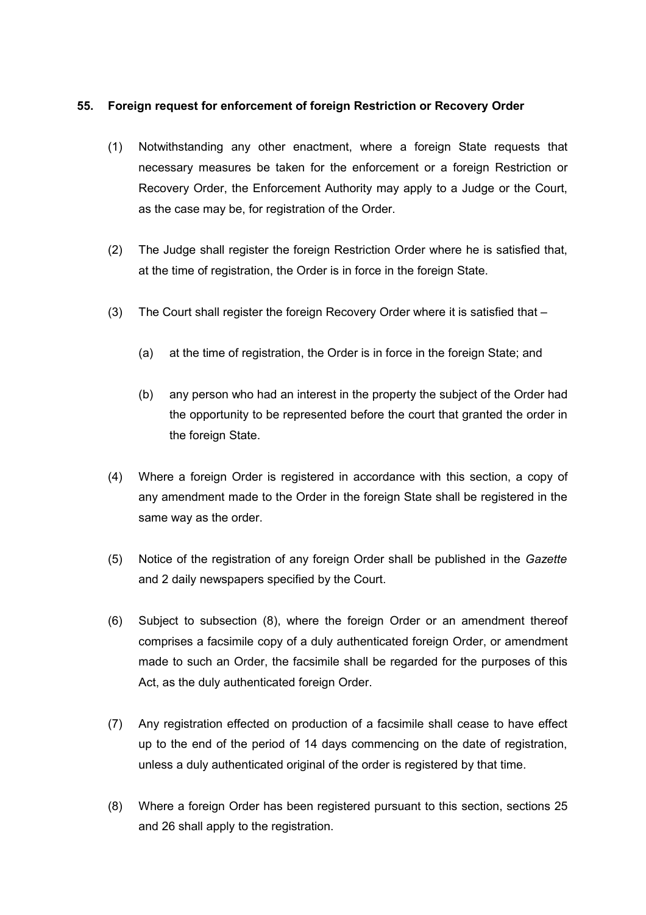## 55. Foreign request for enforcement of foreign Restriction or Recovery Order

(1) Notwithstanding any other enactment, where a foreign State requests that necessary measures be taken for the enforcement or a foreign Restriction or Recovery Order, the Enforcement Authority may apply to a Judge or the Court, as the case may be, for registration of the Order.

(2) The Judge shall register the foreign Restriction Order where he is satisfied that, at the time of registration, the Order is in force in the foreign State.

(3) The Court shall register the foreign Recovery Order where it is satisfied that –

(a) at the time of registration, the Order is in force in the foreign State; and

(b) any person who had an interest in the property the subject of the Order had the opportunity to be represented before the court that granted the order in the foreign State.

(4) Where a foreign Order is registered in accordance with this section, a copy of any amendment made to the Order in the foreign State shall be registered in the same way as the order.

(5) Notice of the registration of any foreign Order shall be published in the *Gazette* and 2 daily newspapers specified by the Court.

(6) Subject to subsection (8), where the foreign Order or an amendment thereof comprises a facsimile copy of a duly authenticated foreign Order, or amendment made to such an Order, the facsimile shall be regarded for the purposes of this Act, as the duly authenticated foreign Order.

(7) Any registration effected on production of a facsimile shall cease to have effect up to the end of the period of 14 days commencing on the date of registration, unless a duly authenticated original of the order is registered by that time.

(8) Where a foreign Order has been registered pursuant to this section, sections 25 and 26 shall apply to the registration.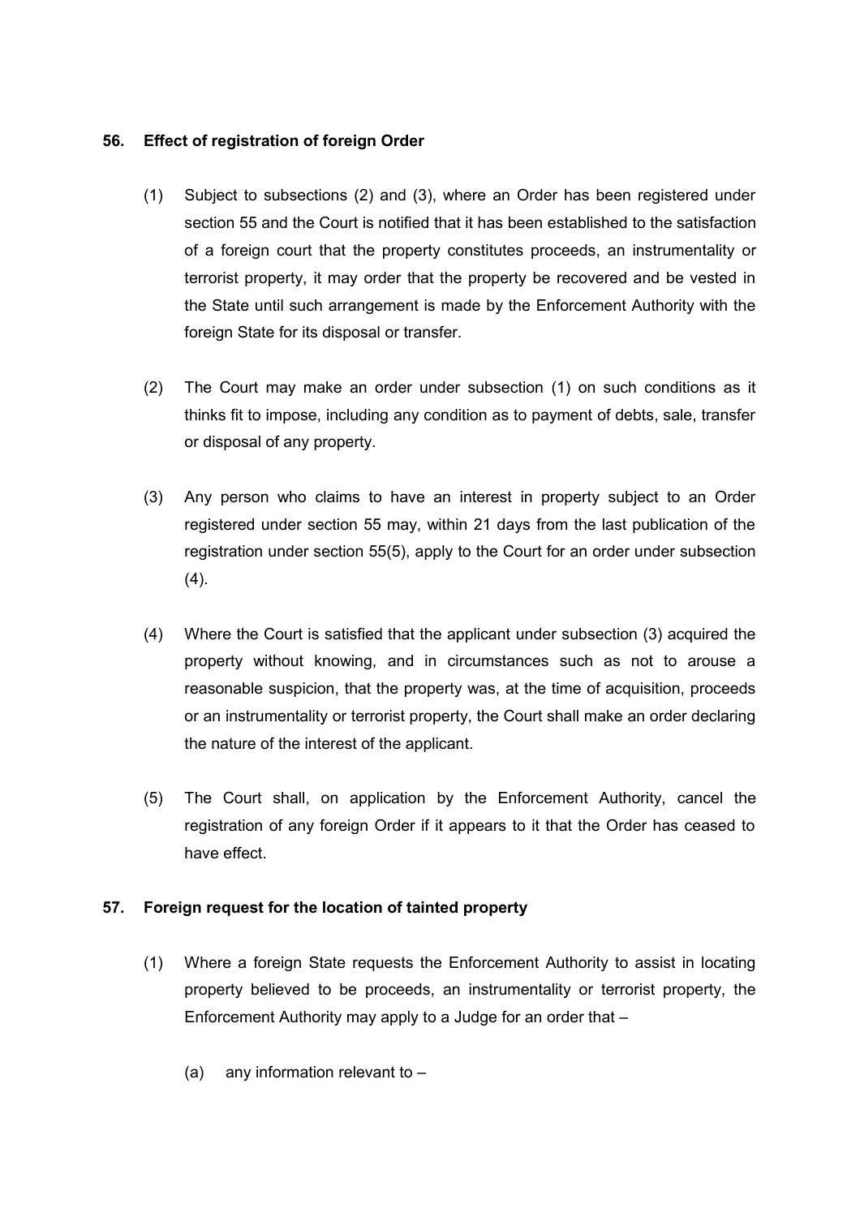**56. Effect of registration of foreign Order**

(1) Subject to subsections (2) and (3), where an Order has been registered under section 55 and the Court is notified that it has been established to the satisfaction of a foreign court that the property constitutes proceeds, an instrumentality or terrorist property, it may order that the property be recovered and be vested in the State until such arrangement is made by the Enforcement Authority with the foreign State for its disposal or transfer.

(2) The Court may make an order under subsection (1) on such conditions as it thinks fit to impose, including any condition as to payment of debts, sale, transfer or disposal of any property.

(3) Any person who claims to have an interest in property subject to an Order registered under section 55 may, within 21 days from the last publication of the registration under section 55(5), apply to the Court for an order under subsection (4).

(4) Where the Court is satisfied that the applicant under subsection (3) acquired the property without knowing, and in circumstances such as not to arouse a reasonable suspicion, that the property was, at the time of acquisition, proceeds or an instrumentality or terrorist property, the Court shall make an order declaring the nature of the interest of the applicant.

(5) The Court shall, on application by the Enforcement Authority, cancel the registration of any foreign Order if it appears to it that the Order has ceased to have effect.

**57. Foreign request for the location of tainted property**

(1) Where a foreign State requests the Enforcement Authority to assist in locating property believed to be proceeds, an instrumentality or terrorist property, the Enforcement Authority may apply to a Judge for an order that –

(a) any information relevant to –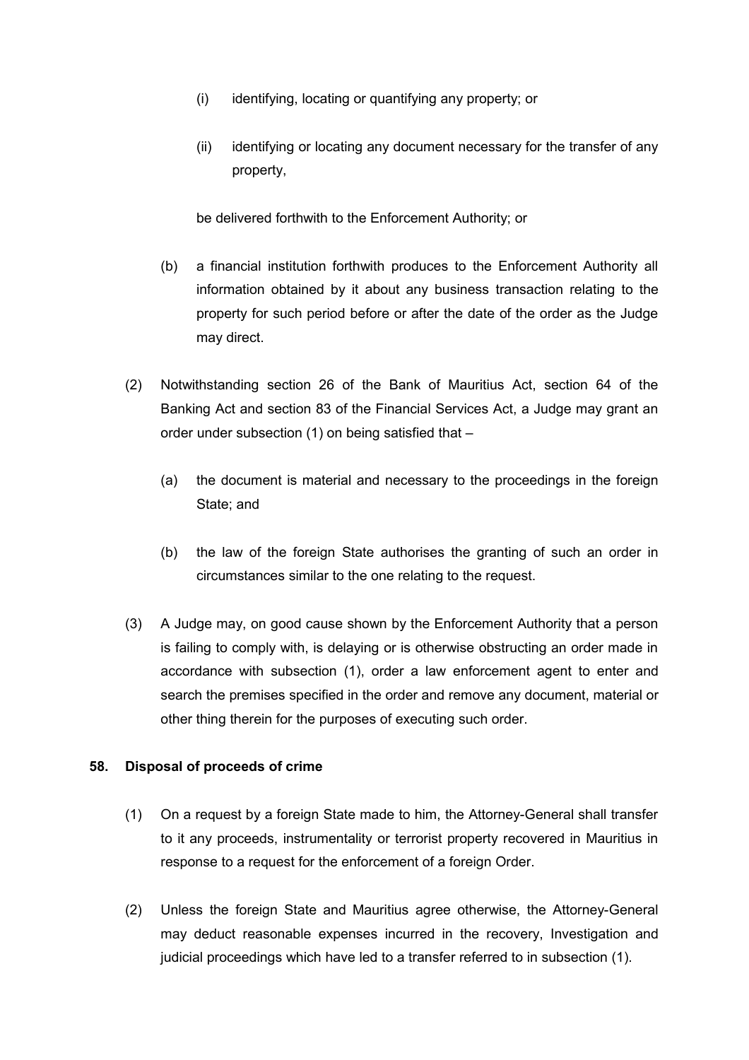(i) identifying, locating or quantifying any property; or

(ii) identifying or locating any document necessary for the transfer of any property,

be delivered forthwith to the Enforcement Authority; or

(b) a financial institution forthwith produces to the Enforcement Authority all information obtained by it about any business transaction relating to the property for such period before or after the date of the order as the Judge may direct.

(2) Notwithstanding section 26 of the Bank of Mauritius Act, section 64 of the Banking Act and section 83 of the Financial Services Act, a Judge may grant an order under subsection (1) on being satisfied that –

(a) the document is material and necessary to the proceedings in the foreign State; and

(b) the law of the foreign State authorises the granting of such an order in circumstances similar to the one relating to the request.

(3) A Judge may, on good cause shown by the Enforcement Authority that a person is failing to comply with, is delaying or is otherwise obstructing an order made in accordance with subsection (1), order a law enforcement agent to enter and search the premises specified in the order and remove any document, material or other thing therein for the purposes of executing such order.

**58. Disposal of proceeds of crime**

(1) On a request by a foreign State made to him, the Attorney-General shall transfer to it any proceeds, instrumentality or terrorist property recovered in Mauritius in response to a request for the enforcement of a foreign Order.

(2) Unless the foreign State and Mauritius agree otherwise, the Attorney-General may deduct reasonable expenses incurred in the recovery, Investigation and judicial proceedings which have led to a transfer referred to in subsection (1).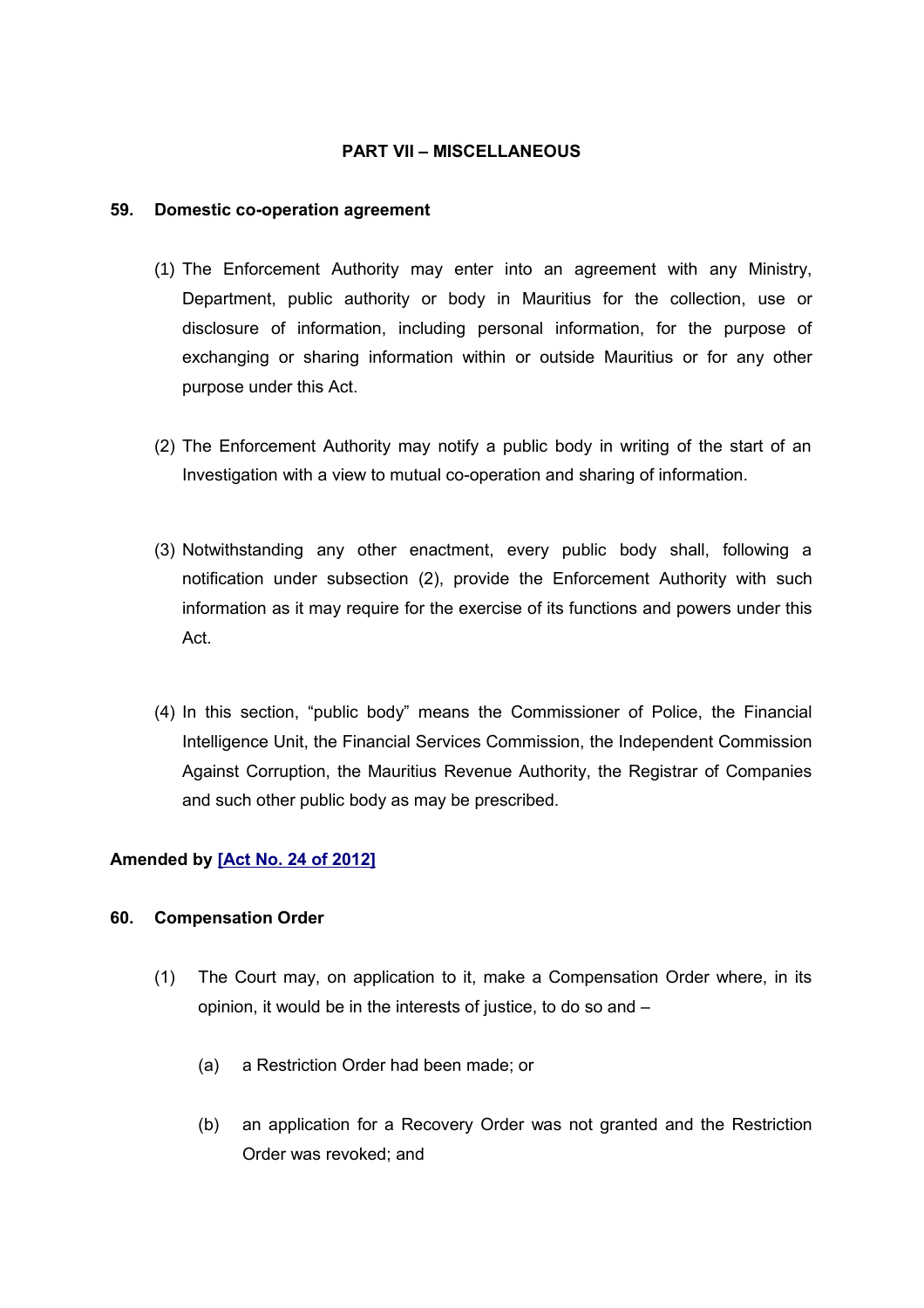## PART VII – MISCELLANEOUS

### 59. Domestic co-operation agreement

(1) The Enforcement Authority may enter into an agreement with any Ministry, Department, public authority or body in Mauritius for the collection, use or disclosure of information, including personal information, for the purpose of exchanging or sharing information within or outside Mauritius or for any other purpose under this Act.

(2) The Enforcement Authority may notify a public body in writing of the start of an Investigation with a view to mutual co-operation and sharing of information.

(3) Notwithstanding any other enactment, every public body shall, following a notification under subsection (2), provide the Enforcement Authority with such information as it may require for the exercise of its functions and powers under this Act.

(4) In this section, "public body" means the Commissioner of Police, the Financial Intelligence Unit, the Financial Services Commission, the Independent Commission Against Corruption, the Mauritius Revenue Authority, the Registrar of Companies and such other public body as may be prescribed.

**Amended by [Act No. 24 of 2012]**

### 60. Compensation Order

(1) The Court may, on application to it, make a Compensation Order where, in its opinion, it would be in the interests of justice, to do so and –

(a) a Restriction Order had been made; or

(b) an application for a Recovery Order was not granted and the Restriction Order was revoked; and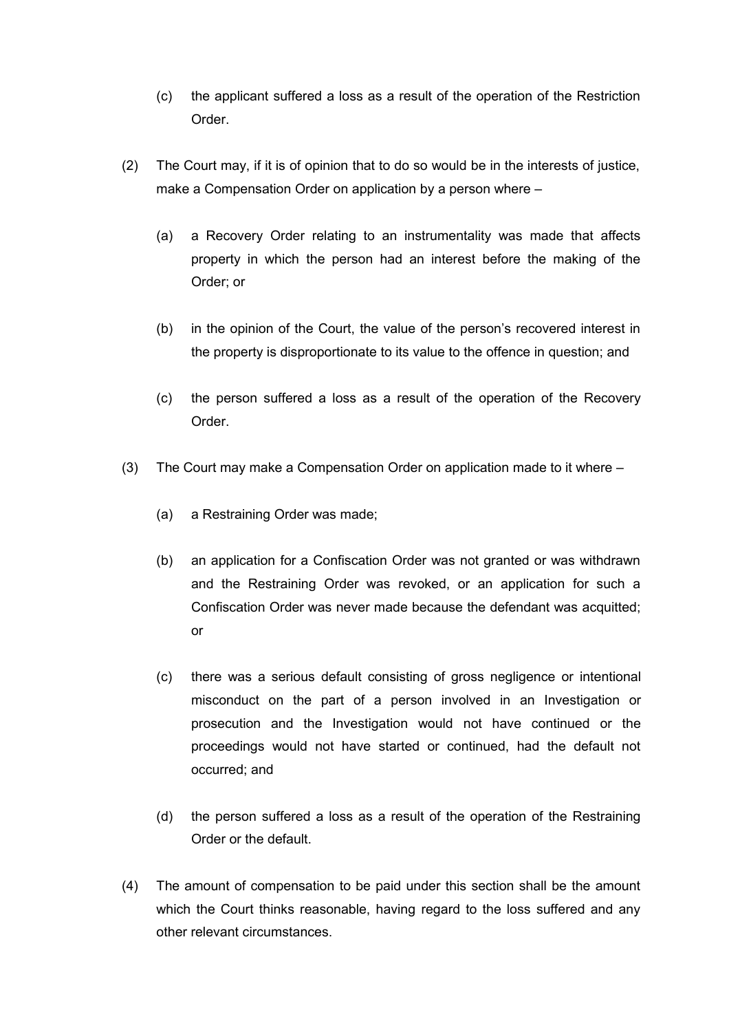(c) the applicant suffered a loss as a result of the operation of the Restriction Order.

(2) The Court may, if it is of opinion that to do so would be in the interests of justice, make a Compensation Order on application by a person where –

(a) a Recovery Order relating to an instrumentality was made that affects property in which the person had an interest before the making of the Order; or

(b) in the opinion of the Court, the value of the person's recovered interest in the property is disproportionate to its value to the offence in question; and

(c) the person suffered a loss as a result of the operation of the Recovery Order.

(3) The Court may make a Compensation Order on application made to it where –

(a) a Restraining Order was made;

(b) an application for a Confiscation Order was not granted or was withdrawn and the Restraining Order was revoked, or an application for such a Confiscation Order was never made because the defendant was acquitted; or

(c) there was a serious default consisting of gross negligence or intentional misconduct on the part of a person involved in an Investigation or prosecution and the Investigation would not have continued or the proceedings would not have started or continued, had the default not occurred; and

(d) the person suffered a loss as a result of the operation of the Restraining Order or the default.

(4) The amount of compensation to be paid under this section shall be the amount which the Court thinks reasonable, having regard to the loss suffered and any other relevant circumstances.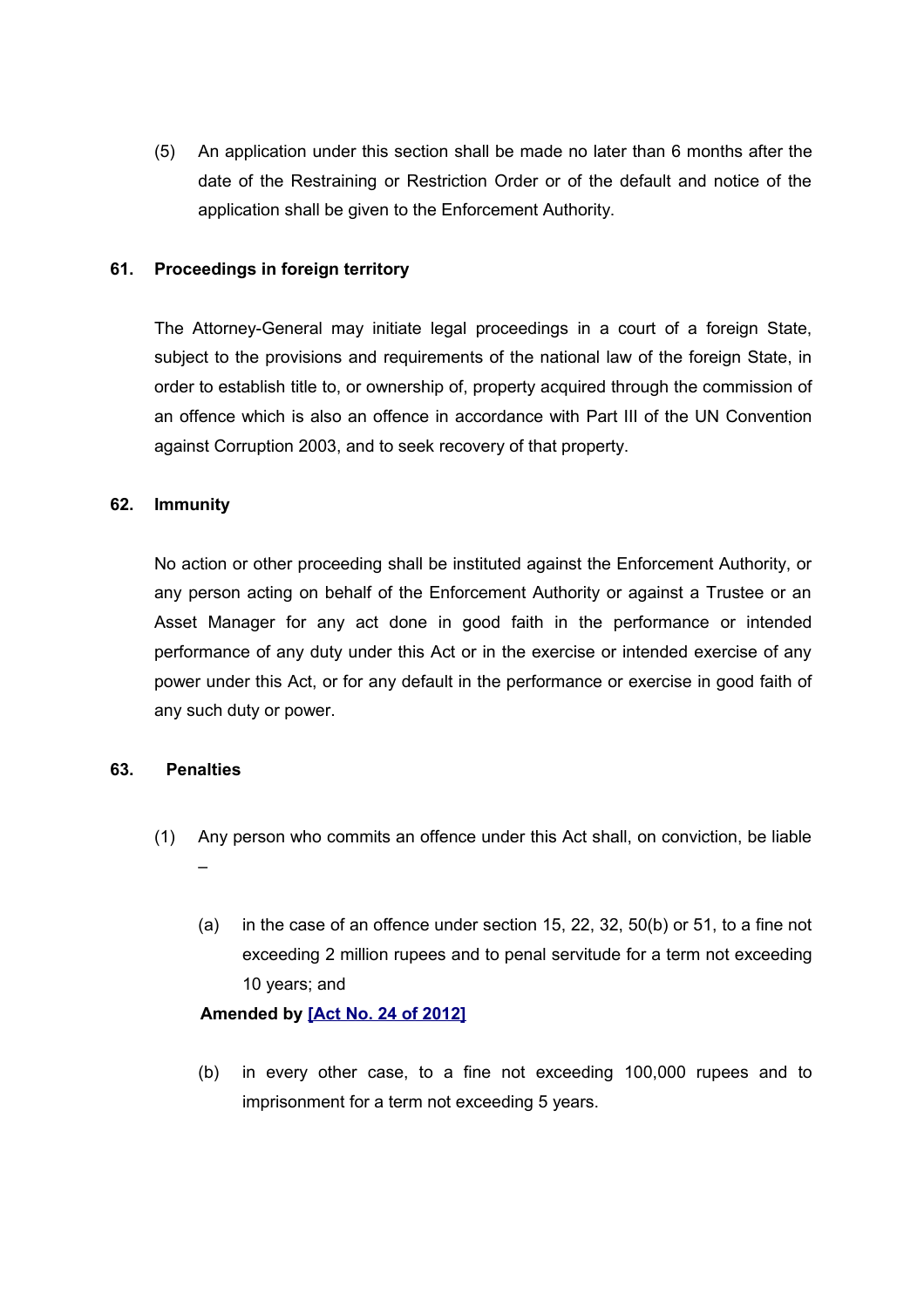(5) An application under this section shall be made no later than 6 months after the date of the Restraining or Restriction Order or of the default and notice of the application shall be given to the Enforcement Authority.

### 61. Proceedings in foreign territory

The Attorney-General may initiate legal proceedings in a court of a foreign State, subject to the provisions and requirements of the national law of the foreign State, in order to establish title to, or ownership of, property acquired through the commission of an offence which is also an offence in accordance with Part III of the UN Convention against Corruption 2003, and to seek recovery of that property.

### 62. Immunity

No action or other proceeding shall be instituted against the Enforcement Authority, or any person acting on behalf of the Enforcement Authority or against a Trustee or an Asset Manager for any act done in good faith in the performance or intended performance of any duty under this Act or in the exercise or intended exercise of any power under this Act, or for any default in the performance or exercise in good faith of any such duty or power.

### 63. Penalties

(1) Any person who commits an offence under this Act shall, on conviction, be liable –

(a) in the case of an offence under section 15, 22, 32, 50(b) or 51, to a fine not exceeding 2 million rupees and to penal servitude for a term not exceeding 10 years; and

**Amended by [Act No. 24 of 2012]**

(b) in every other case, to a fine not exceeding 100,000 rupees and to imprisonment for a term not exceeding 5 years.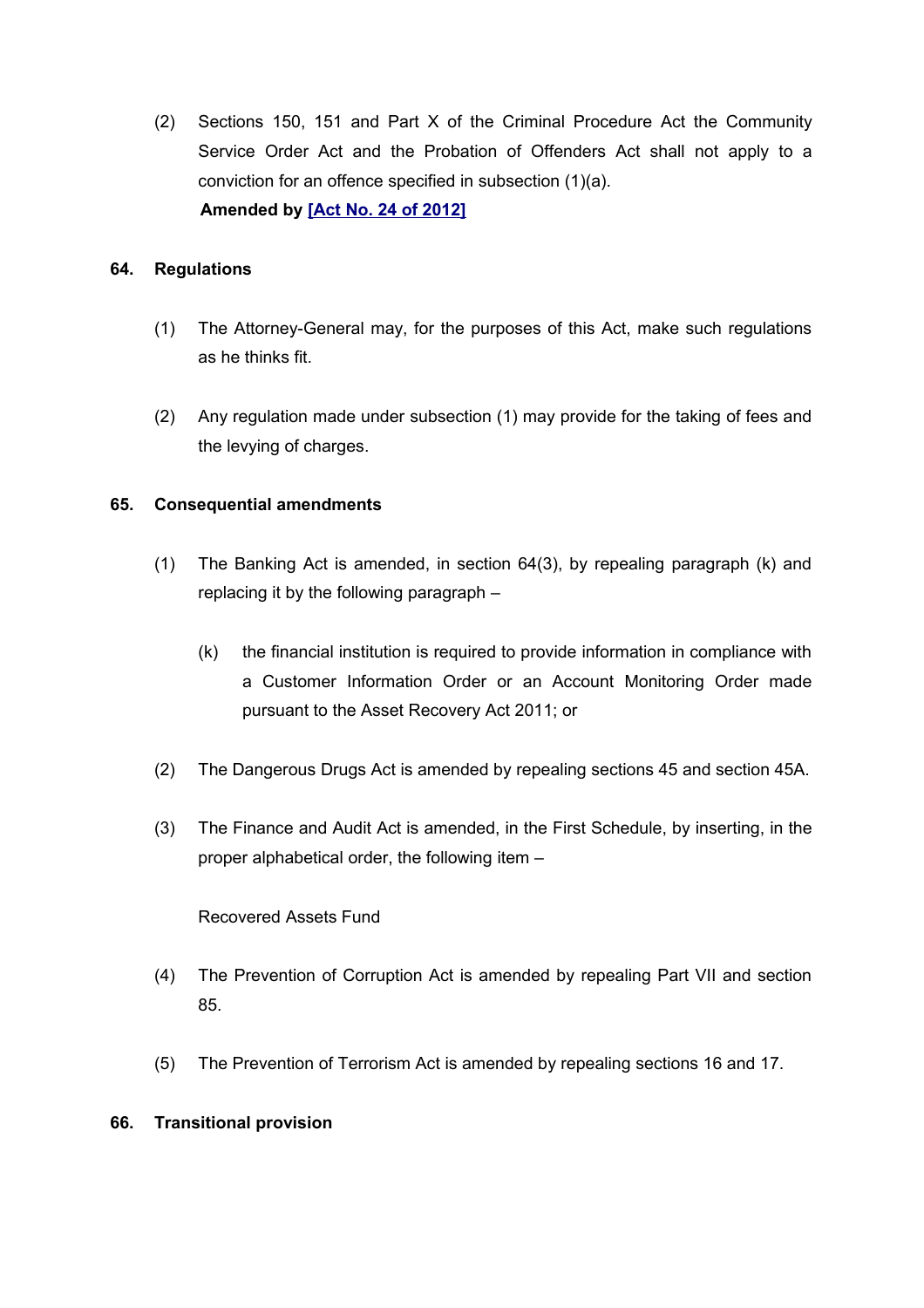(2) Sections 150, 151 and Part X of the Criminal Procedure Act the Community Service Order Act and the Probation of Offenders Act shall not apply to a conviction for an offence specified in subsection (1)(a).

**Amended by [Act No. 24 of 2012]**

### 64. Regulations

(1) The Attorney-General may, for the purposes of this Act, make such regulations as he thinks fit.

(2) Any regulation made under subsection (1) may provide for the taking of fees and the levying of charges.

### 65. Consequential amendments

(1) The Banking Act is amended, in section 64(3), by repealing paragraph (k) and replacing it by the following paragraph –

(k) the financial institution is required to provide information in compliance with a Customer Information Order or an Account Monitoring Order made pursuant to the Asset Recovery Act 2011; or

(2) The Dangerous Drugs Act is amended by repealing sections 45 and section 45A.

(3) The Finance and Audit Act is amended, in the First Schedule, by inserting, in the proper alphabetical order, the following item –

Recovered Assets Fund

(4) The Prevention of Corruption Act is amended by repealing Part VII and section 85.

(5) The Prevention of Terrorism Act is amended by repealing sections 16 and 17.

### 66. Transitional provision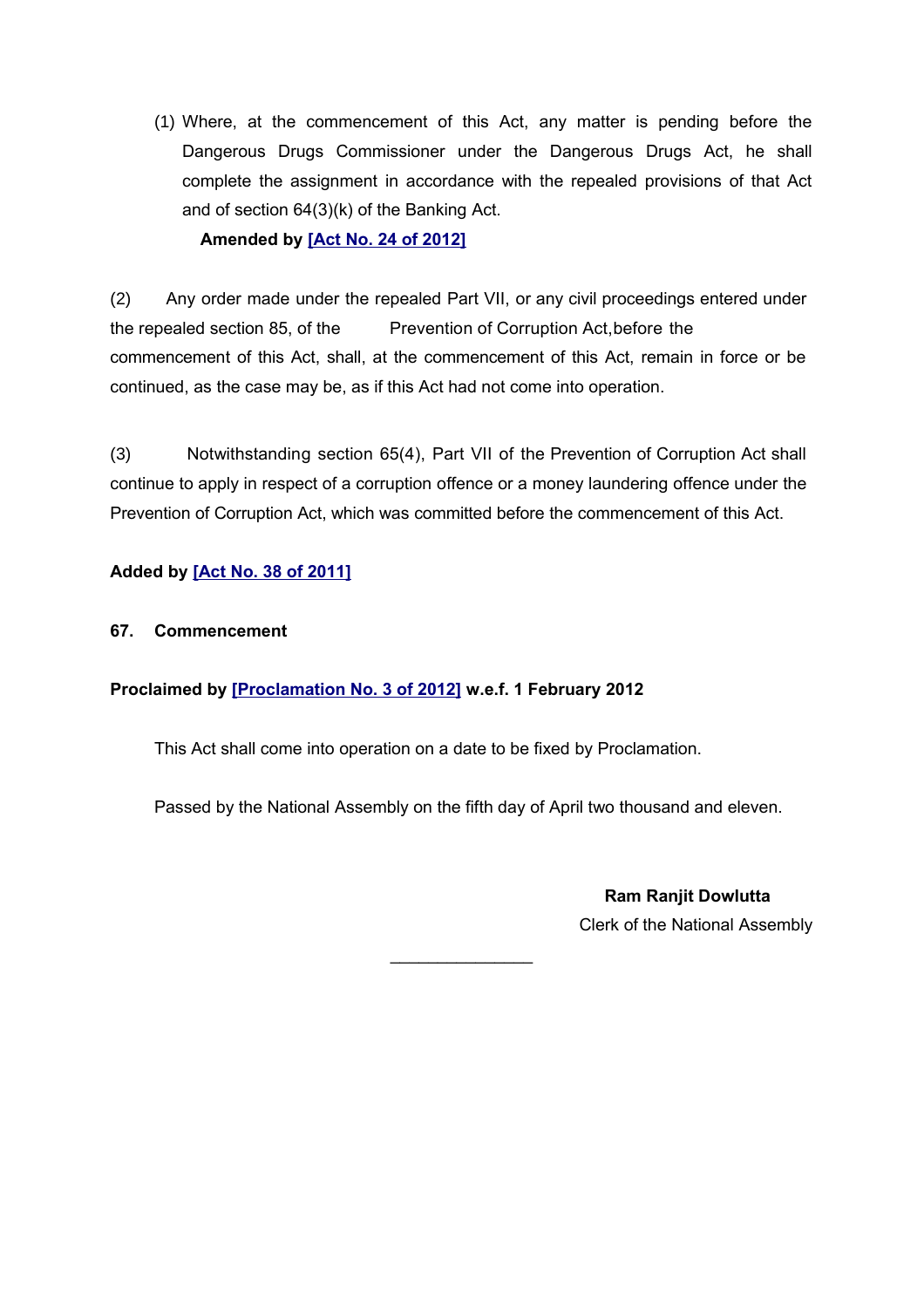(1) Where, at the commencement of this Act, any matter is pending before the Dangerous Drugs Commissioner under the Dangerous Drugs Act, he shall complete the assignment in accordance with the repealed provisions of that Act and of section 64(3)(k) of the Banking Act.

**Amended by [Act No. 24 of 2012]**

(2) Any order made under the repealed Part VII, or any civil proceedings entered under the repealed section 85, of the Prevention of Corruption Act, before the commencement of this Act, shall, at the commencement of this Act, remain in force or be continued, as the case may be, as if this Act had not come into operation.

(3) Notwithstanding section 65(4), Part VII of the Prevention of Corruption Act shall continue to apply in respect of a corruption offence or a money laundering offence under the Prevention of Corruption Act, which was committed before the commencement of this Act.

**Added by [Act No. 38 of 2011]**

**67. Commencement**

**Proclaimed by [Proclamation No. 3 of 2012] w.e.f. 1 February 2012**

This Act shall come into operation on a date to be fixed by Proclamation.

Passed by the National Assembly on the fifth day of April two thousand and eleven.

**Ram Ranjit Dowlutta**
Clerk of the National Assembly

---